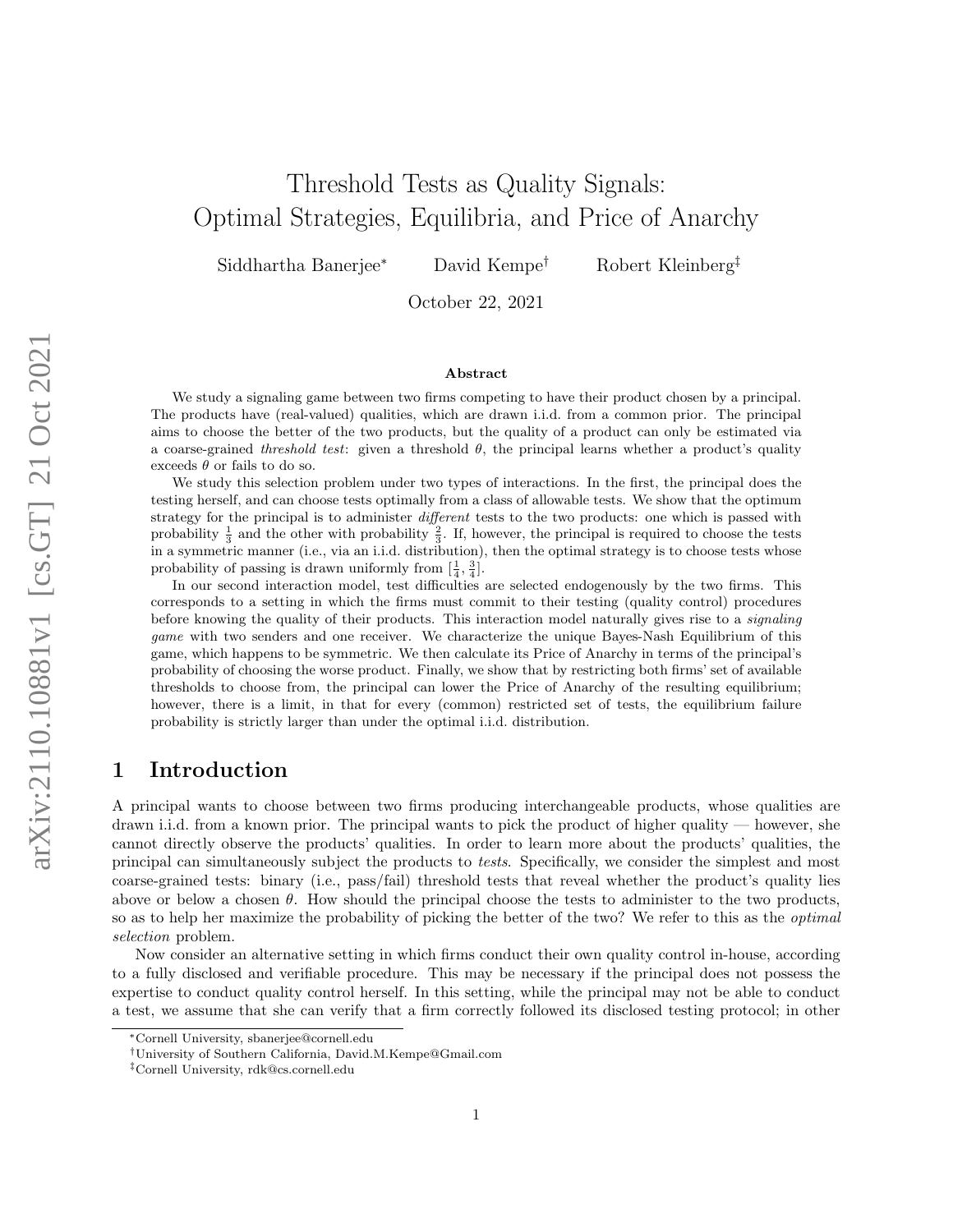# Threshold Tests as Quality Signals: Optimal Strategies, Equilibria, and Price of Anarchy

Siddhartha Banerjee[*] David Kempe[†] Robert Kleinberg[‡]

October 22, 2021

## Abstract

We study a signaling game between two firms competing to have their product chosen by a principal. The products have (real-valued) qualities, which are drawn i.i.d. from a common prior. The principal aims to choose the better of the two products, but the quality of a product can only be estimated via a coarse-grained *threshold test*: given a threshold $\theta$, the principal learns whether a product's quality exceeds $\theta$ or fails to do so.

We study this selection problem under two types of interactions. In the first, the principal does the testing herself, and can choose tests optimally from a class of allowable tests. We show that the optimum strategy for the principal is to administer *different* tests to the two products: one which is passed with probability $\frac{1}{3}$ and the other with probability $\frac{2}{3}$. If, however, the principal is required to choose the tests in a symmetric manner (i.e., via an i.i.d. distribution), then the optimal strategy is to choose tests whose probability of passing is drawn uniformly from $[\frac{1}{4}, \frac{3}{4}]$.

In our second interaction model, test difficulties are selected endogenously by the two firms. This corresponds to a setting in which the firms must commit to their testing (quality control) procedures before knowing the quality of their products. This interaction model naturally gives rise to a *signaling game* with two senders and one receiver. We characterize the unique Bayes-Nash Equilibrium of this game, which happens to be symmetric. We then calculate its Price of Anarchy in terms of the principal's probability of choosing the worse product. Finally, we show that by restricting both firms' set of available thresholds to choose from, the principal can lower the Price of Anarchy of the resulting equilibrium; however, there is a limit, in that for every (common) restricted set of tests, the equilibrium failure probability is strictly larger than under the optimal i.i.d. distribution.

## 1 Introduction

A principal wants to choose between two firms producing interchangeable products, whose qualities are drawn i.i.d. from a known prior. The principal wants to pick the product of higher quality — however, she cannot directly observe the products' qualities. In order to learn more about the products' qualities, the principal can simultaneously subject the products to *tests*. Specifically, we consider the simplest and most coarse-grained tests: binary (i.e., pass/fail) threshold tests that reveal whether the product's quality lies above or below a chosen $\theta$. How should the principal choose the tests to administer to the two products, so as to help her maximize the probability of picking the better of the two? We refer to this as the *optimal selection* problem.

Now consider an alternative setting in which firms conduct their own quality control in-house, according to a fully disclosed and verifiable procedure. This may be necessary if the principal does not possess the expertise to conduct quality control herself. In this setting, while the principal may not be able to conduct a test, we assume that she can verify that a firm correctly followed its disclosed testing protocol; in other

[*]Cornell University, sbanerjee@cornell.edu

[†]University of Southern California, David.M.Kempe@Gmail.com

[‡]Cornell University, rdk@cs.cornell.edu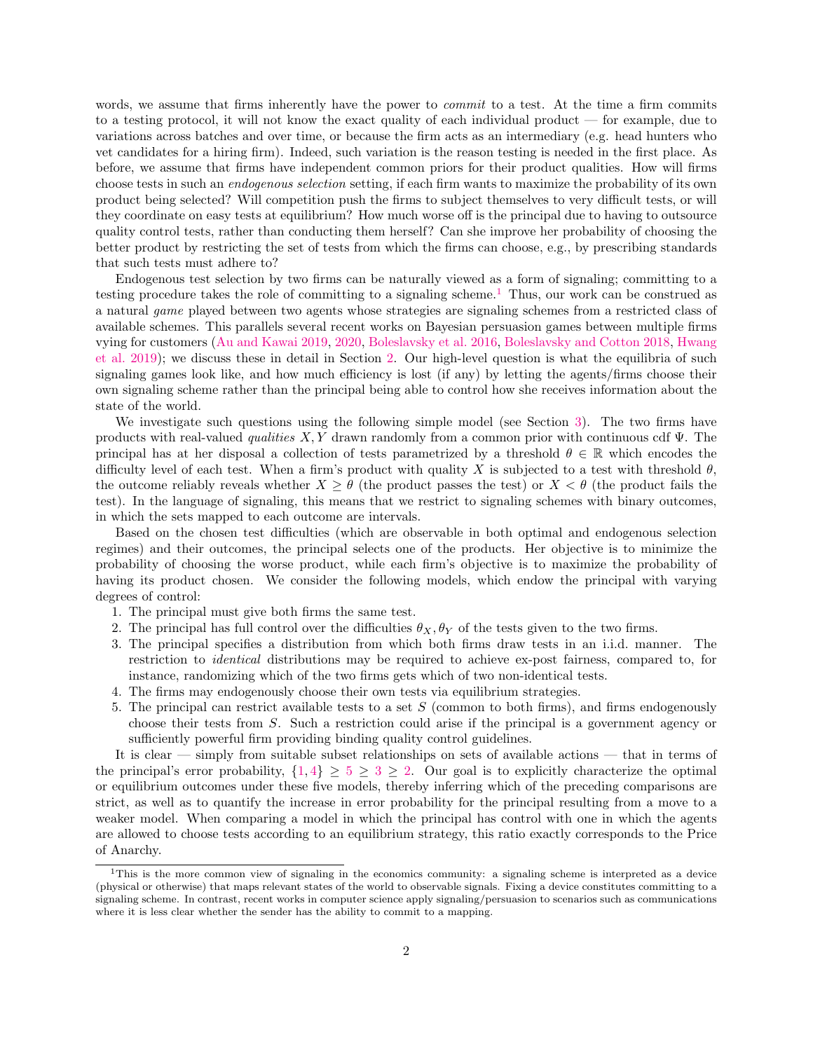words, we assume that firms inherently have the power to *commit* to a test. At the time a firm commits to a testing protocol, it will not know the exact quality of each individual product — for example, due to variations across batches and over time, or because the firm acts as an intermediary (e.g. head hunters who vet candidates for a hiring firm). Indeed, such variation is the reason testing is needed in the first place. As before, we assume that firms have independent common priors for their product qualities. How will firms choose tests in such an *endogenous selection* setting, if each firm wants to maximize the probability of its own product being selected? Will competition push the firms to subject themselves to very difficult tests, or will they coordinate on easy tests at equilibrium? How much worse off is the principal due to having to outsource quality control tests, rather than conducting them herself? Can she improve her probability of choosing the better product by restricting the set of tests from which the firms can choose, e.g., by prescribing standards that such tests must adhere to?

Endogenous test selection by two firms can be naturally viewed as a form of signaling; committing to a testing procedure takes the role of committing to a signaling scheme.[1] Thus, our work can be construed as a natural *game* played between two agents whose strategies are signaling schemes from a restricted class of available schemes. This parallels several recent works on Bayesian persuasion games between multiple firms vying for customers (Au and Kawai 2019, 2020, Boleslavsky et al. 2016, Boleslavsky and Cotton 2018, Hwang et al. 2019); we discuss these in detail in Section 2. Our high-level question is what the equilibria of such signaling games look like, and how much efficiency is lost (if any) by letting the agents/firms choose their own signaling scheme rather than the principal being able to control how she receives information about the state of the world.

We investigate such questions using the following simple model (see Section 3). The two firms have products with real-valued *qualities* $X, Y$ drawn randomly from a common prior with continuous cdf $\Psi$. The principal has at her disposal a collection of tests parametrized by a threshold $\theta \in \mathbb{R}$ which encodes the difficulty level of each test. When a firm's product with quality $X$ is subjected to a test with threshold $\theta$, the outcome reliably reveals whether $X \geq \theta$ (the product passes the test) or $X < \theta$ (the product fails the test). In the language of signaling, this means that we restrict to signaling schemes with binary outcomes, in which the sets mapped to each outcome are intervals.

Based on the chosen test difficulties (which are observable in both optimal and endogenous selection regimes) and their outcomes, the principal selects one of the products. Her objective is to minimize the probability of choosing the worse product, while each firm's objective is to maximize the probability of having its product chosen. We consider the following models, which endow the principal with varying degrees of control:

1. The principal must give both firms the same test.
2. The principal has full control over the difficulties $\theta_X, \theta_Y$ of the tests given to the two firms.
3. The principal specifies a distribution from which both firms draw tests in an i.i.d. manner. The restriction to *identical* distributions may be required to achieve ex-post fairness, compared to, for instance, randomizing which of the two firms gets which of two non-identical tests.
4. The firms may endogenously choose their own tests via equilibrium strategies.
5. The principal can restrict available tests to a set $S$ (common to both firms), and firms endogenously choose their tests from $S$. Such a restriction could arise if the principal is a government agency or sufficiently powerful firm providing binding quality control guidelines.

It is clear — simply from suitable subset relationships on sets of available actions — that in terms of the principal's error probability, $\{1, 4\} \geq 5 \geq 3 \geq 2$. Our goal is to explicitly characterize the optimal or equilibrium outcomes under these five models, thereby inferring which of the preceding comparisons are strict, as well as to quantify the increase in error probability for the principal resulting from a move to a weaker model. When comparing a model in which the principal has control with one in which the agents are allowed to choose tests according to an equilibrium strategy, this ratio exactly corresponds to the Price of Anarchy.

[1] This is the more common view of signaling in the economics community: a signaling scheme is interpreted as a device (physical or otherwise) that maps relevant states of the world to observable signals. Fixing a device constitutes committing to a signaling scheme. In contrast, recent works in computer science apply signaling/persuasion to scenarios such as communications where it is less clear whether the sender has the ability to commit to a mapping.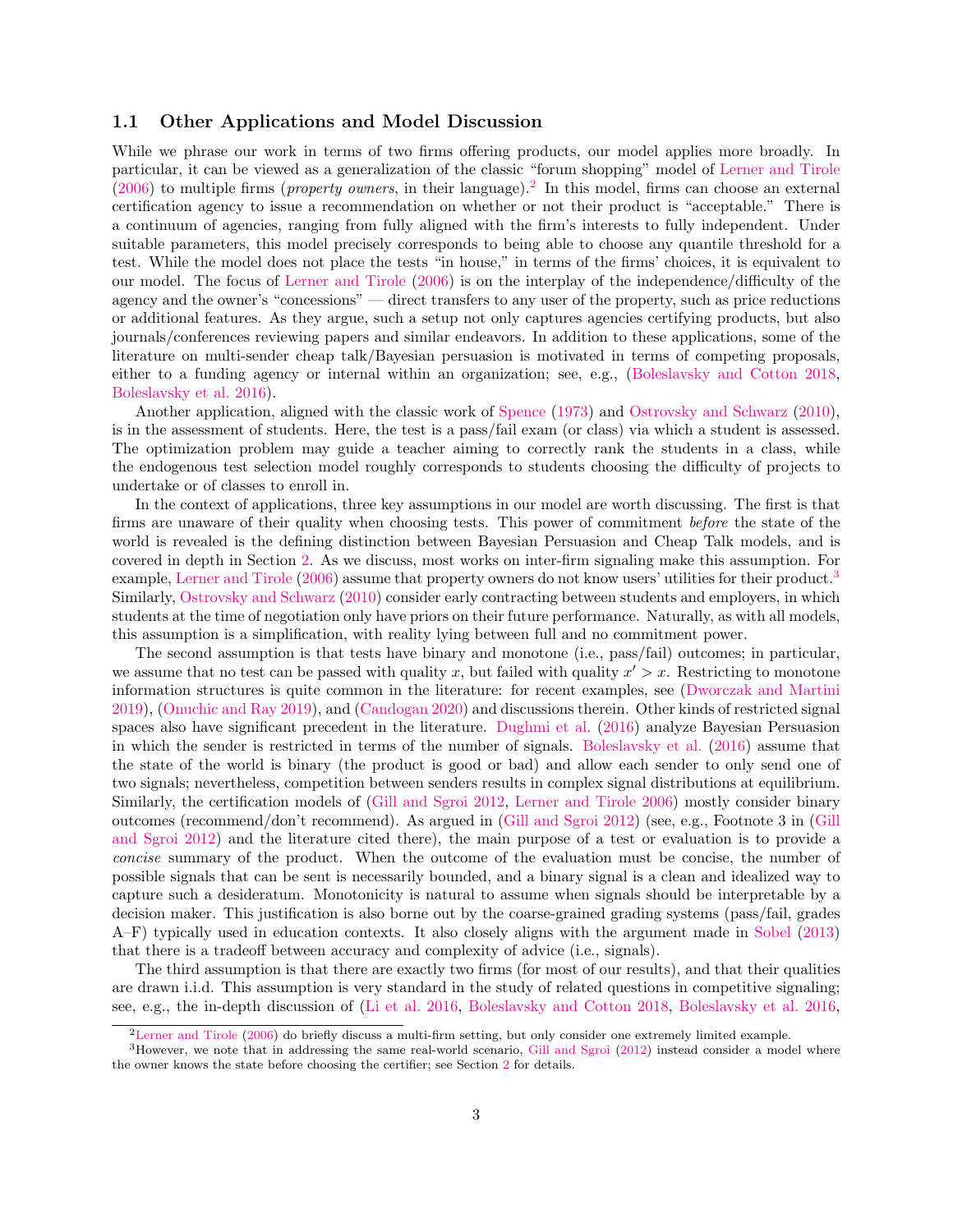### 1.1 Other Applications and Model Discussion

While we phrase our work in terms of two firms offering products, our model applies more broadly. In particular, it can be viewed as a generalization of the classic "forum shopping" model of Lerner and Tirole (2006) to multiple firms (*property owners*, in their language).[2] In this model, firms can choose an external certification agency to issue a recommendation on whether or not their product is "acceptable." There is a continuum of agencies, ranging from fully aligned with the firm's interests to fully independent. Under suitable parameters, this model precisely corresponds to being able to choose any quantile threshold for a test. While the model does not place the tests "in house," in terms of the firms' choices, it is equivalent to our model. The focus of Lerner and Tirole (2006) is on the interplay of the independence/difficulty of the agency and the owner's "concessions" — direct transfers to any user of the property, such as price reductions or additional features. As they argue, such a setup not only captures agencies certifying products, but also journals/conferences reviewing papers and similar endeavors. In addition to these applications, some of the literature on multi-sender cheap talk/Bayesian persuasion is motivated in terms of competing proposals, either to a funding agency or internal within an organization; see, e.g., (Boleslavsky and Cotton 2018, Boleslavsky et al. 2016).

Another application, aligned with the classic work of Spence (1973) and Ostrovsky and Schwarz (2010), is in the assessment of students. Here, the test is a pass/fail exam (or class) via which a student is assessed. The optimization problem may guide a teacher aiming to correctly rank the students in a class, while the endogenous test selection model roughly corresponds to students choosing the difficulty of projects to undertake or of classes to enroll in.

In the context of applications, three key assumptions in our model are worth discussing. The first is that firms are unaware of their quality when choosing tests. This power of commitment *before* the state of the world is revealed is the defining distinction between Bayesian Persuasion and Cheap Talk models, and is covered in depth in Section 2. As we discuss, most works on inter-firm signaling make this assumption. For example, Lerner and Tirole (2006) assume that property owners do not know users' utilities for their product.[3] Similarly, Ostrovsky and Schwarz (2010) consider early contracting between students and employers, in which students at the time of negotiation only have priors on their future performance. Naturally, as with all models, this assumption is a simplification, with reality lying between full and no commitment power.

The second assumption is that tests have binary and monotone (i.e., pass/fail) outcomes; in particular, we assume that no test can be passed with quality $x$, but failed with quality $x' > x$. Restricting to monotone information structures is quite common in the literature: for recent examples, see (Dworczak and Martini 2019), (Onuchic and Ray 2019), and (Candogan 2020) and discussions therein. Other kinds of restricted signal spaces also have significant precedent in the literature. Dughmi et al. (2016) analyze Bayesian Persuasion in which the sender is restricted in terms of the number of signals. Boleslavsky et al. (2016) assume that the state of the world is binary (the product is good or bad) and allow each sender to only send one of two signals; nevertheless, competition between senders results in complex signal distributions at equilibrium. Similarly, the certification models of (Gill and Sgroi 2012, Lerner and Tirole 2006) mostly consider binary outcomes (recommend/don't recommend). As argued in (Gill and Sgroi 2012) (see, e.g., Footnote 3 in (Gill and Sgroi 2012) and the literature cited there), the main purpose of a test or evaluation is to provide a *concise* summary of the product. When the outcome of the evaluation must be concise, the number of possible signals that can be sent is necessarily bounded, and a binary signal is a clean and idealized way to capture such a desideratum. Monotonicity is natural to assume when signals should be interpretable by a decision maker. This justification is also borne out by the coarse-grained grading systems (pass/fail, grades A–F) typically used in education contexts. It also closely aligns with the argument made in Sobel (2013) that there is a tradeoff between accuracy and complexity of advice (i.e., signals).

The third assumption is that there are exactly two firms (for most of our results), and that their qualities are drawn i.i.d. This assumption is very standard in the study of related questions in competitive signaling; see, e.g., the in-depth discussion of (Li et al. 2016, Boleslavsky and Cotton 2018, Boleslavsky et al. 2016,

[2] Lerner and Tirole (2006) do briefly discuss a multi-firm setting, but only consider one extremely limited example.

[3] However, we note that in addressing the same real-world scenario, Gill and Sgroi (2012) instead consider a model where the owner knows the state before choosing the certifier; see Section 2 for details.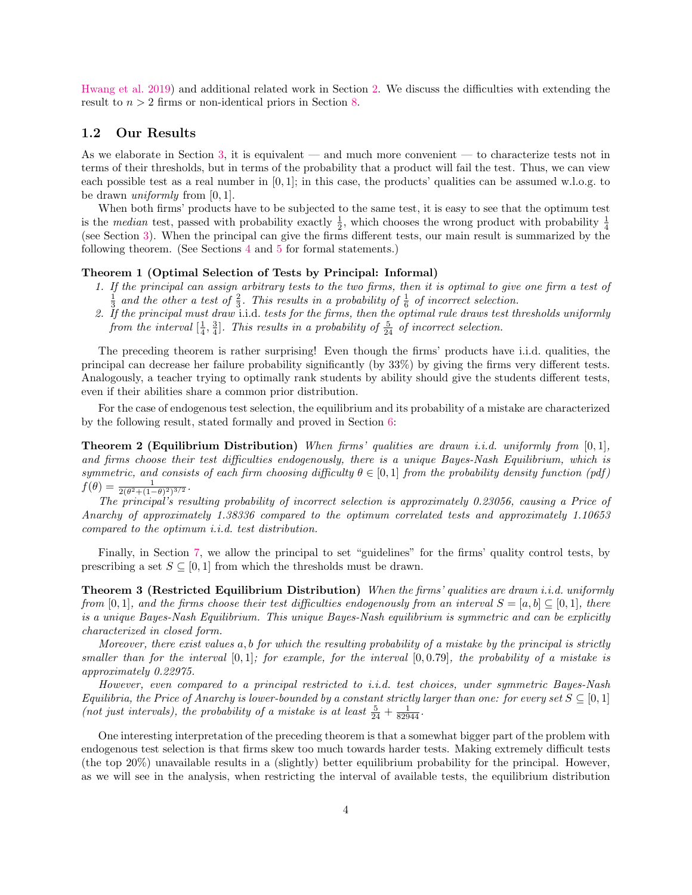Hwang et al. 2019) and additional related work in Section 2. We discuss the difficulties with extending the result to $n > 2$ firms or non-identical priors in Section 8.

## 1.2 Our Results

As we elaborate in Section 3, it is equivalent — and much more convenient — to characterize tests not in terms of their thresholds, but in terms of the probability that a product will fail the test. Thus, we can view each possible test as a real number in $[0, 1]$; in this case, the products' qualities can be assumed w.l.o.g. to be drawn *uniformly* from $[0, 1]$.

When both firms' products have to be subjected to the same test, it is easy to see that the optimum test is the *median* test, passed with probability exactly $\frac{1}{2}$, which chooses the wrong product with probability $\frac{1}{4}$ (see Section 3). When the principal can give the firms different tests, our main result is summarized by the following theorem. (See Sections 4 and 5 for formal statements.)

**Theorem 1 (Optimal Selection of Tests by Principal: Informal)**

1. *If the principal can assign arbitrary tests to the two firms, then it is optimal to give one firm a test of $\frac{1}{3}$ and the other a test of $\frac{2}{3}$. This results in a probability of $\frac{1}{6}$ of incorrect selection.*
2. *If the principal must draw* i.i.d. *tests for the firms, then the optimal rule draws test thresholds uniformly from the interval $[\frac{1}{4}, \frac{3}{4}]$. This results in a probability of $\frac{5}{24}$ of incorrect selection.*

The preceding theorem is rather surprising! Even though the firms' products have i.i.d. qualities, the principal can decrease her failure probability significantly (by 33%) by giving the firms very different tests. Analogously, a teacher trying to optimally rank students by ability should give the students different tests, even if their abilities share a common prior distribution.

For the case of endogenous test selection, the equilibrium and its probability of a mistake are characterized by the following result, stated formally and proved in Section 6:

**Theorem 2 (Equilibrium Distribution)** *When firms' qualities are drawn i.i.d. uniformly from $[0, 1]$, and firms choose their test difficulties endogenously, there is a unique Bayes-Nash Equilibrium, which is symmetric, and consists of each firm choosing difficulty $\theta \in [0, 1]$ from the probability density function (pdf) $f(\theta) = \frac{1}{2(\theta^2+(1-\theta)^2)^{3/2}}$.*

*The principal's resulting probability of incorrect selection is approximately 0.23056, causing a Price of Anarchy of approximately 1.38336 compared to the optimum correlated tests and approximately 1.10653 compared to the optimum i.i.d. test distribution.*

Finally, in Section 7, we allow the principal to set "guidelines" for the firms' quality control tests, by prescribing a set $S \subseteq [0, 1]$ from which the thresholds must be drawn.

**Theorem 3 (Restricted Equilibrium Distribution)** *When the firms' qualities are drawn i.i.d. uniformly from $[0, 1]$, and the firms choose their test difficulties endogenously from an interval $S = [a, b] \subseteq [0, 1]$, there is a unique Bayes-Nash Equilibrium. This unique Bayes-Nash equilibrium is symmetric and can be explicitly characterized in closed form.*

*Moreover, there exist values $a, b$ for which the resulting probability of a mistake by the principal is strictly smaller than for the interval $[0, 1]$; for example, for the interval $[0, 0.79]$, the probability of a mistake is approximately 0.22975.*

*However, even compared to a principal restricted to i.i.d. test choices, under symmetric Bayes-Nash Equilibria, the Price of Anarchy is lower-bounded by a constant strictly larger than one: for every set $S \subseteq [0, 1]$ (not just intervals), the probability of a mistake is at least $\frac{5}{24} + \frac{1}{82944}$.*

One interesting interpretation of the preceding theorem is that a somewhat bigger part of the problem with endogenous test selection is that firms skew too much towards harder tests. Making extremely difficult tests (the top 20%) unavailable results in a (slightly) better equilibrium probability for the principal. However, as we will see in the analysis, when restricting the interval of available tests, the equilibrium distribution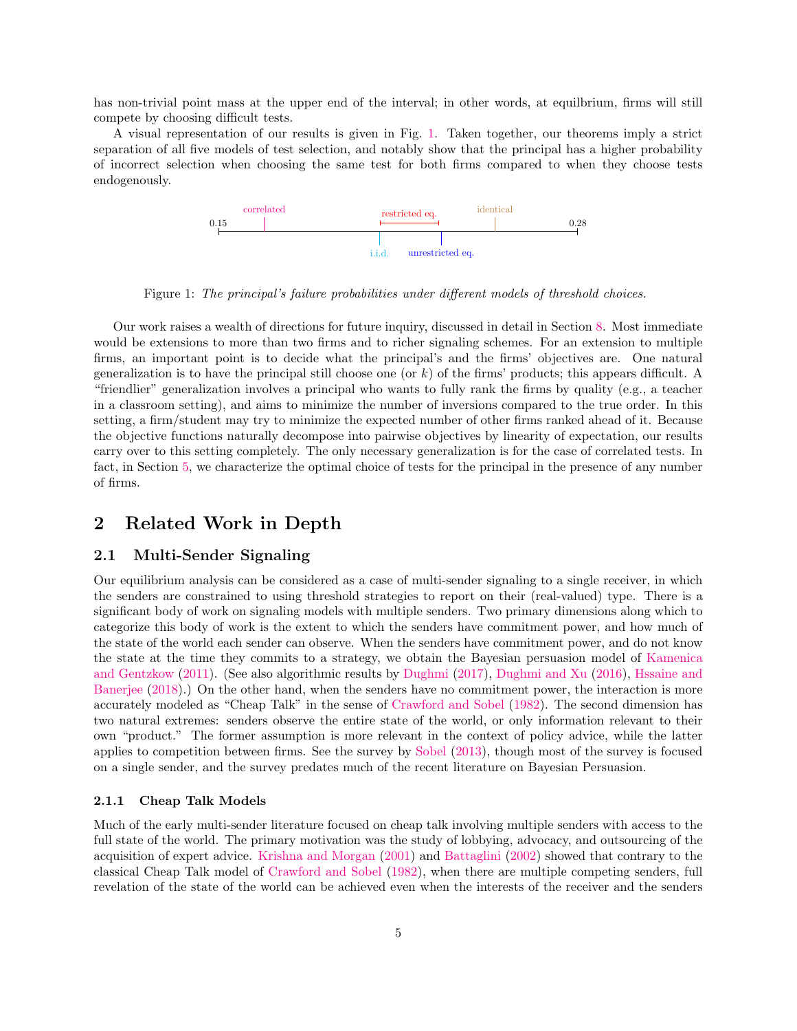has non-trivial point mass at the upper end of the interval; in other words, at equlibrium, firms will still compete by choosing difficult tests.

A visual representation of our results is given in Fig. 1. Taken together, our theorems imply a strict separation of all five models of test selection, and notably show that the principal has a higher probability of incorrect selection when choosing the same test for both firms compared to when they choose tests endogenously.

Figure 1: *The principal's failure probabilities under different models of threshold choices.*

Our work raises a wealth of directions for future inquiry, discussed in detail in Section 8. Most immediate would be extensions to more than two firms and to richer signaling schemes. For an extension to multiple firms, an important point is to decide what the principal's and the firms' objectives are. One natural generalization is to have the principal still choose one (or $k$) of the firms' products; this appears difficult. A "friendlier" generalization involves a principal who wants to fully rank the firms by quality (e.g., a teacher in a classroom setting), and aims to minimize the number of inversions compared to the true order. In this setting, a firm/student may try to minimize the expected number of other firms ranked ahead of it. Because the objective functions naturally decompose into pairwise objectives by linearity of expectation, our results carry over to this setting completely. The only necessary generalization is for the case of correlated tests. In fact, in Section 5, we characterize the optimal choice of tests for the principal in the presence of any number of firms.

## 2 Related Work in Depth

### 2.1 Multi-Sender Signaling

Our equilibrium analysis can be considered as a case of multi-sender signaling to a single receiver, in which the senders are constrained to using threshold strategies to report on their (real-valued) type. There is a significant body of work on signaling models with multiple senders. Two primary dimensions along which to categorize this body of work is the extent to which the senders have commitment power, and how much of the state of the world each sender can observe. When the senders have commitment power, and do not know the state at the time they commits to a strategy, we obtain the Bayesian persuasion model of Kamenica and Gentzkow (2011). (See also algorithmic results by Dughmi (2017), Dughmi and Xu (2016), Hssaine and Banerjee (2018).) On the other hand, when the senders have no commitment power, the interaction is more accurately modeled as "Cheap Talk" in the sense of Crawford and Sobel (1982). The second dimension has two natural extremes: senders observe the entire state of the world, or only information relevant to their own "product." The former assumption is more relevant in the context of policy advice, while the latter applies to competition between firms. See the survey by Sobel (2013), though most of the survey is focused on a single sender, and the survey predates much of the recent literature on Bayesian Persuasion.

#### 2.1.1 Cheap Talk Models

Much of the early multi-sender literature focused on cheap talk involving multiple senders with access to the full state of the world. The primary motivation was the study of lobbying, advocacy, and outsourcing of the acquisition of expert advice. Krishna and Morgan (2001) and Battaglini (2002) showed that contrary to the classical Cheap Talk model of Crawford and Sobel (1982), when there are multiple competing senders, full revelation of the state of the world can be achieved even when the interests of the receiver and the senders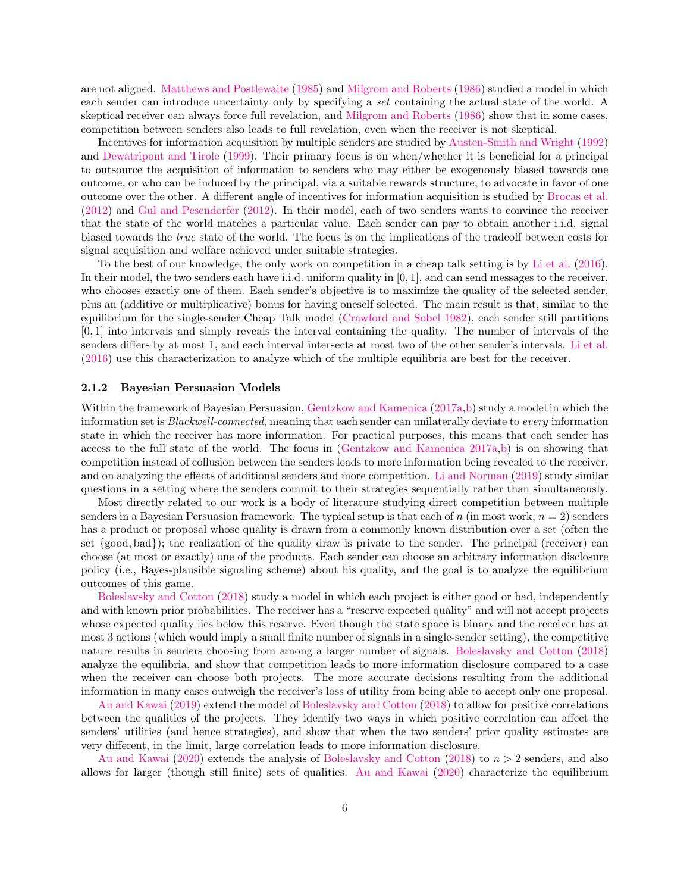are not aligned. Matthews and Postlewaite (1985) and Milgrom and Roberts (1986) studied a model in which each sender can introduce uncertainty only by specifying a *set* containing the actual state of the world. A skeptical receiver can always force full revelation, and Milgrom and Roberts (1986) show that in some cases, competition between senders also leads to full revelation, even when the receiver is not skeptical.

Incentives for information acquisition by multiple senders are studied by Austen-Smith and Wright (1992) and Dewatripont and Tirole (1999). Their primary focus is on when/whether it is beneficial for a principal to outsource the acquisition of information to senders who may either be exogenously biased towards one outcome, or who can be induced by the principal, via a suitable rewards structure, to advocate in favor of one outcome over the other. A different angle of incentives for information acquisition is studied by Brocas et al. (2012) and Gul and Pesendorfer (2012). In their model, each of two senders wants to convince the receiver that the state of the world matches a particular value. Each sender can pay to obtain another i.i.d. signal biased towards the *true* state of the world. The focus is on the implications of the tradeoff between costs for signal acquisition and welfare achieved under suitable strategies.

To the best of our knowledge, the only work on competition in a cheap talk setting is by Li et al. (2016). In their model, the two senders each have i.i.d. uniform quality in $[0, 1]$, and can send messages to the receiver, who chooses exactly one of them. Each sender's objective is to maximize the quality of the selected sender, plus an (additive or multiplicative) bonus for having oneself selected. The main result is that, similar to the equilibrium for the single-sender Cheap Talk model (Crawford and Sobel 1982), each sender still partitions $[0, 1]$ into intervals and simply reveals the interval containing the quality. The number of intervals of the senders differs by at most 1, and each interval intersects at most two of the other sender's intervals. Li et al. (2016) use this characterization to analyze which of the multiple equilibria are best for the receiver.

### 2.1.2 Bayesian Persuasion Models

Within the framework of Bayesian Persuasion, Gentzkow and Kamenica (2017a,b) study a model in which the information set is *Blackwell-connected*, meaning that each sender can unilaterally deviate to *every* information state in which the receiver has more information. For practical purposes, this means that each sender has access to the full state of the world. The focus in (Gentzkow and Kamenica 2017a,b) is on showing that competition instead of collusion between the senders leads to more information being revealed to the receiver, and on analyzing the effects of additional senders and more competition. Li and Norman (2019) study similar questions in a setting where the senders commit to their strategies sequentially rather than simultaneously.

Most directly related to our work is a body of literature studying direct competition between multiple senders in a Bayesian Persuasion framework. The typical setup is that each of $n$ (in most work, $n = 2$) senders has a product or proposal whose quality is drawn from a commonly known distribution over a set (often the set $\{\text{good}, \text{bad}\}$); the realization of the quality draw is private to the sender. The principal (receiver) can choose (at most or exactly) one of the products. Each sender can choose an arbitrary information disclosure policy (i.e., Bayes-plausible signaling scheme) about his quality, and the goal is to analyze the equilibrium outcomes of this game.

Boleslavsky and Cotton (2018) study a model in which each project is either good or bad, independently and with known prior probabilities. The receiver has a "reserve expected quality" and will not accept projects whose expected quality lies below this reserve. Even though the state space is binary and the receiver has at most 3 actions (which would imply a small finite number of signals in a single-sender setting), the competitive nature results in senders choosing from among a larger number of signals. Boleslavsky and Cotton (2018) analyze the equilibria, and show that competition leads to more information disclosure compared to a case when the receiver can choose both projects. The more accurate decisions resulting from the additional information in many cases outweigh the receiver's loss of utility from being able to accept only one proposal.

Au and Kawai (2019) extend the model of Boleslavsky and Cotton (2018) to allow for positive correlations between the qualities of the projects. They identify two ways in which positive correlation can affect the senders' utilities (and hence strategies), and show that when the two senders' prior quality estimates are very different, in the limit, large correlation leads to more information disclosure.

Au and Kawai (2020) extends the analysis of Boleslavsky and Cotton (2018) to $n > 2$ senders, and also allows for larger (though still finite) sets of qualities. Au and Kawai (2020) characterize the equilibrium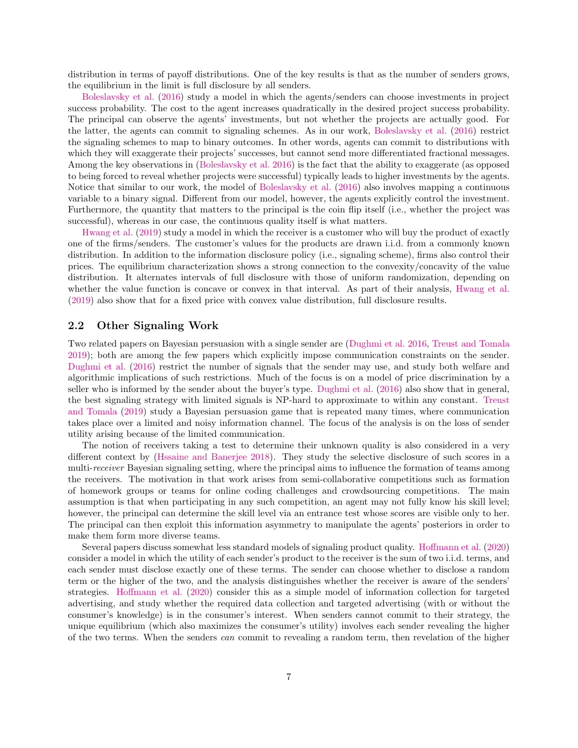distribution in terms of payoff distributions. One of the key results is that as the number of senders grows, the equilibrium in the limit is full disclosure by all senders.

Boleslavsky et al. (2016) study a model in which the agents/senders can choose investments in project success probability. The cost to the agent increases quadratically in the desired project success probability. The principal can observe the agents' investments, but not whether the projects are actually good. For the latter, the agents can commit to signaling schemes. As in our work, Boleslavsky et al. (2016) restrict the signaling schemes to map to binary outcomes. In other words, agents can commit to distributions with which they will exaggerate their projects' successes, but cannot send more differentiated fractional messages. Among the key observations in (Boleslavsky et al. 2016) is the fact that the ability to exaggerate (as opposed to being forced to reveal whether projects were successful) typically leads to higher investments by the agents. Notice that similar to our work, the model of Boleslavsky et al. (2016) also involves mapping a continuous variable to a binary signal. Different from our model, however, the agents explicitly control the investment. Furthermore, the quantity that matters to the principal is the coin flip itself (i.e., whether the project was successful), whereas in our case, the continuous quality itself is what matters.

Hwang et al. (2019) study a model in which the receiver is a customer who will buy the product of exactly one of the firms/senders. The customer's values for the products are drawn i.i.d. from a commonly known distribution. In addition to the information disclosure policy (i.e., signaling scheme), firms also control their prices. The equilibrium characterization shows a strong connection to the convexity/concavity of the value distribution. It alternates intervals of full disclosure with those of uniform randomization, depending on whether the value function is concave or convex in that interval. As part of their analysis, Hwang et al. (2019) also show that for a fixed price with convex value distribution, full disclosure results.

## 2.2 Other Signaling Work

Two related papers on Bayesian persuasion with a single sender are (Dughmi et al. 2016, Treust and Tomala 2019); both are among the few papers which explicitly impose communication constraints on the sender. Dughmi et al. (2016) restrict the number of signals that the sender may use, and study both welfare and algorithmic implications of such restrictions. Much of the focus is on a model of price discrimination by a seller who is informed by the sender about the buyer's type. Dughmi et al. (2016) also show that in general, the best signaling strategy with limited signals is NP-hard to approximate to within any constant. Treust and Tomala (2019) study a Bayesian persuasion game that is repeated many times, where communication takes place over a limited and noisy information channel. The focus of the analysis is on the loss of sender utility arising because of the limited communication.

The notion of receivers taking a test to determine their unknown quality is also considered in a very different context by (Hssaine and Banerjee 2018). They study the selective disclosure of such scores in a multi-*receiver* Bayesian signaling setting, where the principal aims to influence the formation of teams among the receivers. The motivation in that work arises from semi-collaborative competitions such as formation of homework groups or teams for online coding challenges and crowdsourcing competitions. The main assumption is that when participating in any such competition, an agent may not fully know his skill level; however, the principal can determine the skill level via an entrance test whose scores are visible only to her. The principal can then exploit this information asymmetry to manipulate the agents' posteriors in order to make them form more diverse teams.

Several papers discuss somewhat less standard models of signaling product quality. Hoffmann et al. (2020) consider a model in which the utility of each sender's product to the receiver is the sum of two i.i.d. terms, and each sender must disclose exactly one of these terms. The sender can choose whether to disclose a random term or the higher of the two, and the analysis distinguishes whether the receiver is aware of the senders' strategies. Hoffmann et al. (2020) consider this as a simple model of information collection for targeted advertising, and study whether the required data collection and targeted advertising (with or without the consumer's knowledge) is in the consumer's interest. When senders cannot commit to their strategy, the unique equilibrium (which also maximizes the consumer's utility) involves each sender revealing the higher of the two terms. When the senders *can* commit to revealing a random term, then revelation of the higher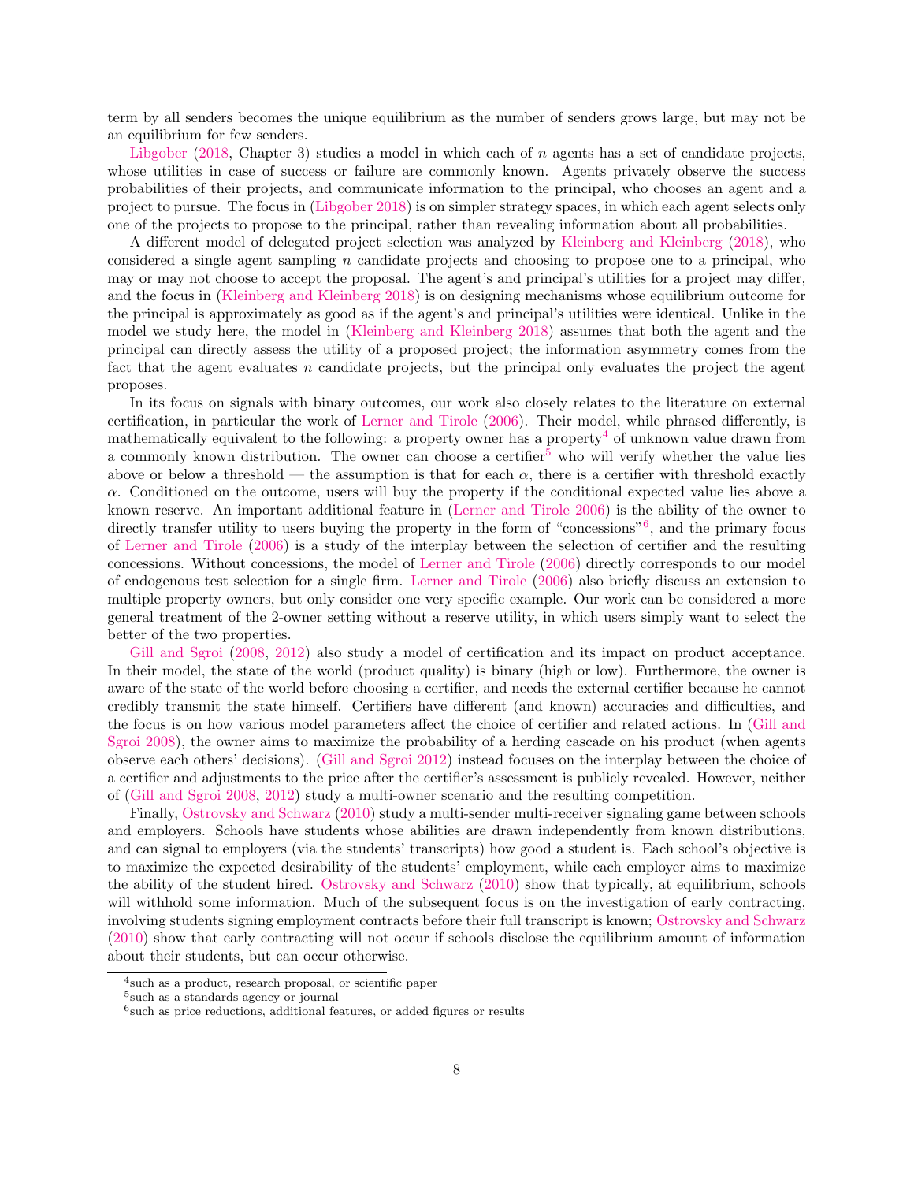term by all senders becomes the unique equilibrium as the number of senders grows large, but may not be an equilibrium for few senders.

Libgober (2018, Chapter 3) studies a model in which each of $n$ agents has a set of candidate projects, whose utilities in case of success or failure are commonly known. Agents privately observe the success probabilities of their projects, and communicate information to the principal, who chooses an agent and a project to pursue. The focus in (Libgober 2018) is on simpler strategy spaces, in which each agent selects only one of the projects to propose to the principal, rather than revealing information about all probabilities.

A different model of delegated project selection was analyzed by Kleinberg and Kleinberg (2018), who considered a single agent sampling $n$ candidate projects and choosing to propose one to a principal, who may or may not choose to accept the proposal. The agent's and principal's utilities for a project may differ, and the focus in (Kleinberg and Kleinberg 2018) is on designing mechanisms whose equilibrium outcome for the principal is approximately as good as if the agent's and principal's utilities were identical. Unlike in the model we study here, the model in (Kleinberg and Kleinberg 2018) assumes that both the agent and the principal can directly assess the utility of a proposed project; the information asymmetry comes from the fact that the agent evaluates $n$ candidate projects, but the principal only evaluates the project the agent proposes.

In its focus on signals with binary outcomes, our work also closely relates to the literature on external certification, in particular the work of Lerner and Tirole (2006). Their model, while phrased differently, is mathematically equivalent to the following: a property owner has a property[4] of unknown value drawn from a commonly known distribution. The owner can choose a certifier[5] who will verify whether the value lies above or below a threshold — the assumption is that for each $\alpha$, there is a certifier with threshold exactly $\alpha$. Conditioned on the outcome, users will buy the property if the conditional expected value lies above a known reserve. An important additional feature in (Lerner and Tirole 2006) is the ability of the owner to directly transfer utility to users buying the property in the form of "concessions"[6], and the primary focus of Lerner and Tirole (2006) is a study of the interplay between the selection of certifier and the resulting concessions. Without concessions, the model of Lerner and Tirole (2006) directly corresponds to our model of endogenous test selection for a single firm. Lerner and Tirole (2006) also briefly discuss an extension to multiple property owners, but only consider one very specific example. Our work can be considered a more general treatment of the 2-owner setting without a reserve utility, in which users simply want to select the better of the two properties.

Gill and Sgroi (2008, 2012) also study a model of certification and its impact on product acceptance. In their model, the state of the world (product quality) is binary (high or low). Furthermore, the owner is aware of the state of the world before choosing a certifier, and needs the external certifier because he cannot credibly transmit the state himself. Certifiers have different (and known) accuracies and difficulties, and the focus is on how various model parameters affect the choice of certifier and related actions. In (Gill and Sgroi 2008), the owner aims to maximize the probability of a herding cascade on his product (when agents observe each others' decisions). (Gill and Sgroi 2012) instead focuses on the interplay between the choice of a certifier and adjustments to the price after the certifier's assessment is publicly revealed. However, neither of (Gill and Sgroi 2008, 2012) study a multi-owner scenario and the resulting competition.

Finally, Ostrovsky and Schwarz (2010) study a multi-sender multi-receiver signaling game between schools and employers. Schools have students whose abilities are drawn independently from known distributions, and can signal to employers (via the students' transcripts) how good a student is. Each school's objective is to maximize the expected desirability of the students' employment, while each employer aims to maximize the ability of the student hired. Ostrovsky and Schwarz (2010) show that typically, at equilibrium, schools will withhold some information. Much of the subsequent focus is on the investigation of early contracting, involving students signing employment contracts before their full transcript is known; Ostrovsky and Schwarz (2010) show that early contracting will not occur if schools disclose the equilibrium amount of information about their students, but can occur otherwise.

[4] such as a product, research proposal, or scientific paper

[5] such as a standards agency or journal

[6] such as price reductions, additional features, or added figures or results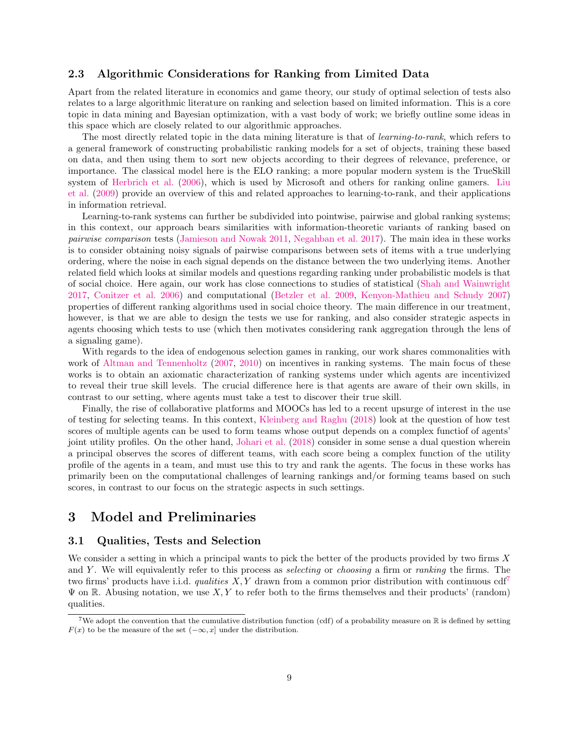### 2.3 Algorithmic Considerations for Ranking from Limited Data

Apart from the related literature in economics and game theory, our study of optimal selection of tests also relates to a large algorithmic literature on ranking and selection based on limited information. This is a core topic in data mining and Bayesian optimization, with a vast body of work; we briefly outline some ideas in this space which are closely related to our algorithmic approaches.

The most directly related topic in the data mining literature is that of *learning-to-rank*, which refers to a general framework of constructing probabilistic ranking models for a set of objects, training these based on data, and then using them to sort new objects according to their degrees of relevance, preference, or importance. The classical model here is the ELO ranking; a more popular modern system is the TrueSkill system of Herbrich et al. (2006), which is used by Microsoft and others for ranking online gamers. Liu et al. (2009) provide an overview of this and related approaches to learning-to-rank, and their applications in information retrieval.

Learning-to-rank systems can further be subdivided into pointwise, pairwise and global ranking systems; in this context, our approach bears similarities with information-theoretic variants of ranking based on *pairwise comparison* tests (Jamieson and Nowak 2011, Negahban et al. 2017). The main idea in these works is to consider obtaining noisy signals of pairwise comparisons between sets of items with a true underlying ordering, where the noise in each signal depends on the distance between the two underlying items. Another related field which looks at similar models and questions regarding ranking under probabilistic models is that of social choice. Here again, our work has close connections to studies of statistical (Shah and Wainwright 2017, Conitzer et al. 2006) and computational (Betzler et al. 2009, Kenyon-Mathieu and Schudy 2007) properties of different ranking algorithms used in social choice theory. The main difference in our treatment, however, is that we are able to design the tests we use for ranking, and also consider strategic aspects in agents choosing which tests to use (which then motivates considering rank aggregation through the lens of a signaling game).

With regards to the idea of endogenous selection games in ranking, our work shares commonalities with work of Altman and Tennenholtz (2007, 2010) on incentives in ranking systems. The main focus of these works is to obtain an axiomatic characterization of ranking systems under which agents are incentivized to reveal their true skill levels. The crucial difference here is that agents are aware of their own skills, in contrast to our setting, where agents must take a test to discover their true skill.

Finally, the rise of collaborative platforms and MOOCs has led to a recent upsurge of interest in the use of testing for selecting teams. In this context, Kleinberg and Raghu (2018) look at the question of how test scores of multiple agents can be used to form teams whose output depends on a complex functiof of agents' joint utility profiles. On the other hand, Johari et al. (2018) consider in some sense a dual question wherein a principal observes the scores of different teams, with each score being a complex function of the utility profile of the agents in a team, and must use this to try and rank the agents. The focus in these works has primarily been on the computational challenges of learning rankings and/or forming teams based on such scores, in contrast to our focus on the strategic aspects in such settings.

# 3 Model and Preliminaries

## 3.1 Qualities, Tests and Selection

We consider a setting in which a principal wants to pick the better of the products provided by two firms $X$ and $Y$. We will equivalently refer to this process as *selecting* or *choosing* a firm or *ranking* the firms. The two firms' products have i.i.d. *qualities* $X, Y$ drawn from a common prior distribution with continuous cdf[7] $\Psi$ on $\mathbb{R}$. Abusing notation, we use $X, Y$ to refer both to the firms themselves and their products' (random) qualities.

[7] We adopt the convention that the cumulative distribution function (cdf) of a probability measure on $\mathbb{R}$ is defined by setting $F(x)$ to be the measure of the set $(-\infty, x]$ under the distribution.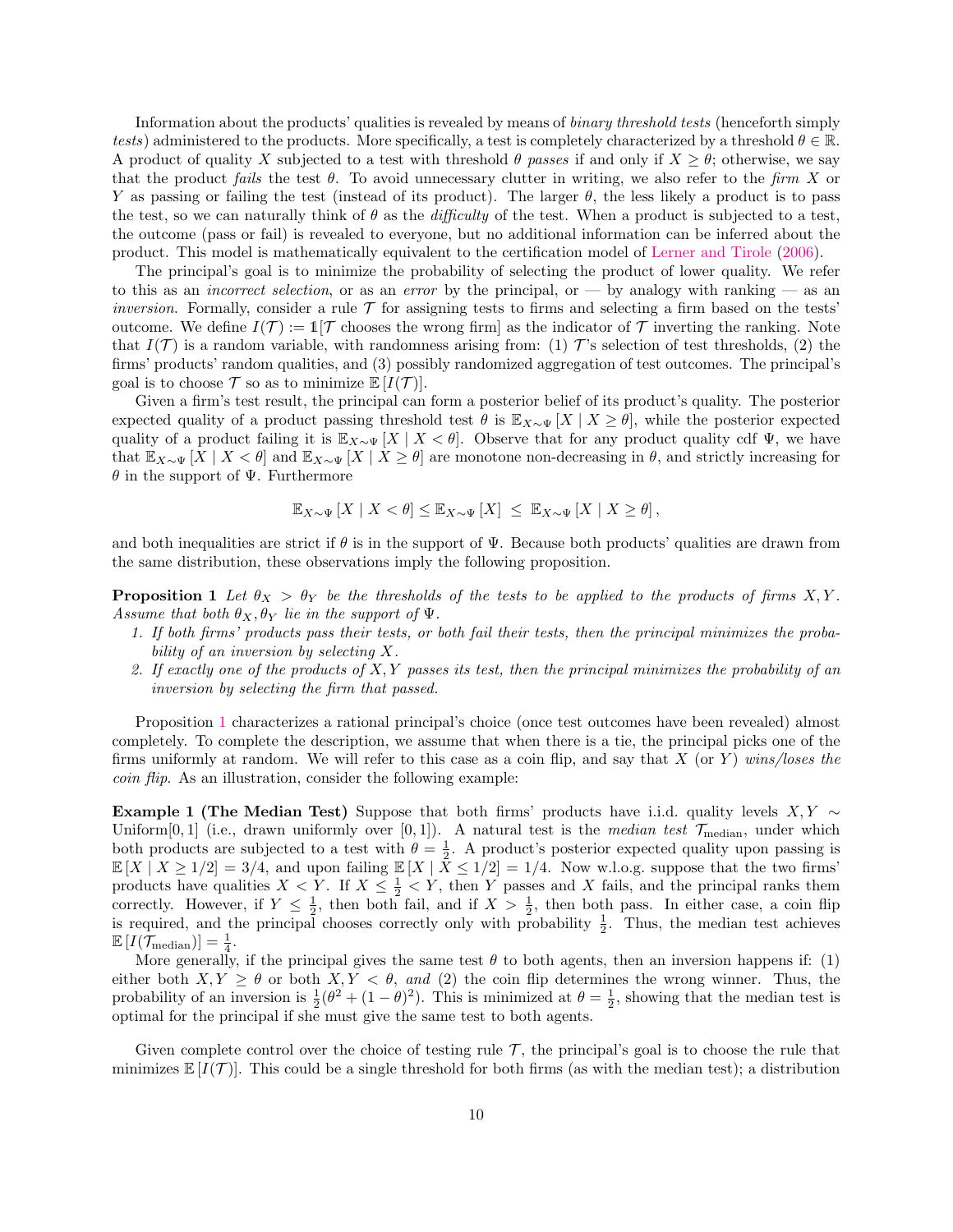Information about the products' qualities is revealed by means of *binary threshold tests* (henceforth simply *tests*) administered to the products. More specifically, a test is completely characterized by a threshold $\theta \in \mathbb{R}$. A product of quality $X$ subjected to a test with threshold $\theta$ *passes* if and only if $X \geq \theta$; otherwise, we say that the product *fails* the test $\theta$. To avoid unnecessary clutter in writing, we also refer to the *firm* $X$ or $Y$ as passing or failing the test (instead of its product). The larger $\theta$, the less likely a product is to pass the test, so we can naturally think of $\theta$ as the *difficulty* of the test. When a product is subjected to a test, the outcome (pass or fail) is revealed to everyone, but no additional information can be inferred about the product. This model is mathematically equivalent to the certification model of Lerner and Tirole (2006).

The principal's goal is to minimize the probability of selecting the product of lower quality. We refer to this as an *incorrect selection*, or as an *error* by the principal, or — by analogy with ranking — as an *inversion*. Formally, consider a rule $\mathcal{T}$ for assigning tests to firms and selecting a firm based on the tests' outcome. We define $I(\mathcal{T}) := \mathbb{1}[\mathcal{T}$ chooses the wrong firm$]$ as the indicator of $\mathcal{T}$ inverting the ranking. Note that $I(\mathcal{T})$ is a random variable, with randomness arising from: (1) $\mathcal{T}$'s selection of test thresholds, (2) the firms' products' random qualities, and (3) possibly randomized aggregation of test outcomes. The principal's goal is to choose $\mathcal{T}$ so as to minimize $\mathbb{E}[I(\mathcal{T})]$.

Given a firm's test result, the principal can form a posterior belief of its product's quality. The posterior expected quality of a product passing threshold test $\theta$ is $\mathbb{E}_{X\sim\Psi}[X \mid X \geq \theta]$, while the posterior expected quality of a product failing it is $\mathbb{E}_{X\sim\Psi}[X \mid X < \theta]$. Observe that for any product quality cdf $\Psi$, we have that $\mathbb{E}_{X\sim\Psi}[X \mid X < \theta]$ and $\mathbb{E}_{X\sim\Psi}[X \mid X \geq \theta]$ are monotone non-decreasing in $\theta$, and strictly increasing for $\theta$ in the support of $\Psi$. Furthermore

$$\mathbb{E}_{X\sim\Psi}[X \mid X < \theta] \leq \mathbb{E}_{X\sim\Psi}[X] \ \leq \ \mathbb{E}_{X\sim\Psi}[X \mid X \geq \theta],$$

and both inequalities are strict if $\theta$ is in the support of $\Psi$. Because both products' qualities are drawn from the same distribution, these observations imply the following proposition.

**Proposition 1** *Let $\theta_X > \theta_Y$ be the thresholds of the tests to be applied to the products of firms $X, Y$. Assume that both $\theta_X, \theta_Y$ lie in the support of $\Psi$.*

1. *If both firms' products pass their tests, or both fail their tests, then the principal minimizes the probability of an inversion by selecting $X$.*
2. *If exactly one of the products of $X, Y$ passes its test, then the principal minimizes the probability of an inversion by selecting the firm that passed.*

Proposition 1 characterizes a rational principal's choice (once test outcomes have been revealed) almost completely. To complete the description, we assume that when there is a tie, the principal picks one of the firms uniformly at random. We will refer to this case as a coin flip, and say that $X$ (or $Y$) *wins/loses the coin flip*. As an illustration, consider the following example:

**Example 1 (The Median Test)** Suppose that both firms' products have i.i.d. quality levels $X, Y \sim \text{Uniform}[0,1]$ (i.e., drawn uniformly over $[0,1]$). A natural test is the *median test* $\mathcal{T}_{\text{median}}$, under which both products are subjected to a test with $\theta = \frac{1}{2}$. A product's posterior expected quality upon passing is $\mathbb{E}[X \mid X \geq 1/2] = 3/4$, and upon failing $\mathbb{E}[X \mid X \leq 1/2] = 1/4$. Now w.l.o.g. suppose that the two firms' products have qualities $X < Y$. If $X \leq \frac{1}{2} < Y$, then $Y$ passes and $X$ fails, and the principal ranks them correctly. However, if $Y \leq \frac{1}{2}$, then both fail, and if $X > \frac{1}{2}$, then both pass. In either case, a coin flip is required, and the principal chooses correctly only with probability $\frac{1}{2}$. Thus, the median test achieves $\mathbb{E}[I(\mathcal{T}_{\text{median}})] = \frac{1}{4}$.

More generally, if the principal gives the same test $\theta$ to both agents, then an inversion happens if: (1) either both $X, Y \geq \theta$ or both $X, Y < \theta$, *and* (2) the coin flip determines the wrong winner. Thus, the probability of an inversion is $\frac{1}{2}(\theta^2 + (1-\theta)^2)$. This is minimized at $\theta = \frac{1}{2}$, showing that the median test is optimal for the principal if she must give the same test to both agents.

Given complete control over the choice of testing rule $\mathcal{T}$, the principal's goal is to choose the rule that minimizes $\mathbb{E}[I(\mathcal{T})]$. This could be a single threshold for both firms (as with the median test); a distribution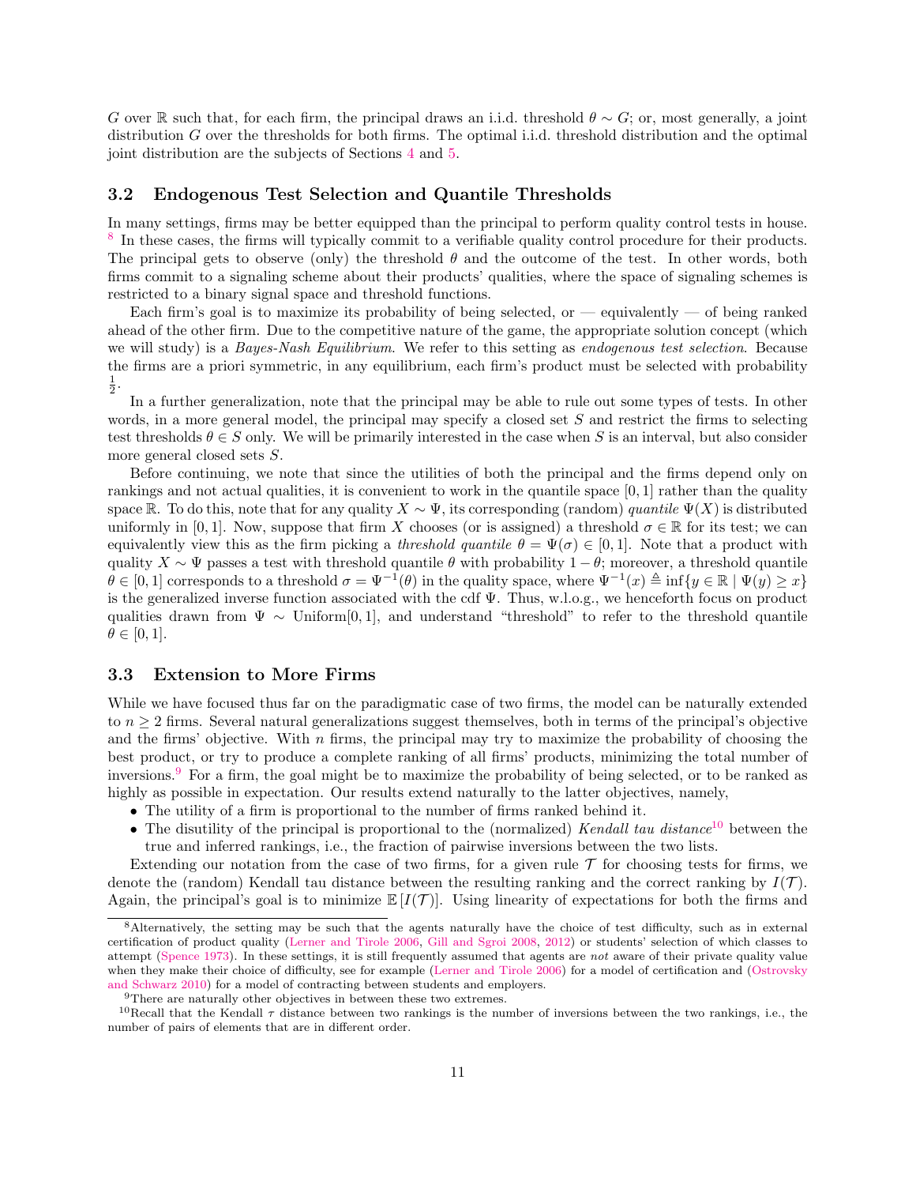$G$ over $\mathbb{R}$ such that, for each firm, the principal draws an i.i.d. threshold $\theta \sim G$; or, most generally, a joint distribution $G$ over the thresholds for both firms. The optimal i.i.d. threshold distribution and the optimal joint distribution are the subjects of Sections 4 and 5.

### 3.2 Endogenous Test Selection and Quantile Thresholds

In many settings, firms may be better equipped than the principal to perform quality control tests in house. [8] In these cases, the firms will typically commit to a verifiable quality control procedure for their products. The principal gets to observe (only) the threshold $\theta$ and the outcome of the test. In other words, both firms commit to a signaling scheme about their products' qualities, where the space of signaling schemes is restricted to a binary signal space and threshold functions.

Each firm's goal is to maximize its probability of being selected, or — equivalently — of being ranked ahead of the other firm. Due to the competitive nature of the game, the appropriate solution concept (which we will study) is a *Bayes-Nash Equilibrium*. We refer to this setting as *endogenous test selection*. Because the firms are a priori symmetric, in any equilibrium, each firm's product must be selected with probability $\frac{1}{2}$.

In a further generalization, note that the principal may be able to rule out some types of tests. In other words, in a more general model, the principal may specify a closed set $S$ and restrict the firms to selecting test thresholds $\theta \in S$ only. We will be primarily interested in the case when $S$ is an interval, but also consider more general closed sets $S$.

Before continuing, we note that since the utilities of both the principal and the firms depend only on rankings and not actual qualities, it is convenient to work in the quantile space $[0, 1]$ rather than the quality space $\mathbb{R}$. To do this, note that for any quality $X \sim \Psi$, its corresponding (random) *quantile* $\Psi(X)$ is distributed uniformly in $[0, 1]$. Now, suppose that firm $X$ chooses (or is assigned) a threshold $\sigma \in \mathbb{R}$ for its test; we can equivalently view this as the firm picking a *threshold quantile* $\theta = \Psi(\sigma) \in [0, 1]$. Note that a product with quality $X \sim \Psi$ passes a test with threshold quantile $\theta$ with probability $1 - \theta$; moreover, a threshold quantile $\theta \in [0, 1]$ corresponds to a threshold $\sigma = \Psi^{-1}(\theta)$ in the quality space, where $\Psi^{-1}(x) \triangleq \inf\{y \in \mathbb{R} \mid \Psi(y) \geq x\}$ is the generalized inverse function associated with the cdf $\Psi$. Thus, w.l.o.g., we henceforth focus on product qualities drawn from $\Psi \sim \text{Uniform}[0, 1]$, and understand "threshold" to refer to the threshold quantile $\theta \in [0, 1]$.

### 3.3 Extension to More Firms

While we have focused thus far on the paradigmatic case of two firms, the model can be naturally extended to $n \geq 2$ firms. Several natural generalizations suggest themselves, both in terms of the principal's objective and the firms' objective. With $n$ firms, the principal may try to maximize the probability of choosing the best product, or try to produce a complete ranking of all firms' products, minimizing the total number of inversions.[9] For a firm, the goal might be to maximize the probability of being selected, or to be ranked as highly as possible in expectation. Our results extend naturally to the latter objectives, namely,

- The utility of a firm is proportional to the number of firms ranked behind it.
- The disutility of the principal is proportional to the (normalized) *Kendall tau distance*[10] between the true and inferred rankings, i.e., the fraction of pairwise inversions between the two lists.

Extending our notation from the case of two firms, for a given rule $\mathcal{T}$ for choosing tests for firms, we denote the (random) Kendall tau distance between the resulting ranking and the correct ranking by $I(\mathcal{T})$. Again, the principal's goal is to minimize $\mathbb{E}[I(\mathcal{T})]$. Using linearity of expectations for both the firms and

---

[8] Alternatively, the setting may be such that the agents naturally have the choice of test difficulty, such as in external certification of product quality (Lerner and Tirole 2006, Gill and Sgroi 2008, 2012) or students' selection of which classes to attempt (Spence 1973). In these settings, it is still frequently assumed that agents are *not* aware of their private quality value when they make their choice of difficulty, see for example (Lerner and Tirole 2006) for a model of certification and (Ostrovsky and Schwarz 2010) for a model of contracting between students and employers.

[9] There are naturally other objectives in between these two extremes.

[10] Recall that the Kendall $\tau$ distance between two rankings is the number of inversions between the two rankings, i.e., the number of pairs of elements that are in different order.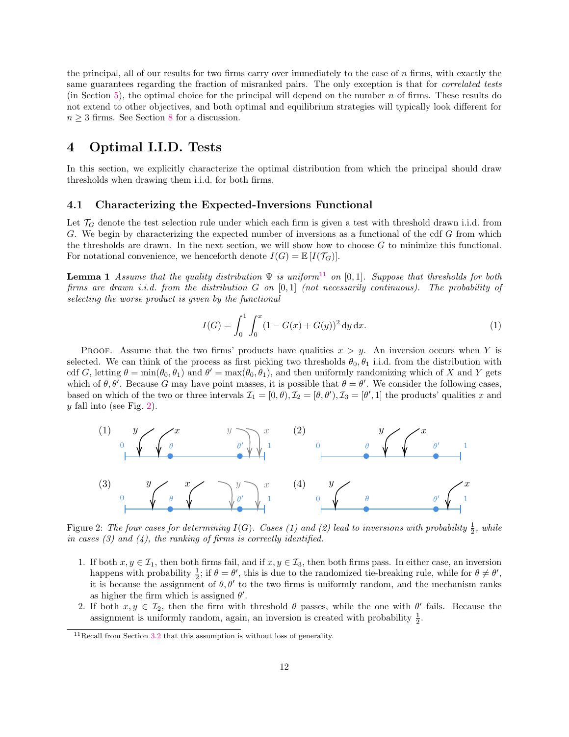the principal, all of our results for two firms carry over immediately to the case of $n$ firms, with exactly the same guarantees regarding the fraction of misranked pairs. The only exception is that for *correlated tests* (in Section 5), the optimal choice for the principal will depend on the number $n$ of firms. These results do not extend to other objectives, and both optimal and equilibrium strategies will typically look different for $n \geq 3$ firms. See Section 8 for a discussion.

# 4 Optimal I.I.D. Tests

In this section, we explicitly characterize the optimal distribution from which the principal should draw thresholds when drawing them i.i.d. for both firms.

## 4.1 Characterizing the Expected-Inversions Functional

Let $\mathcal{T}_G$ denote the test selection rule under which each firm is given a test with threshold drawn i.i.d. from $G$. We begin by characterizing the expected number of inversions as a functional of the cdf $G$ from which the thresholds are drawn. In the next section, we will show how to choose $G$ to minimize this functional. For notational convenience, we henceforth denote $I(G) = \mathbb{E}[I(\mathcal{T}_G)]$.

**Lemma 1** *Assume that the quality distribution $\Psi$ is uniform*[11] *on $[0,1]$. Suppose that thresholds for both firms are drawn i.i.d. from the distribution $G$ on $[0,1]$ (not necessarily continuous). The probability of selecting the worse product is given by the functional*

$$I(G) = \int_0^1 \int_0^x (1 - G(x) + G(y))^2 \, \mathrm{d}y \, \mathrm{d}x. \tag{1}$$

Proof. Assume that the two firms' products have qualities $x > y$. An inversion occurs when $Y$ is selected. We can think of the process as first picking two thresholds $\theta_0, \theta_1$ i.i.d. from the distribution with cdf $G$, letting $\theta = \min(\theta_0, \theta_1)$ and $\theta' = \max(\theta_0, \theta_1)$, and then uniformly randomizing which of $X$ and $Y$ gets which of $\theta, \theta'$. Because $G$ may have point masses, it is possible that $\theta = \theta'$. We consider the following cases, based on which of the two or three intervals $\mathcal{I}_1 = [0, \theta), \mathcal{I}_2 = [\theta, \theta'), \mathcal{I}_3 = [\theta', 1]$ the products' qualities $x$ and $y$ fall into (see Fig. 2).

Figure 2: *The four cases for determining $I(G)$. Cases (1) and (2) lead to inversions with probability $\frac{1}{2}$, while in cases (3) and (4), the ranking of firms is correctly identified.*

1. If both $x, y \in \mathcal{I}_1$, then both firms fail, and if $x, y \in \mathcal{I}_3$, then both firms pass. In either case, an inversion happens with probability $\frac{1}{2}$; if $\theta = \theta'$, this is due to the randomized tie-breaking rule, while for $\theta \neq \theta'$, it is because the assignment of $\theta, \theta'$ to the two firms is uniformly random, and the mechanism ranks as higher the firm which is assigned $\theta'$.
2. If both $x, y \in \mathcal{I}_2$, then the firm with threshold $\theta$ passes, while the one with $\theta'$ fails. Because the assignment is uniformly random, again, an inversion is created with probability $\frac{1}{2}$.

[11] Recall from Section 3.2 that this assumption is without loss of generality.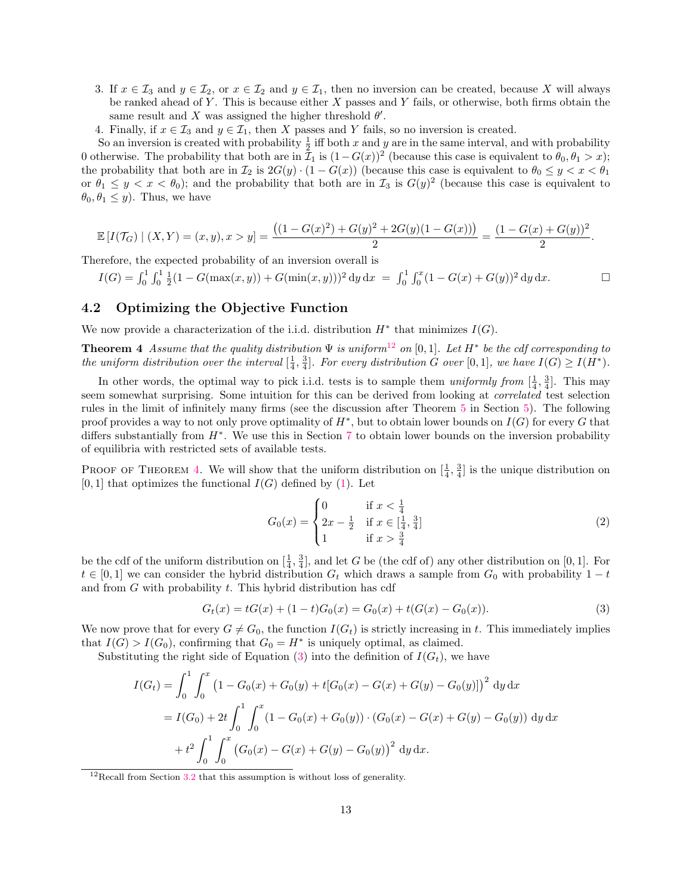3. If $x \in \mathcal{I}_3$ and $y \in \mathcal{I}_2$, or $x \in \mathcal{I}_2$ and $y \in \mathcal{I}_1$, then no inversion can be created, because $X$ will always be ranked ahead of $Y$. This is because either $X$ passes and $Y$ fails, or otherwise, both firms obtain the same result and $X$ was assigned the higher threshold $\theta'$.
4. Finally, if $x \in \mathcal{I}_3$ and $y \in \mathcal{I}_1$, then $X$ passes and $Y$ fails, so no inversion is created.

So an inversion is created with probability $\frac{1}{2}$ iff both $x$ and $y$ are in the same interval, and with probability 0 otherwise. The probability that both are in $\mathcal{I}_1$ is $(1-G(x))^2$ (because this case is equivalent to $\theta_0, \theta_1 > x$); the probability that both are in $\mathcal{I}_2$ is $2G(y) \cdot (1-G(x))$ (because this case is equivalent to $\theta_0 \leq y < x < \theta_1$ or $\theta_1 \leq y < x < \theta_0$); and the probability that both are in $\mathcal{I}_3$ is $G(y)^2$ (because this case is equivalent to $\theta_0, \theta_1 \leq y$). Thus, we have

$$\mathbb{E}\left[I(\mathcal{T}_G) \mid (X,Y) = (x,y), x > y\right] = \frac{\left((1-G(x)^2) + G(y)^2 + 2G(y)(1-G(x))\right)}{2} = \frac{(1-G(x)+G(y))^2}{2}.$$

Therefore, the expected probability of an inversion overall is

$I(G) = \int_0^1 \int_0^1 \frac{1}{2}(1 - G(\max(x,y)) + G(\min(x,y)))^2 \,\mathrm{d}y\,\mathrm{d}x \;=\; \int_0^1 \int_0^x (1-G(x)+G(y))^2 \,\mathrm{d}y\,\mathrm{d}x.$ □

## 4.2 Optimizing the Objective Function

We now provide a characterization of the i.i.d. distribution $H^*$ that minimizes $I(G)$.

**Theorem 4** *Assume that the quality distribution $\Psi$ is uniform*[12] *on $[0,1]$. Let $H^*$ be the cdf corresponding to the uniform distribution over the interval $[\frac{1}{4}, \frac{3}{4}]$. For every distribution $G$ over $[0,1]$, we have $I(G) \geq I(H^*)$.*

In other words, the optimal way to pick i.i.d. tests is to sample them *uniformly from* $[\frac{1}{4}, \frac{3}{4}]$. This may seem somewhat surprising. Some intuition for this can be derived from looking at *correlated* test selection rules in the limit of infinitely many firms (see the discussion after Theorem 5 in Section 5). The following proof provides a way to not only prove optimality of $H^*$, but to obtain lower bounds on $I(G)$ for every $G$ that differs substantially from $H^*$. We use this in Section 7 to obtain lower bounds on the inversion probability of equilibria with restricted sets of available tests.

Proof of Theorem 4. We will show that the uniform distribution on $[\frac{1}{4}, \frac{3}{4}]$ is the unique distribution on $[0,1]$ that optimizes the functional $I(G)$ defined by (1). Let

$$G_0(x) = \begin{cases} 0 & \text{if } x < \frac{1}{4} \\ 2x - \frac{1}{2} & \text{if } x \in [\frac{1}{4}, \frac{3}{4}] \\ 1 & \text{if } x > \frac{3}{4} \end{cases} \tag{2}$$

be the cdf of the uniform distribution on $[\frac{1}{4}, \frac{3}{4}]$, and let $G$ be (the cdf of) any other distribution on $[0,1]$. For $t \in [0,1]$ we can consider the hybrid distribution $G_t$ which draws a sample from $G_0$ with probability $1-t$ and from $G$ with probability $t$. This hybrid distribution has cdf

$$G_t(x) = tG(x) + (1-t)G_0(x) = G_0(x) + t(G(x) - G_0(x)). \tag{3}$$

We now prove that for every $G \neq G_0$, the function $I(G_t)$ is strictly increasing in $t$. This immediately implies that $I(G) > I(G_0)$, confirming that $G_0 = H^*$ is uniquely optimal, as claimed.

Substituting the right side of Equation (3) into the definition of $I(G_t)$, we have

$$\begin{aligned} I(G_t) &= \int_0^1 \int_0^x \left(1 - G_0(x) + G_0(y) + t[G_0(x) - G(x) + G(y) - G_0(y)]\right)^2 \,\mathrm{d}y\,\mathrm{d}x \\ &= I(G_0) + 2t \int_0^1 \int_0^x (1 - G_0(x) + G_0(y)) \cdot (G_0(x) - G(x) + G(y) - G_0(y)) \,\mathrm{d}y\,\mathrm{d}x \\ &\quad + t^2 \int_0^1 \int_0^x \left(G_0(x) - G(x) + G(y) - G_0(y)\right)^2 \,\mathrm{d}y\,\mathrm{d}x. \end{aligned}$$

[12] Recall from Section 3.2 that this assumption is without loss of generality.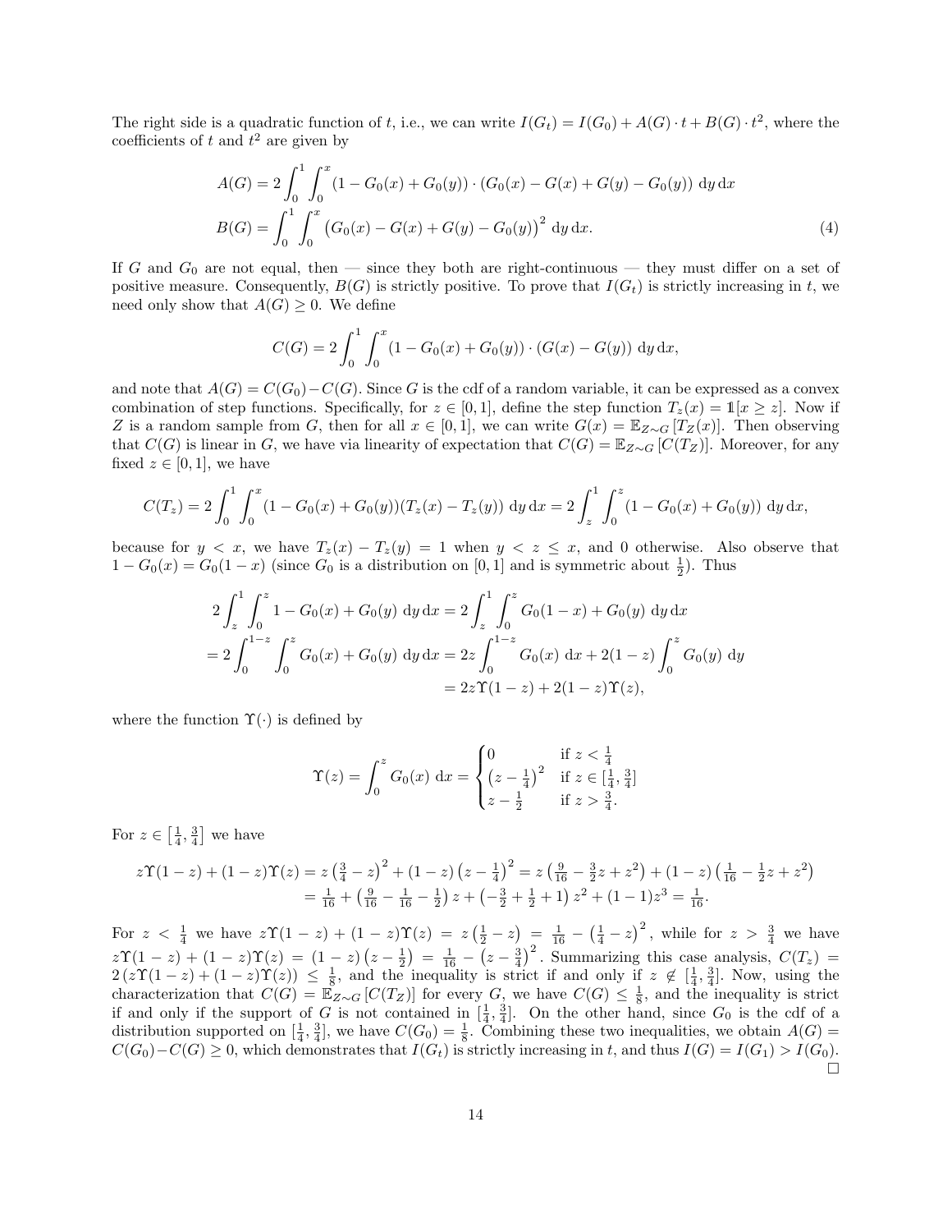The right side is a quadratic function of $t$, i.e., we can write $I(G_t) = I(G_0) + A(G) \cdot t + B(G) \cdot t^2$, where the coefficients of $t$ and $t^2$ are given by

$$
\begin{aligned}
A(G) &= 2 \int_0^1 \int_0^x (1 - G_0(x) + G_0(y)) \cdot (G_0(x) - G(x) + G(y) - G_0(y)) \, \mathrm{d}y \, \mathrm{d}x \\
B(G) &= \int_0^1 \int_0^x \left(G_0(x) - G(x) + G(y) - G_0(y)\right)^2 \, \mathrm{d}y \, \mathrm{d}x. \qquad (4)
\end{aligned}
$$

If $G$ and $G_0$ are not equal, then — since they both are right-continuous — they must differ on a set of positive measure. Consequently, $B(G)$ is strictly positive. To prove that $I(G_t)$ is strictly increasing in $t$, we need only show that $A(G) \geq 0$. We define

$$
C(G) = 2 \int_0^1 \int_0^x (1 - G_0(x) + G_0(y)) \cdot (G(x) - G(y)) \, \mathrm{d}y \, \mathrm{d}x,
$$

and note that $A(G) = C(G_0) - C(G)$. Since $G$ is the cdf of a random variable, it can be expressed as a convex combination of step functions. Specifically, for $z \in [0, 1]$, define the step function $T_z(x) = \mathbb{1}[x \geq z]$. Now if $Z$ is a random sample from $G$, then for all $x \in [0, 1]$, we can write $G(x) = \mathbb{E}_{Z\sim G}[T_Z(x)]$. Then observing that $C(G)$ is linear in $G$, we have via linearity of expectation that $C(G) = \mathbb{E}_{Z\sim G}[C(T_Z)]$. Moreover, for any fixed $z \in [0, 1]$, we have

$$
C(T_z) = 2 \int_0^1 \int_0^x (1 - G_0(x) + G_0(y))(T_z(x) - T_z(y)) \, \mathrm{d}y \, \mathrm{d}x = 2 \int_z^1 \int_0^z (1 - G_0(x) + G_0(y)) \, \mathrm{d}y \, \mathrm{d}x,
$$

because for $y < x$, we have $T_z(x) - T_z(y) = 1$ when $y < z \leq x$, and 0 otherwise. Also observe that $1 - G_0(x) = G_0(1 - x)$ (since $G_0$ is a distribution on $[0, 1]$ and is symmetric about $\frac{1}{2}$). Thus

$$
\begin{aligned}
2 \int_z^1 \int_0^z 1 - G_0(x) + G_0(y) \, \mathrm{d}y \, \mathrm{d}x &= 2 \int_z^1 \int_0^z G_0(1 - x) + G_0(y) \, \mathrm{d}y \, \mathrm{d}x \\
= 2 \int_0^{1-z} \int_0^z G_0(x) + G_0(y) \, \mathrm{d}y \, \mathrm{d}x &= 2z \int_0^{1-z} G_0(x) \, \mathrm{d}x + 2(1 - z) \int_0^z G_0(y) \, \mathrm{d}y \\
&= 2z\Upsilon(1 - z) + 2(1 - z)\Upsilon(z),
\end{aligned}
$$

where the function $\Upsilon(\cdot)$ is defined by

$$
\Upsilon(z) = \int_0^z G_0(x) \, \mathrm{d}x = \begin{cases} 0 & \text{if } z < \frac{1}{4} \\ \left(z - \frac{1}{4}\right)^2 & \text{if } z \in [\frac{1}{4}, \frac{3}{4}] \\ z - \frac{1}{2} & \text{if } z > \frac{3}{4}. \end{cases}
$$

For $z \in \left[\frac{1}{4}, \frac{3}{4}\right]$ we have

$$
\begin{aligned}
z\Upsilon(1 - z) + (1 - z)\Upsilon(z) &= z\left(\tfrac{3}{4} - z\right)^2 + (1 - z)\left(z - \tfrac{1}{4}\right)^2 = z\left(\tfrac{9}{16} - \tfrac{3}{2}z + z^2\right) + (1 - z)\left(\tfrac{1}{16} - \tfrac{1}{2}z + z^2\right) \\
&= \tfrac{1}{16} + \left(\tfrac{9}{16} - \tfrac{1}{16} - \tfrac{1}{2}\right)z + \left(-\tfrac{3}{2} + \tfrac{1}{2} + 1\right)z^2 + (1 - 1)z^3 = \tfrac{1}{16}.
\end{aligned}
$$

For $z < \frac{1}{4}$ we have $z\Upsilon(1 - z) + (1 - z)\Upsilon(z) = z\left(\frac{1}{2} - z\right) = \frac{1}{16} - \left(\frac{1}{4} - z\right)^2$, while for $z > \frac{3}{4}$ we have $z\Upsilon(1 - z) + (1 - z)\Upsilon(z) = (1 - z)\left(z - \frac{1}{2}\right) = \frac{1}{16} - \left(z - \frac{3}{4}\right)^2$. Summarizing this case analysis, $C(T_z) = 2\left(z\Upsilon(1 - z) + (1 - z)\Upsilon(z)\right) \leq \frac{1}{8}$, and the inequality is strict if and only if $z \notin [\frac{1}{4}, \frac{3}{4}]$. Now, using the characterization that $C(G) = \mathbb{E}_{Z\sim G}[C(T_Z)]$ for every $G$, we have $C(G) \leq \frac{1}{8}$, and the inequality is strict if and only if the support of $G$ is not contained in $[\frac{1}{4}, \frac{3}{4}]$. On the other hand, since $G_0$ is the cdf of a distribution supported on $[\frac{1}{4}, \frac{3}{4}]$, we have $C(G_0) = \frac{1}{8}$. Combining these two inequalities, we obtain $A(G) = C(G_0) - C(G) \geq 0$, which demonstrates that $I(G_t)$ is strictly increasing in $t$, and thus $I(G) = I(G_1) > I(G_0)$. $\square$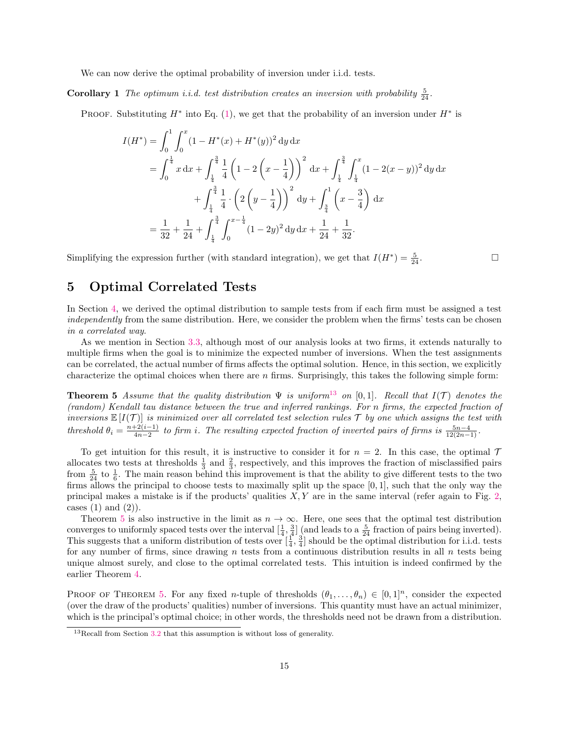We can now derive the optimal probability of inversion under i.i.d. tests.

**Corollary 1** *The optimum i.i.d. test distribution creates an inversion with probability $\frac{5}{24}$.*

PROOF. Substituting $H^*$ into Eq. (1), we get that the probability of an inversion under $H^*$ is

$$
\begin{aligned}
I(H^*) &= \int_0^1 \int_0^x (1 - H^*(x) + H^*(y))^2 \, \mathrm{d}y \, \mathrm{d}x \\
&= \int_0^{\frac{1}{4}} x \, \mathrm{d}x + \int_{\frac{1}{4}}^{\frac{3}{4}} \frac{1}{4} \left(1 - 2\left(x - \frac{1}{4}\right)\right)^2 \mathrm{d}x + \int_{\frac{1}{4}}^{\frac{3}{4}} \int_{\frac{1}{4}}^{x} (1 - 2(x-y))^2 \, \mathrm{d}y \, \mathrm{d}x \\
&\qquad + \int_{\frac{1}{4}}^{\frac{3}{4}} \frac{1}{4} \cdot \left(2\left(y - \frac{1}{4}\right)\right)^2 \mathrm{d}y + \int_{\frac{3}{4}}^{1} \left(x - \frac{3}{4}\right) \mathrm{d}x \\
&= \frac{1}{32} + \frac{1}{24} + \int_{\frac{1}{4}}^{\frac{3}{4}} \int_0^{x - \frac{1}{4}} (1 - 2y)^2 \, \mathrm{d}y \, \mathrm{d}x + \frac{1}{24} + \frac{1}{32}.
\end{aligned}
$$

Simplifying the expression further (with standard integration), we get that $I(H^*) = \frac{5}{24}$. □

# 5 Optimal Correlated Tests

In Section 4, we derived the optimal distribution to sample tests from if each firm must be assigned a test *independently* from the same distribution. Here, we consider the problem when the firms' tests can be chosen *in a correlated way*.

As we mention in Section 3.3, although most of our analysis looks at two firms, it extends naturally to multiple firms when the goal is to minimize the expected number of inversions. When the test assignments can be correlated, the actual number of firms affects the optimal solution. Hence, in this section, we explicitly characterize the optimal choices when there are $n$ firms. Surprisingly, this takes the following simple form:

**Theorem 5** *Assume that the quality distribution $\Psi$ is uniform*[13] *on $[0, 1]$. Recall that $I(\mathcal{T})$ denotes the (random) Kendall tau distance between the true and inferred rankings. For $n$ firms, the expected fraction of inversions $\mathbb{E}[I(\mathcal{T})]$ is minimized over all correlated test selection rules $\mathcal{T}$ by one which assigns the test with threshold $\theta_i = \frac{n+2(i-1)}{4n-2}$ to firm $i$. The resulting expected fraction of inverted pairs of firms is $\frac{5n-4}{12(2n-1)}$.*

To get intuition for this result, it is instructive to consider it for $n = 2$. In this case, the optimal $\mathcal{T}$ allocates two tests at thresholds $\frac{1}{3}$ and $\frac{2}{3}$, respectively, and this improves the fraction of misclassified pairs from $\frac{5}{24}$ to $\frac{1}{6}$. The main reason behind this improvement is that the ability to give different tests to the two firms allows the principal to choose tests to maximally split up the space $[0, 1]$, such that the only way the principal makes a mistake is if the products' qualities $X, Y$ are in the same interval (refer again to Fig. 2, cases (1) and (2)).

Theorem 5 is also instructive in the limit as $n \to \infty$. Here, one sees that the optimal test distribution converges to uniformly spaced tests over the interval $[\frac{1}{4}, \frac{3}{4}]$ (and leads to a $\frac{5}{24}$ fraction of pairs being inverted). This suggests that a uniform distribution of tests over $[\frac{1}{4}, \frac{3}{4}]$ should be the optimal distribution for i.i.d. tests for any number of firms, since drawing $n$ tests from a continuous distribution results in all $n$ tests being unique almost surely, and close to the optimal correlated tests. This intuition is indeed confirmed by the earlier Theorem 4.

PROOF OF THEOREM 5. For any fixed $n$-tuple of thresholds $(\theta_1, \ldots, \theta_n) \in [0, 1]^n$, consider the expected (over the draw of the products' qualities) number of inversions. This quantity must have an actual minimizer, which is the principal's optimal choice; in other words, the thresholds need not be drawn from a distribution.

[13] Recall from Section 3.2 that this assumption is without loss of generality.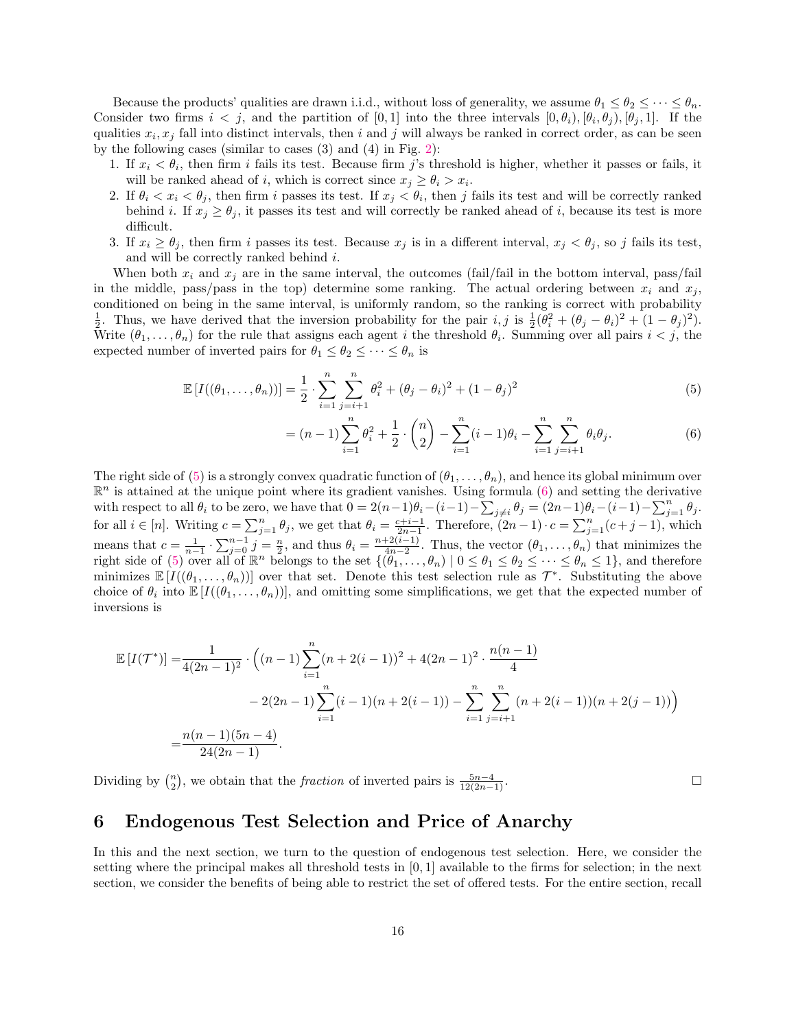Because the products' qualities are drawn i.i.d., without loss of generality, we assume $\theta_1 \leq \theta_2 \leq \cdots \leq \theta_n$. Consider two firms $i < j$, and the partition of $[0, 1]$ into the three intervals $[0, \theta_i), [\theta_i, \theta_j), [\theta_j, 1]$. If the qualities $x_i, x_j$ fall into distinct intervals, then $i$ and $j$ will always be ranked in correct order, as can be seen by the following cases (similar to cases (3) and (4) in Fig. 2):

1. If $x_i < \theta_i$, then firm $i$ fails its test. Because firm $j$'s threshold is higher, whether it passes or fails, it will be ranked ahead of $i$, which is correct since $x_j \geq \theta_i > x_i$.
2. If $\theta_i < x_i < \theta_j$, then firm $i$ passes its test. If $x_j < \theta_i$, then $j$ fails its test and will be correctly ranked behind $i$. If $x_j \geq \theta_j$, it passes its test and will correctly be ranked ahead of $i$, because its test is more difficult.
3. If $x_i \geq \theta_j$, then firm $i$ passes its test. Because $x_j$ is in a different interval, $x_j < \theta_j$, so $j$ fails its test, and will be correctly ranked behind $i$.

When both $x_i$ and $x_j$ are in the same interval, the outcomes (fail/fail in the bottom interval, pass/fail in the middle, pass/pass in the top) determine some ranking. The actual ordering between $x_i$ and $x_j$, conditioned on being in the same interval, is uniformly random, so the ranking is correct with probability $\frac{1}{2}$. Thus, we have derived that the inversion probability for the pair $i, j$ is $\frac{1}{2}(\theta_i^2 + (\theta_j - \theta_i)^2 + (1 - \theta_j)^2)$. Write $(\theta_1, \ldots, \theta_n)$ for the rule that assigns each agent $i$ the threshold $\theta_i$. Summing over all pairs $i < j$, the expected number of inverted pairs for $\theta_1 \leq \theta_2 \leq \cdots \leq \theta_n$ is

$$\mathbb{E}\left[I((\theta_1, \ldots, \theta_n))\right] = \frac{1}{2} \cdot \sum_{i=1}^{n} \sum_{j=i+1}^{n} \theta_i^2 + (\theta_j - \theta_i)^2 + (1 - \theta_j)^2 \tag{5}$$

$$= (n-1) \sum_{i=1}^{n} \theta_i^2 + \frac{1}{2} \cdot \binom{n}{2} - \sum_{i=1}^{n} (i-1)\theta_i - \sum_{i=1}^{n} \sum_{j=i+1}^{n} \theta_i \theta_j. \tag{6}$$

The right side of (5) is a strongly convex quadratic function of $(\theta_1, \ldots, \theta_n)$, and hence its global minimum over $\mathbb{R}^n$ is attained at the unique point where its gradient vanishes. Using formula (6) and setting the derivative with respect to all $\theta_i$ to be zero, we have that $0 = 2(n-1)\theta_i - (i-1) - \sum_{j \neq i} \theta_j = (2n-1)\theta_i - (i-1) - \sum_{j=1}^{n} \theta_j$. for all $i \in [n]$. Writing $c = \sum_{j=1}^{n} \theta_j$, we get that $\theta_i = \frac{c+i-1}{2n-1}$. Therefore, $(2n-1) \cdot c = \sum_{j=1}^{n} (c + j - 1)$, which means that $c = \frac{1}{n-1} \cdot \sum_{j=0}^{n-1} j = \frac{n}{2}$, and thus $\theta_i = \frac{n+2(i-1)}{4n-2}$. Thus, the vector $(\theta_1, \ldots, \theta_n)$ that minimizes the right side of (5) over all of $\mathbb{R}^n$ belongs to the set $\{(\theta_1, \ldots, \theta_n) \mid 0 \leq \theta_1 \leq \theta_2 \leq \cdots \leq \theta_n \leq 1\}$, and therefore minimizes $\mathbb{E}\left[I((\theta_1, \ldots, \theta_n))\right]$ over that set. Denote this test selection rule as $\mathcal{T}^*$. Substituting the above choice of $\theta_i$ into $\mathbb{E}\left[I((\theta_1, \ldots, \theta_n))\right]$, and omitting some simplifications, we get that the expected number of inversions is

$$\begin{aligned}
\mathbb{E}\left[I(\mathcal{T}^*)\right] =& \frac{1}{4(2n-1)^2} \cdot \Big( (n-1) \sum_{i=1}^{n} (n + 2(i-1))^2 + 4(2n-1)^2 \cdot \frac{n(n-1)}{4} \\
& - 2(2n-1) \sum_{i=1}^{n} (i-1)(n + 2(i-1)) - \sum_{i=1}^{n} \sum_{j=i+1}^{n} (n + 2(i-1))(n + 2(j-1)) \Big) \\
=& \frac{n(n-1)(5n-4)}{24(2n-1)}.
\end{aligned}$$

Dividing by $\binom{n}{2}$, we obtain that the *fraction* of inverted pairs is $\frac{5n-4}{12(2n-1)}$. □

# 6 Endogenous Test Selection and Price of Anarchy

In this and the next section, we turn to the question of endogenous test selection. Here, we consider the setting where the principal makes all threshold tests in $[0, 1]$ available to the firms for selection; in the next section, we consider the benefits of being able to restrict the set of offered tests. For the entire section, recall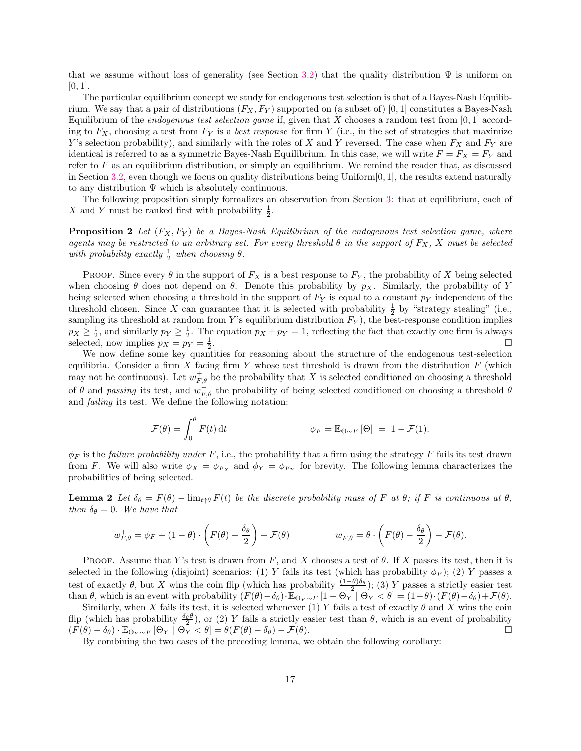that we assume without loss of generality (see Section 3.2) that the quality distribution $\Psi$ is uniform on $[0, 1]$.

The particular equilibrium concept we study for endogenous test selection is that of a Bayes-Nash Equilibrium. We say that a pair of distributions $(F_X, F_Y)$ supported on (a subset of) $[0, 1]$ constitutes a Bayes-Nash Equilibrium of the *endogenous test selection game* if, given that $X$ chooses a random test from $[0, 1]$ according to $F_X$, choosing a test from $F_Y$ is a *best response* for firm $Y$ (i.e., in the set of strategies that maximize $Y$'s selection probability), and similarly with the roles of $X$ and $Y$ reversed. The case when $F_X$ and $F_Y$ are identical is referred to as a symmetric Bayes-Nash Equilibrium. In this case, we will write $F = F_X = F_Y$ and refer to $F$ as an equilibrium distribution, or simply an equilibrium. We remind the reader that, as discussed in Section 3.2, even though we focus on quality distributions being Uniform$[0, 1]$, the results extend naturally to any distribution $\Psi$ which is absolutely continuous.

The following proposition simply formalizes an observation from Section 3: that at equilibrium, each of $X$ and $Y$ must be ranked first with probability $\frac{1}{2}$.

**Proposition 2** *Let $(F_X, F_Y)$ be a Bayes-Nash Equilibrium of the endogenous test selection game, where agents may be restricted to an arbitrary set. For every threshold $\theta$ in the support of $F_X$, $X$ must be selected with probability exactly $\frac{1}{2}$ when choosing $\theta$.*

Proof. Since every $\theta$ in the support of $F_X$ is a best response to $F_Y$, the probability of $X$ being selected when choosing $\theta$ does not depend on $\theta$. Denote this probability by $p_X$. Similarly, the probability of $Y$ being selected when choosing a threshold in the support of $F_Y$ is equal to a constant $p_Y$ independent of the threshold chosen. Since $X$ can guarantee that it is selected with probability $\frac{1}{2}$ by "strategy stealing" (i.e., sampling its threshold at random from $Y$'s equilibrium distribution $F_Y$), the best-response condition implies $p_X \geq \frac{1}{2}$, and similarly $p_Y \geq \frac{1}{2}$. The equation $p_X + p_Y = 1$, reflecting the fact that exactly one firm is always selected, now implies $p_X = p_Y = \frac{1}{2}$. □

We now define some key quantities for reasoning about the structure of the endogenous test-selection equilibria. Consider a firm $X$ facing firm $Y$ whose test threshold is drawn from the distribution $F$ (which may not be continuous). Let $w^+_{F,\theta}$ be the probability that $X$ is selected conditioned on choosing a threshold of $\theta$ and *passing* its test, and $w^-_{F,\theta}$ the probability of being selected conditioned on choosing a threshold $\theta$ and *failing* its test. We define the following notation:

$$\mathcal{F}(\theta) = \int_0^\theta F(t)\,\mathrm{d}t \qquad\qquad \phi_F = \mathbb{E}_{\Theta\sim F}\left[\Theta\right] \;=\; 1 - \mathcal{F}(1).$$

$\phi_F$ is the *failure probability under* $F$, i.e., the probability that a firm using the strategy $F$ fails its test drawn from $F$. We will also write $\phi_X = \phi_{F_X}$ and $\phi_Y = \phi_{F_Y}$ for brevity. The following lemma characterizes the probabilities of being selected.

**Lemma 2** *Let $\delta_\theta = F(\theta) - \lim_{t\uparrow\theta} F(t)$ be the discrete probability mass of $F$ at $\theta$; if $F$ is continuous at $\theta$, then $\delta_\theta = 0$. We have that*

$$w^+_{F,\theta} = \phi_F + (1-\theta)\cdot\left(F(\theta) - \frac{\delta_\theta}{2}\right) + \mathcal{F}(\theta) \qquad\qquad w^-_{F,\theta} = \theta\cdot\left(F(\theta) - \frac{\delta_\theta}{2}\right) - \mathcal{F}(\theta).$$

Proof. Assume that $Y$'s test is drawn from $F$, and $X$ chooses a test of $\theta$. If $X$ passes its test, then it is selected in the following (disjoint) scenarios: (1) $Y$ fails its test (which has probability $\phi_F$); (2) $Y$ passes a test of exactly $\theta$, but $X$ wins the coin flip (which has probability $\frac{(1-\theta)\delta_\theta}{2}$); (3) $Y$ passes a strictly easier test than $\theta$, which is an event with probability $(F(\theta)-\delta_\theta)\cdot\mathbb{E}_{\Theta_Y\sim F}\left[1-\Theta_Y \mid \Theta_Y < \theta\right] = (1-\theta)\cdot(F(\theta)-\delta_\theta)+\mathcal{F}(\theta)$.

Similarly, when $X$ fails its test, it is selected whenever (1) $Y$ fails a test of exactly $\theta$ and $X$ wins the coin flip (which has probability $\frac{\delta_\theta\theta}{2}$), or (2) $Y$ fails a strictly easier test than $\theta$, which is an event of probability $(F(\theta)-\delta_\theta)\cdot\mathbb{E}_{\Theta_Y\sim F}\left[\Theta_Y \mid \Theta_Y < \theta\right] = \theta(F(\theta)-\delta_\theta) - \mathcal{F}(\theta)$. □

By combining the two cases of the preceding lemma, we obtain the following corollary: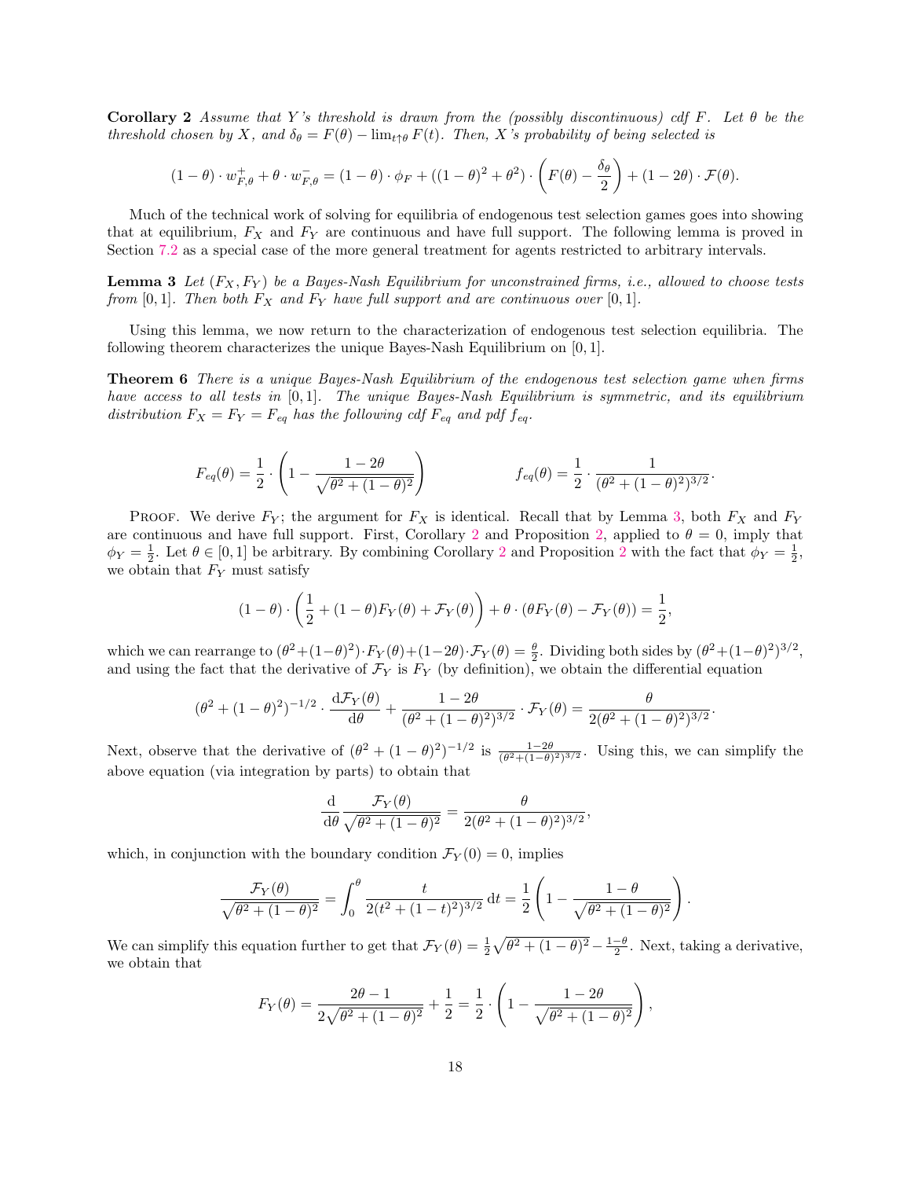**Corollary 2** *Assume that Y's threshold is drawn from the (possibly discontinuous) cdf F. Let $\theta$ be the threshold chosen by X, and $\delta_\theta = F(\theta) - \lim_{t\uparrow\theta} F(t)$. Then, X's probability of being selected is*

$$(1-\theta)\cdot w^+_{F,\theta} + \theta\cdot w^-_{F,\theta} = (1-\theta)\cdot\phi_F + ((1-\theta)^2+\theta^2)\cdot\left(F(\theta)-\frac{\delta_\theta}{2}\right) + (1-2\theta)\cdot\mathcal{F}(\theta).$$

Much of the technical work of solving for equilibria of endogenous test selection games goes into showing that at equilibrium, $F_X$ and $F_Y$ are continuous and have full support. The following lemma is proved in Section 7.2 as a special case of the more general treatment for agents restricted to arbitrary intervals.

**Lemma 3** *Let $(F_X, F_Y)$ be a Bayes-Nash Equilibrium for unconstrained firms, i.e., allowed to choose tests from $[0,1]$. Then both $F_X$ and $F_Y$ have full support and are continuous over $[0,1]$.*

Using this lemma, we now return to the characterization of endogenous test selection equilibria. The following theorem characterizes the unique Bayes-Nash Equilibrium on $[0,1]$.

**Theorem 6** *There is a unique Bayes-Nash Equilibrium of the endogenous test selection game when firms have access to all tests in $[0,1]$. The unique Bayes-Nash Equilibrium is symmetric, and its equilibrium distribution $F_X = F_Y = F_{eq}$ has the following cdf $F_{eq}$ and pdf $f_{eq}$.*

$$F_{eq}(\theta) = \frac{1}{2}\cdot\left(1-\frac{1-2\theta}{\sqrt{\theta^2+(1-\theta)^2}}\right) \qquad\qquad f_{eq}(\theta) = \frac{1}{2}\cdot\frac{1}{(\theta^2+(1-\theta)^2)^{3/2}}.$$

Proof. We derive $F_Y$; the argument for $F_X$ is identical. Recall that by Lemma 3, both $F_X$ and $F_Y$ are continuous and have full support. First, Corollary 2 and Proposition 2, applied to $\theta = 0$, imply that $\phi_Y = \frac{1}{2}$. Let $\theta\in[0,1]$ be arbitrary. By combining Corollary 2 and Proposition 2 with the fact that $\phi_Y = \frac{1}{2}$, we obtain that $F_Y$ must satisfy

$$(1-\theta)\cdot\left(\frac{1}{2}+(1-\theta)F_Y(\theta)+\mathcal{F}_Y(\theta)\right)+\theta\cdot(\theta F_Y(\theta)-\mathcal{F}_Y(\theta)) = \frac{1}{2},$$

which we can rearrange to $(\theta^2+(1-\theta)^2)\cdot F_Y(\theta)+(1-2\theta)\cdot\mathcal{F}_Y(\theta) = \frac{\theta}{2}$. Dividing both sides by $(\theta^2+(1-\theta)^2)^{3/2}$, and using the fact that the derivative of $\mathcal{F}_Y$ is $F_Y$ (by definition), we obtain the differential equation

$$(\theta^2+(1-\theta)^2)^{-1/2}\cdot\frac{\mathrm{d}\mathcal{F}_Y(\theta)}{\mathrm{d}\theta}+\frac{1-2\theta}{(\theta^2+(1-\theta)^2)^{3/2}}\cdot\mathcal{F}_Y(\theta) = \frac{\theta}{2(\theta^2+(1-\theta)^2)^{3/2}}.$$

Next, observe that the derivative of $(\theta^2+(1-\theta)^2)^{-1/2}$ is $\frac{1-2\theta}{(\theta^2+(1-\theta)^2)^{3/2}}$. Using this, we can simplify the above equation (via integration by parts) to obtain that

$$\frac{\mathrm{d}}{\mathrm{d}\theta}\frac{\mathcal{F}_Y(\theta)}{\sqrt{\theta^2+(1-\theta)^2}} = \frac{\theta}{2(\theta^2+(1-\theta)^2)^{3/2}},$$

which, in conjunction with the boundary condition $\mathcal{F}_Y(0) = 0$, implies

$$\frac{\mathcal{F}_Y(\theta)}{\sqrt{\theta^2+(1-\theta)^2}} = \int_0^\theta \frac{t}{2(t^2+(1-t)^2)^{3/2}}\,\mathrm{d}t = \frac{1}{2}\left(1-\frac{1-\theta}{\sqrt{\theta^2+(1-\theta)^2}}\right).$$

We can simplify this equation further to get that $\mathcal{F}_Y(\theta) = \frac{1}{2}\sqrt{\theta^2+(1-\theta)^2}-\frac{1-\theta}{2}$. Next, taking a derivative, we obtain that

$$F_Y(\theta) = \frac{2\theta-1}{2\sqrt{\theta^2+(1-\theta)^2}}+\frac{1}{2} = \frac{1}{2}\cdot\left(1-\frac{1-2\theta}{\sqrt{\theta^2+(1-\theta)^2}}\right),$$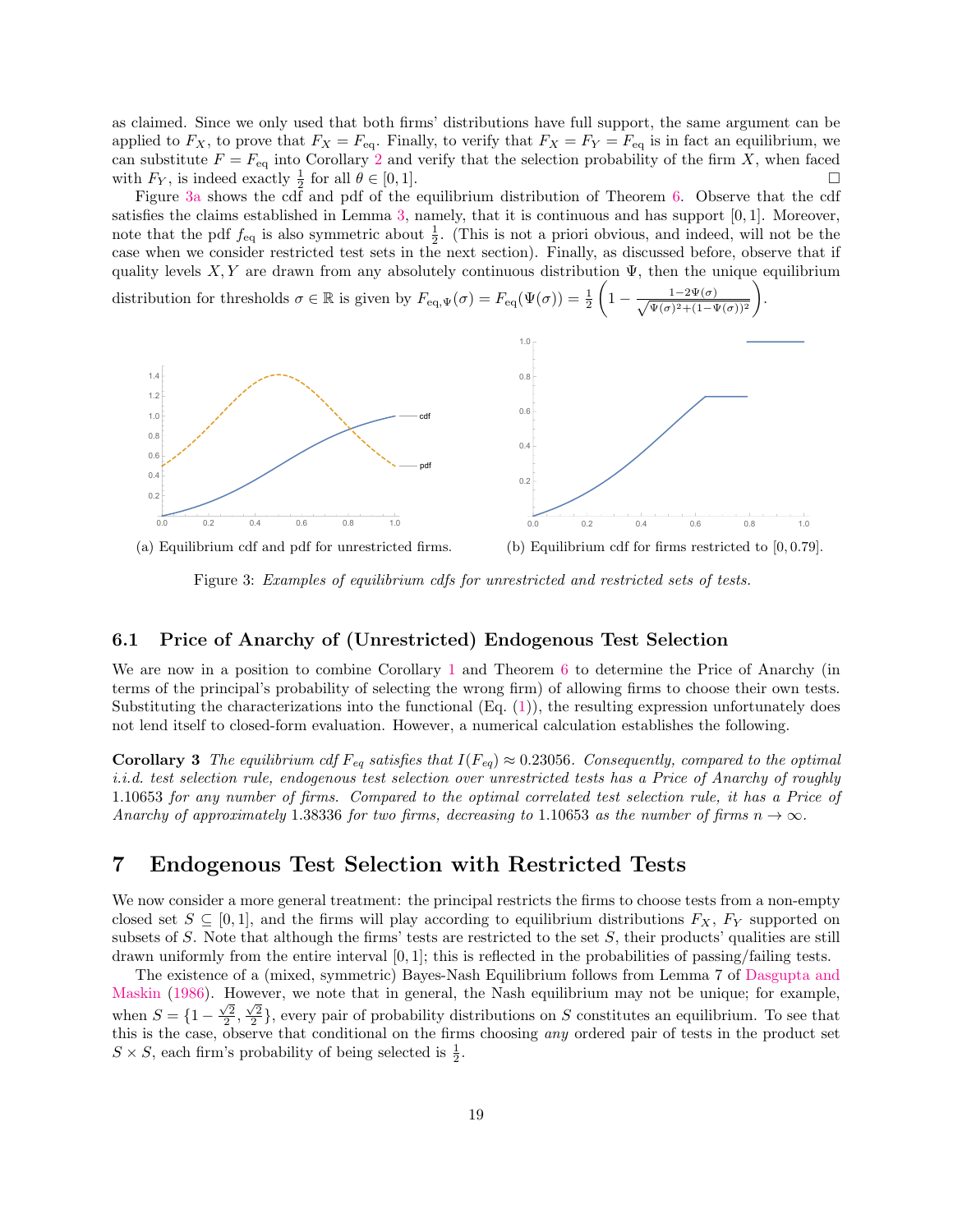as claimed. Since we only used that both firms' distributions have full support, the same argument can be applied to $F_X$, to prove that $F_X = F_{\text{eq}}$. Finally, to verify that $F_X = F_Y = F_{\text{eq}}$ is in fact an equilibrium, we can substitute $F = F_{\text{eq}}$ into Corollary 2 and verify that the selection probability of the firm $X$, when faced with $F_Y$, is indeed exactly $\frac{1}{2}$ for all $\theta \in [0, 1]$. □

Figure 3a shows the cdf and pdf of the equilibrium distribution of Theorem 6. Observe that the cdf satisfies the claims established in Lemma 3, namely, that it is continuous and has support $[0, 1]$. Moreover, note that the pdf $f_{\text{eq}}$ is also symmetric about $\frac{1}{2}$. (This is not a priori obvious, and indeed, will not be the case when we consider restricted test sets in the next section). Finally, as discussed before, observe that if quality levels $X, Y$ are drawn from any absolutely continuous distribution $\Psi$, then the unique equilibrium distribution for thresholds $\sigma \in \mathbb{R}$ is given by $F_{\text{eq},\Psi}(\sigma) = F_{\text{eq}}(\Psi(\sigma)) = \frac{1}{2}\left(1 - \frac{1-2\Psi(\sigma)}{\sqrt{\Psi(\sigma)^2+(1-\Psi(\sigma))^2}}\right)$.

(a) Equilibrium cdf and pdf for unrestricted firms.

(b) Equilibrium cdf for firms restricted to $[0, 0.79]$.

Figure 3: *Examples of equilibrium cdfs for unrestricted and restricted sets of tests.*

### 6.1 Price of Anarchy of (Unrestricted) Endogenous Test Selection

We are now in a position to combine Corollary 1 and Theorem 6 to determine the Price of Anarchy (in terms of the principal's probability of selecting the wrong firm) of allowing firms to choose their own tests. Substituting the characterizations into the functional (Eq. (1)), the resulting expression unfortunately does not lend itself to closed-form evaluation. However, a numerical calculation establishes the following.

**Corollary 3** *The equilibrium cdf $F_{eq}$ satisfies that $I(F_{eq}) \approx 0.23056$. Consequently, compared to the optimal i.i.d. test selection rule, endogenous test selection over unrestricted tests has a Price of Anarchy of roughly 1.10653 for any number of firms. Compared to the optimal correlated test selection rule, it has a Price of Anarchy of approximately 1.38336 for two firms, decreasing to 1.10653 as the number of firms $n \to \infty$.*

## 7 Endogenous Test Selection with Restricted Tests

We now consider a more general treatment: the principal restricts the firms to choose tests from a non-empty closed set $S \subseteq [0, 1]$, and the firms will play according to equilibrium distributions $F_X$, $F_Y$ supported on subsets of $S$. Note that although the firms' tests are restricted to the set $S$, their products' qualities are still drawn uniformly from the entire interval $[0, 1]$; this is reflected in the probabilities of passing/failing tests.

The existence of a (mixed, symmetric) Bayes-Nash Equilibrium follows from Lemma 7 of Dasgupta and Maskin (1986). However, we note that in general, the Nash equilibrium may not be unique; for example, when $S = \{1 - \frac{\sqrt{2}}{2}, \frac{\sqrt{2}}{2}\}$, every pair of probability distributions on $S$ constitutes an equilibrium. To see that this is the case, observe that conditional on the firms choosing *any* ordered pair of tests in the product set $S \times S$, each firm's probability of being selected is $\frac{1}{2}$.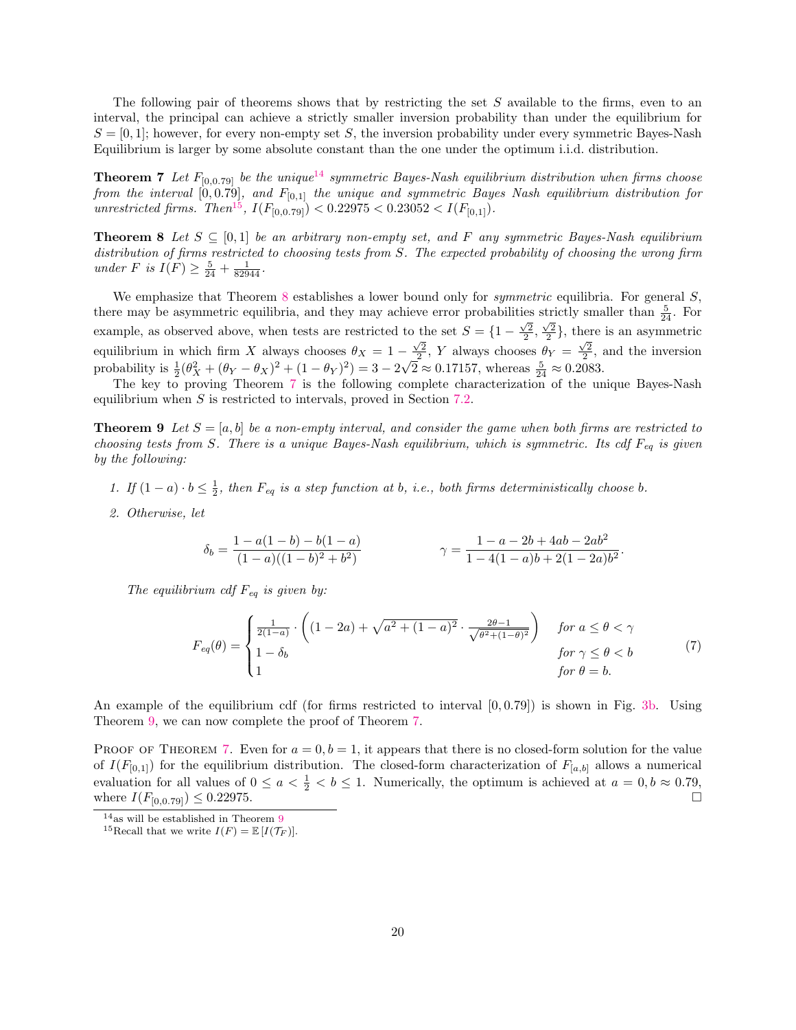The following pair of theorems shows that by restricting the set $S$ available to the firms, even to an interval, the principal can achieve a strictly smaller inversion probability than under the equilibrium for $S = [0, 1]$; however, for every non-empty set $S$, the inversion probability under every symmetric Bayes-Nash Equilibrium is larger by some absolute constant than the one under the optimum i.i.d. distribution.

**Theorem 7** *Let $F_{[0,0.79]}$ be the unique*[14] *symmetric Bayes-Nash equilibrium distribution when firms choose from the interval $[0, 0.79]$, and $F_{[0,1]}$ the unique and symmetric Bayes Nash equilibrium distribution for unrestricted firms. Then*[15]*, $I(F_{[0,0.79]}) < 0.22975 < 0.23052 < I(F_{[0,1]})$.*

**Theorem 8** *Let $S \subseteq [0, 1]$ be an arbitrary non-empty set, and $F$ any symmetric Bayes-Nash equilibrium distribution of firms restricted to choosing tests from $S$. The expected probability of choosing the wrong firm under $F$ is $I(F) \geq \frac{5}{24} + \frac{1}{82944}$.*

We emphasize that Theorem 8 establishes a lower bound only for *symmetric* equilibria. For general $S$, there may be asymmetric equilibria, and they may achieve error probabilities strictly smaller than $\frac{5}{24}$. For example, as observed above, when tests are restricted to the set $S = \{1 - \frac{\sqrt{2}}{2}, \frac{\sqrt{2}}{2}\}$, there is an asymmetric equilibrium in which firm $X$ always chooses $\theta_X = 1 - \frac{\sqrt{2}}{2}$, $Y$ always chooses $\theta_Y = \frac{\sqrt{2}}{2}$, and the inversion probability is $\frac{1}{2}(\theta_X^2 + (\theta_Y - \theta_X)^2 + (1 - \theta_Y)^2) = 3 - 2\sqrt{2} \approx 0.17157$, whereas $\frac{5}{24} \approx 0.2083$.

The key to proving Theorem 7 is the following complete characterization of the unique Bayes-Nash equilibrium when $S$ is restricted to intervals, proved in Section 7.2.

**Theorem 9** *Let $S = [a, b]$ be a non-empty interval, and consider the game when both firms are restricted to choosing tests from $S$. There is a unique Bayes-Nash equilibrium, which is symmetric. Its cdf $F_{eq}$ is given by the following:*

1. *If $(1 - a) \cdot b \leq \frac{1}{2}$, then $F_{eq}$ is a step function at $b$, i.e., both firms deterministically choose $b$.*
2. *Otherwise, let*

$$\delta_b = \frac{1 - a(1 - b) - b(1 - a)}{(1 - a)((1 - b)^2 + b^2)} \qquad\qquad \gamma = \frac{1 - a - 2b + 4ab - 2ab^2}{1 - 4(1 - a)b + 2(1 - 2a)b^2}.$$

*The equilibrium cdf $F_{eq}$ is given by:*

$$F_{eq}(\theta) = \begin{cases} \frac{1}{2(1-a)} \cdot \left( (1 - 2a) + \sqrt{a^2 + (1 - a)^2} \cdot \frac{2\theta - 1}{\sqrt{\theta^2 + (1-\theta)^2}} \right) & \text{for } a \leq \theta < \gamma \\ 1 - \delta_b & \text{for } \gamma \leq \theta < b \\ 1 & \text{for } \theta = b. \end{cases} \tag{7}$$

An example of the equilibrium cdf (for firms restricted to interval $[0, 0.79]$) is shown in Fig. 3b. Using Theorem 9, we can now complete the proof of Theorem 7.

Proof of Theorem 7. Even for $a = 0, b = 1$, it appears that there is no closed-form solution for the value of $I(F_{[0,1]})$ for the equilibrium distribution. The closed-form characterization of $F_{[a,b]}$ allows a numerical evaluation for all values of $0 \leq a < \frac{1}{2} < b \leq 1$. Numerically, the optimum is achieved at $a = 0, b \approx 0.79$, where $I(F_{[0,0.79]}) \leq 0.22975$. □

[14] as will be established in Theorem 9

[15] Recall that we write $I(F) = \mathbb{E}[I(\mathcal{T}_F)]$.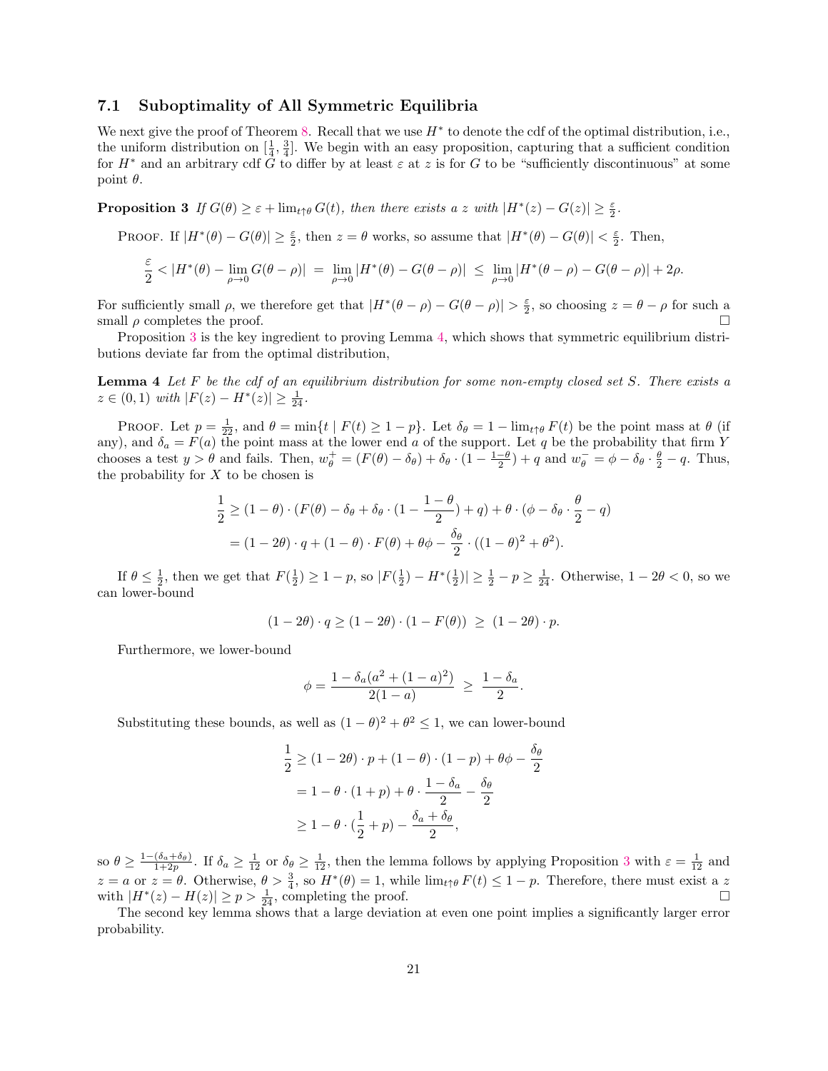### 7.1 Suboptimality of All Symmetric Equilibria

We next give the proof of Theorem 8. Recall that we use $H^*$ to denote the cdf of the optimal distribution, i.e., the uniform distribution on $[\frac{1}{4}, \frac{3}{4}]$. We begin with an easy proposition, capturing that a sufficient condition for $H^*$ and an arbitrary cdf $G$ to differ by at least $\varepsilon$ at $z$ is for $G$ to be "sufficiently discontinuous" at some point $\theta$.

**Proposition 3** *If $G(\theta) \geq \varepsilon + \lim_{t \uparrow \theta} G(t)$, then there exists a $z$ with $|H^*(z) - G(z)| \geq \frac{\varepsilon}{2}$.*

Proof. If $|H^*(\theta) - G(\theta)| \geq \frac{\varepsilon}{2}$, then $z = \theta$ works, so assume that $|H^*(\theta) - G(\theta)| < \frac{\varepsilon}{2}$. Then,

$$\frac{\varepsilon}{2} < |H^*(\theta) - \lim_{\rho \to 0} G(\theta - \rho)| \;=\; \lim_{\rho \to 0} |H^*(\theta) - G(\theta - \rho)| \;\leq\; \lim_{\rho \to 0} |H^*(\theta - \rho) - G(\theta - \rho)| + 2\rho.$$

For sufficiently small $\rho$, we therefore get that $|H^*(\theta - \rho) - G(\theta - \rho)| > \frac{\varepsilon}{2}$, so choosing $z = \theta - \rho$ for such a small $\rho$ completes the proof. $\square$

Proposition 3 is the key ingredient to proving Lemma 4, which shows that symmetric equilibrium distributions deviate far from the optimal distribution,

**Lemma 4** *Let $F$ be the cdf of an equilibrium distribution for some non-empty closed set $S$. There exists a $z \in (0, 1)$ with $|F(z) - H^*(z)| \geq \frac{1}{24}$.*

Proof. Let $p = \frac{1}{22}$, and $\theta = \min\{t \mid F(t) \geq 1 - p\}$. Let $\delta_\theta = 1 - \lim_{t \uparrow \theta} F(t)$ be the point mass at $\theta$ (if any), and $\delta_a = F(a)$ the point mass at the lower end $a$ of the support. Let $q$ be the probability that firm $Y$ chooses a test $y > \theta$ and fails. Then, $w_\theta^+ = (F(\theta) - \delta_\theta) + \delta_\theta \cdot (1 - \frac{1-\theta}{2}) + q$ and $w_\theta^- = \phi - \delta_\theta \cdot \frac{\theta}{2} - q$. Thus, the probability for $X$ to be chosen is

$$\begin{aligned}
\frac{1}{2} &\geq (1 - \theta) \cdot (F(\theta) - \delta_\theta + \delta_\theta \cdot (1 - \frac{1-\theta}{2}) + q) + \theta \cdot (\phi - \delta_\theta \cdot \frac{\theta}{2} - q) \\
&= (1 - 2\theta) \cdot q + (1 - \theta) \cdot F(\theta) + \theta\phi - \frac{\delta_\theta}{2} \cdot ((1 - \theta)^2 + \theta^2).
\end{aligned}$$

If $\theta \leq \frac{1}{2}$, then we get that $F(\frac{1}{2}) \geq 1 - p$, so $|F(\frac{1}{2}) - H^*(\frac{1}{2})| \geq \frac{1}{2} - p \geq \frac{1}{24}$. Otherwise, $1 - 2\theta < 0$, so we can lower-bound

$$(1 - 2\theta) \cdot q \geq (1 - 2\theta) \cdot (1 - F(\theta)) \;\geq\; (1 - 2\theta) \cdot p.$$

Furthermore, we lower-bound

$$\phi = \frac{1 - \delta_a(a^2 + (1-a)^2)}{2(1-a)} \;\geq\; \frac{1 - \delta_a}{2}.$$

Substituting these bounds, as well as $(1 - \theta)^2 + \theta^2 \leq 1$, we can lower-bound

$$\begin{aligned}
\frac{1}{2} &\geq (1 - 2\theta) \cdot p + (1 - \theta) \cdot (1 - p) + \theta\phi - \frac{\delta_\theta}{2} \\
&= 1 - \theta \cdot (1 + p) + \theta \cdot \frac{1 - \delta_a}{2} - \frac{\delta_\theta}{2} \\
&\geq 1 - \theta \cdot (\frac{1}{2} + p) - \frac{\delta_a + \delta_\theta}{2},
\end{aligned}$$

so $\theta \geq \frac{1 - (\delta_a + \delta_\theta)}{1 + 2p}$. If $\delta_a \geq \frac{1}{12}$ or $\delta_\theta \geq \frac{1}{12}$, then the lemma follows by applying Proposition 3 with $\varepsilon = \frac{1}{12}$ and $z = a$ or $z = \theta$. Otherwise, $\theta > \frac{3}{4}$, so $H^*(\theta) = 1$, while $\lim_{t \uparrow \theta} F(t) \leq 1 - p$. Therefore, there must exist a $z$ with $|H^*(z) - H(z)| \geq p > \frac{1}{24}$, completing the proof. $\square$

The second key lemma shows that a large deviation at even one point implies a significantly larger error probability.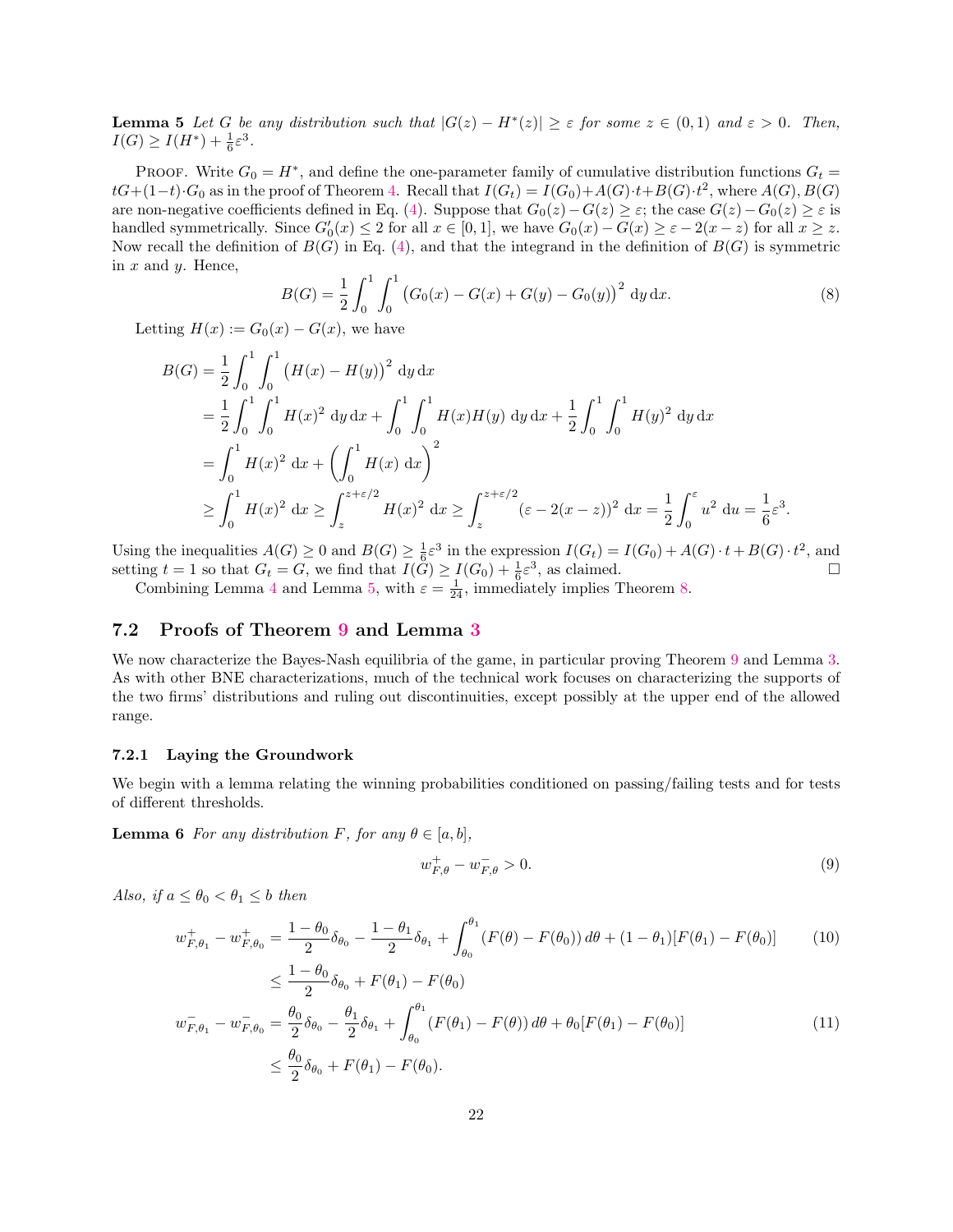**Lemma 5** *Let $G$ be any distribution such that $|G(z) - H^*(z)| \geq \varepsilon$ for some $z \in (0,1)$ and $\varepsilon > 0$. Then, $I(G) \geq I(H^*) + \frac{1}{6}\varepsilon^3$.*

Proof. Write $G_0 = H^*$, and define the one-parameter family of cumulative distribution functions $G_t = tG + (1-t) \cdot G_0$ as in the proof of Theorem 4. Recall that $I(G_t) = I(G_0) + A(G) \cdot t + B(G) \cdot t^2$, where $A(G), B(G)$ are non-negative coefficients defined in Eq. (4). Suppose that $G_0(z) - G(z) \geq \varepsilon$; the case $G(z) - G_0(z) \geq \varepsilon$ is handled symmetrically. Since $G_0'(x) \leq 2$ for all $x \in [0,1]$, we have $G_0(x) - G(x) \geq \varepsilon - 2(x-z)$ for all $x \geq z$. Now recall the definition of $B(G)$ in Eq. (4), and that the integrand in the definition of $B(G)$ is symmetric in $x$ and $y$. Hence,

$$B(G) = \frac{1}{2} \int_0^1 \int_0^1 \left(G_0(x) - G(x) + G(y) - G_0(y)\right)^2 \,\mathrm{d}y \,\mathrm{d}x. \tag{8}$$

Letting $H(x) := G_0(x) - G(x)$, we have

$$\begin{aligned}
B(G) &= \frac{1}{2} \int_0^1 \int_0^1 \left(H(x) - H(y)\right)^2 \,\mathrm{d}y \,\mathrm{d}x \\
&= \frac{1}{2} \int_0^1 \int_0^1 H(x)^2 \,\mathrm{d}y \,\mathrm{d}x + \int_0^1 \int_0^1 H(x)H(y) \,\mathrm{d}y \,\mathrm{d}x + \frac{1}{2} \int_0^1 \int_0^1 H(y)^2 \,\mathrm{d}y \,\mathrm{d}x \\
&= \int_0^1 H(x)^2 \,\mathrm{d}x + \left(\int_0^1 H(x) \,\mathrm{d}x\right)^2 \\
&\geq \int_0^1 H(x)^2 \,\mathrm{d}x \geq \int_z^{z+\varepsilon/2} H(x)^2 \,\mathrm{d}x \geq \int_z^{z+\varepsilon/2} (\varepsilon - 2(x-z))^2 \,\mathrm{d}x = \frac{1}{2} \int_0^\varepsilon u^2 \,\mathrm{d}u = \frac{1}{6}\varepsilon^3.
\end{aligned}$$

Using the inequalities $A(G) \geq 0$ and $B(G) \geq \frac{1}{6}\varepsilon^3$ in the expression $I(G_t) = I(G_0) + A(G) \cdot t + B(G) \cdot t^2$, and setting $t = 1$ so that $G_t = G$, we find that $I(G) \geq I(G_0) + \frac{1}{6}\varepsilon^3$, as claimed. $\square$

Combining Lemma 4 and Lemma 5, with $\varepsilon = \frac{1}{24}$, immediately implies Theorem 8.

## 7.2 Proofs of Theorem 9 and Lemma 3

We now characterize the Bayes-Nash equilibria of the game, in particular proving Theorem 9 and Lemma 3. As with other BNE characterizations, much of the technical work focuses on characterizing the supports of the two firms' distributions and ruling out discontinuities, except possibly at the upper end of the allowed range.

### 7.2.1 Laying the Groundwork

We begin with a lemma relating the winning probabilities conditioned on passing/failing tests and for tests of different thresholds.

**Lemma 6** *For any distribution $F$, for any $\theta \in [a,b]$,*

$$w^+_{F,\theta} - w^-_{F,\theta} > 0. \tag{9}$$

*Also, if $a \leq \theta_0 < \theta_1 \leq b$ then*

$$\begin{aligned}
w^+_{F,\theta_1} - w^+_{F,\theta_0} &= \frac{1-\theta_0}{2}\delta_{\theta_0} - \frac{1-\theta_1}{2}\delta_{\theta_1} + \int_{\theta_0}^{\theta_1} (F(\theta) - F(\theta_0))\, d\theta + (1-\theta_1)[F(\theta_1) - F(\theta_0)] \qquad (10) \\
&\leq \frac{1-\theta_0}{2}\delta_{\theta_0} + F(\theta_1) - F(\theta_0) \\
w^-_{F,\theta_1} - w^-_{F,\theta_0} &= \frac{\theta_0}{2}\delta_{\theta_0} - \frac{\theta_1}{2}\delta_{\theta_1} + \int_{\theta_0}^{\theta_1} (F(\theta_1) - F(\theta))\, d\theta + \theta_0[F(\theta_1) - F(\theta_0)] \qquad (11) \\
&\leq \frac{\theta_0}{2}\delta_{\theta_0} + F(\theta_1) - F(\theta_0).
\end{aligned}$$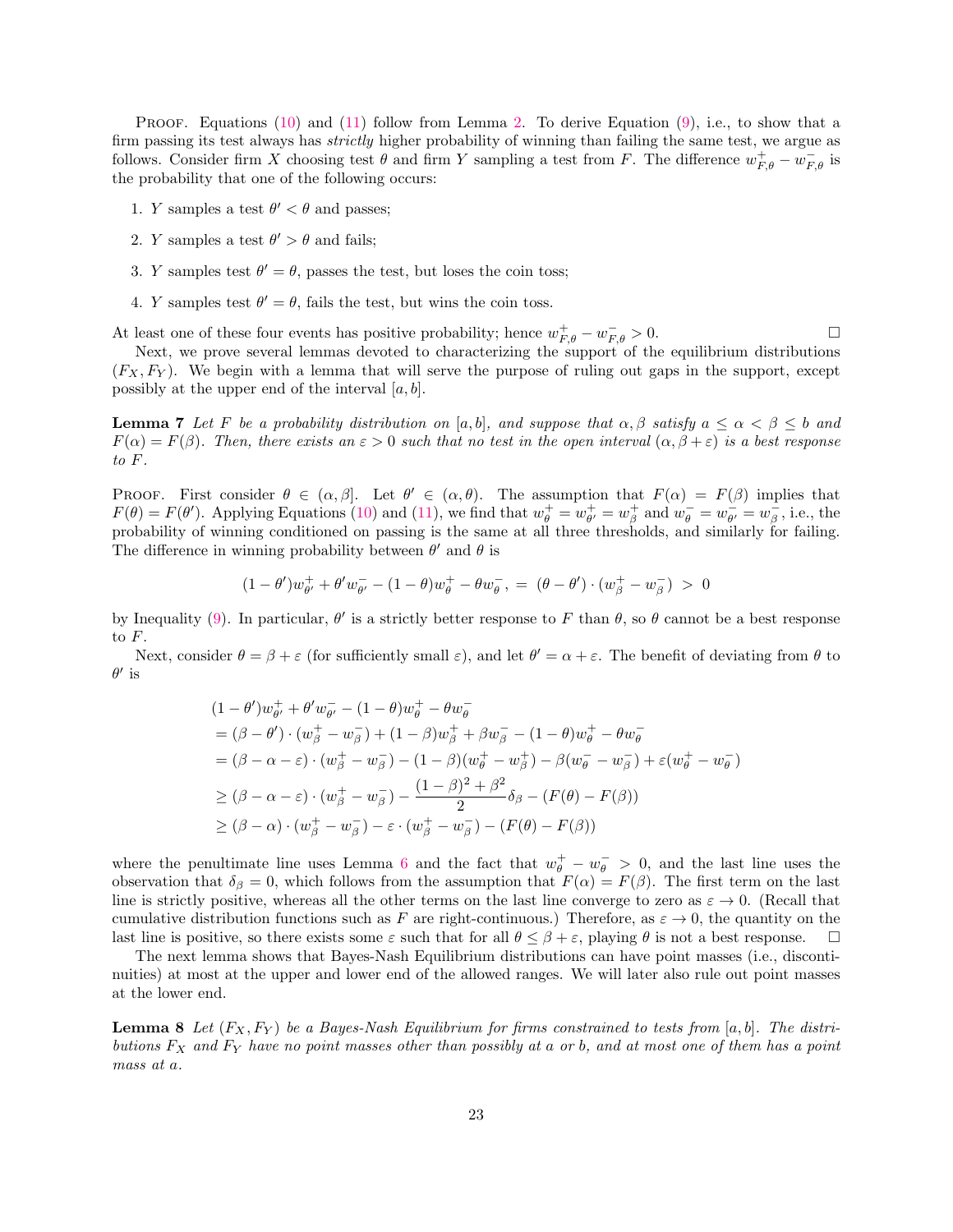Proof. Equations (10) and (11) follow from Lemma 2. To derive Equation (9), i.e., to show that a firm passing its test always has *strictly* higher probability of winning than failing the same test, we argue as follows. Consider firm $X$ choosing test $\theta$ and firm $Y$ sampling a test from $F$. The difference $w^+_{F,\theta} - w^-_{F,\theta}$ is the probability that one of the following occurs:

1. $Y$ samples a test $\theta' < \theta$ and passes;
2. $Y$ samples a test $\theta' > \theta$ and fails;
3. $Y$ samples test $\theta' = \theta$, passes the test, but loses the coin toss;
4. $Y$ samples test $\theta' = \theta$, fails the test, but wins the coin toss.

At least one of these four events has positive probability; hence $w^+_{F,\theta} - w^-_{F,\theta} > 0$. □

Next, we prove several lemmas devoted to characterizing the support of the equilibrium distributions $(F_X, F_Y)$. We begin with a lemma that will serve the purpose of ruling out gaps in the support, except possibly at the upper end of the interval $[a, b]$.

**Lemma 7** *Let $F$ be a probability distribution on $[a, b]$, and suppose that $\alpha, \beta$ satisfy $a \le \alpha < \beta \le b$ and $F(\alpha) = F(\beta)$. Then, there exists an $\varepsilon > 0$ such that no test in the open interval $(\alpha, \beta + \varepsilon)$ is a best response to $F$.*

Proof. First consider $\theta \in (\alpha, \beta]$. Let $\theta' \in (\alpha, \theta)$. The assumption that $F(\alpha) = F(\beta)$ implies that $F(\theta) = F(\theta')$. Applying Equations (10) and (11), we find that $w^+_\theta = w^+_{\theta'} = w^+_\beta$ and $w^-_\theta = w^-_{\theta'} = w^-_\beta$, i.e., the probability of winning conditioned on passing is the same at all three thresholds, and similarly for failing. The difference in winning probability between $\theta'$ and $\theta$ is

$$(1-\theta')w^+_{\theta'} + \theta' w^-_{\theta'} - (1-\theta)w^+_\theta - \theta w^-_\theta, \;=\; (\theta - \theta') \cdot (w^+_\beta - w^-_\beta) \;>\; 0$$

by Inequality (9). In particular, $\theta'$ is a strictly better response to $F$ than $\theta$, so $\theta$ cannot be a best response to $F$.

Next, consider $\theta = \beta + \varepsilon$ (for sufficiently small $\varepsilon$), and let $\theta' = \alpha + \varepsilon$. The benefit of deviating from $\theta$ to $\theta'$ is

$$\begin{aligned}
&(1-\theta')w^+_{\theta'} + \theta' w^-_{\theta'} - (1-\theta)w^+_\theta - \theta w^-_\theta \\
&= (\beta - \theta') \cdot (w^+_\beta - w^-_\beta) + (1-\beta)w^+_\beta + \beta w^-_\beta - (1-\theta)w^+_\theta - \theta w^-_\theta \\
&= (\beta - \alpha - \varepsilon) \cdot (w^+_\beta - w^-_\beta) - (1-\beta)(w^+_\theta - w^+_\beta) - \beta(w^-_\theta - w^-_\beta) + \varepsilon(w^+_\theta - w^-_\theta) \\
&\ge (\beta - \alpha - \varepsilon) \cdot (w^+_\beta - w^-_\beta) - \frac{(1-\beta)^2 + \beta^2}{2}\delta_\beta - (F(\theta) - F(\beta)) \\
&\ge (\beta - \alpha) \cdot (w^+_\beta - w^-_\beta) - \varepsilon \cdot (w^+_\beta - w^-_\beta) - (F(\theta) - F(\beta))
\end{aligned}$$

where the penultimate line uses Lemma 6 and the fact that $w^+_\theta - w^-_\theta > 0$, and the last line uses the observation that $\delta_\beta = 0$, which follows from the assumption that $F(\alpha) = F(\beta)$. The first term on the last line is strictly positive, whereas all the other terms on the last line converge to zero as $\varepsilon \to 0$. (Recall that cumulative distribution functions such as $F$ are right-continuous.) Therefore, as $\varepsilon \to 0$, the quantity on the last line is positive, so there exists some $\varepsilon$ such that for all $\theta \le \beta + \varepsilon$, playing $\theta$ is not a best response. □

The next lemma shows that Bayes-Nash Equilibrium distributions can have point masses (i.e., discontinuities) at most at the upper and lower end of the allowed ranges. We will later also rule out point masses at the lower end.

**Lemma 8** *Let $(F_X, F_Y)$ be a Bayes-Nash Equilibrium for firms constrained to tests from $[a, b]$. The distributions $F_X$ and $F_Y$ have no point masses other than possibly at $a$ or $b$, and at most one of them has a point mass at $a$.*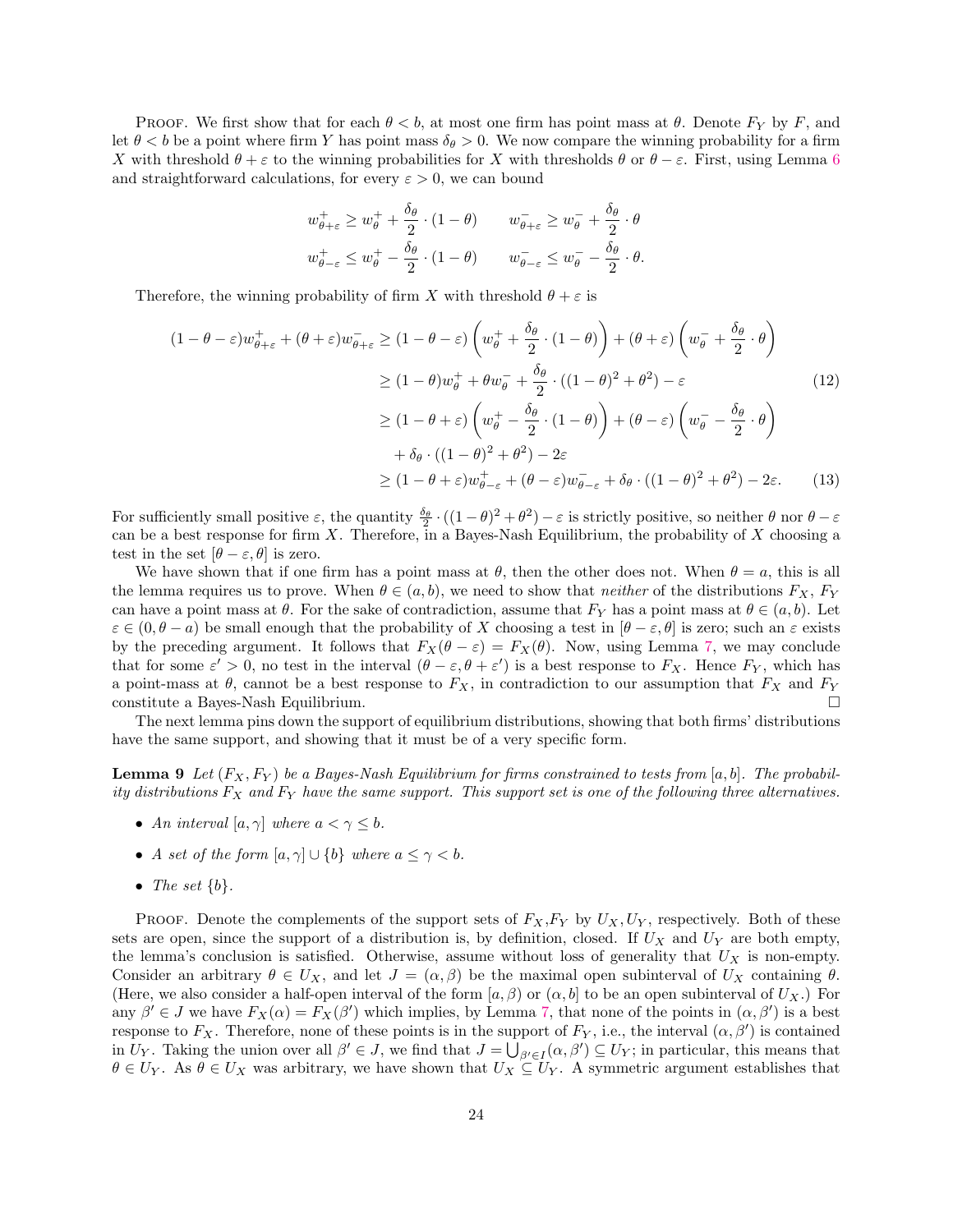PROOF. We first show that for each $\theta < b$, at most one firm has point mass at $\theta$. Denote $F_Y$ by $F$, and let $\theta < b$ be a point where firm $Y$ has point mass $\delta_\theta > 0$. We now compare the winning probability for a firm $X$ with threshold $\theta + \varepsilon$ to the winning probabilities for $X$ with thresholds $\theta$ or $\theta - \varepsilon$. First, using Lemma 6 and straightforward calculations, for every $\varepsilon > 0$, we can bound

$$
\begin{aligned}
w^+_{\theta+\varepsilon} &\geq w^+_\theta + \frac{\delta_\theta}{2} \cdot (1-\theta) \qquad & w^-_{\theta+\varepsilon} &\geq w^-_\theta + \frac{\delta_\theta}{2} \cdot \theta \\
w^+_{\theta-\varepsilon} &\leq w^+_\theta - \frac{\delta_\theta}{2} \cdot (1-\theta) \qquad & w^-_{\theta-\varepsilon} &\leq w^-_\theta - \frac{\delta_\theta}{2} \cdot \theta.
\end{aligned}
$$

Therefore, the winning probability of firm $X$ with threshold $\theta + \varepsilon$ is

$$
\begin{aligned}
(1-\theta-\varepsilon)w^+_{\theta+\varepsilon} + (\theta+\varepsilon)w^-_{\theta+\varepsilon} &\geq (1-\theta-\varepsilon)\left(w^+_\theta + \frac{\delta_\theta}{2}\cdot(1-\theta)\right) + (\theta+\varepsilon)\left(w^-_\theta + \frac{\delta_\theta}{2}\cdot\theta\right) \\
&\geq (1-\theta)w^+_\theta + \theta w^-_\theta + \frac{\delta_\theta}{2}\cdot((1-\theta)^2+\theta^2) - \varepsilon \qquad (12)\\
&\geq (1-\theta+\varepsilon)\left(w^+_\theta - \frac{\delta_\theta}{2}\cdot(1-\theta)\right) + (\theta-\varepsilon)\left(w^-_\theta - \frac{\delta_\theta}{2}\cdot\theta\right) \\
&\quad + \delta_\theta \cdot ((1-\theta)^2+\theta^2) - 2\varepsilon \\
&\geq (1-\theta+\varepsilon)w^+_{\theta-\varepsilon} + (\theta-\varepsilon)w^-_{\theta-\varepsilon} + \delta_\theta\cdot((1-\theta)^2+\theta^2) - 2\varepsilon. \qquad (13)
\end{aligned}
$$

For sufficiently small positive $\varepsilon$, the quantity $\frac{\delta_\theta}{2}\cdot((1-\theta)^2+\theta^2) - \varepsilon$ is strictly positive, so neither $\theta$ nor $\theta - \varepsilon$ can be a best response for firm $X$. Therefore, in a Bayes-Nash Equilibrium, the probability of $X$ choosing a test in the set $[\theta-\varepsilon, \theta]$ is zero.

We have shown that if one firm has a point mass at $\theta$, then the other does not. When $\theta = a$, this is all the lemma requires us to prove. When $\theta \in (a, b)$, we need to show that *neither* of the distributions $F_X$, $F_Y$ can have a point mass at $\theta$. For the sake of contradiction, assume that $F_Y$ has a point mass at $\theta \in (a, b)$. Let $\varepsilon \in (0, \theta - a)$ be small enough that the probability of $X$ choosing a test in $[\theta - \varepsilon, \theta]$ is zero; such an $\varepsilon$ exists by the preceding argument. It follows that $F_X(\theta - \varepsilon) = F_X(\theta)$. Now, using Lemma 7, we may conclude that for some $\varepsilon' > 0$, no test in the interval $(\theta - \varepsilon, \theta + \varepsilon')$ is a best response to $F_X$. Hence $F_Y$, which has a point-mass at $\theta$, cannot be a best response to $F_X$, in contradiction to our assumption that $F_X$ and $F_Y$ constitute a Bayes-Nash Equilibrium. □

The next lemma pins down the support of equilibrium distributions, showing that both firms' distributions have the same support, and showing that it must be of a very specific form.

**Lemma 9** *Let $(F_X, F_Y)$ be a Bayes-Nash Equilibrium for firms constrained to tests from $[a, b]$. The probability distributions $F_X$ and $F_Y$ have the same support. This support set is one of the following three alternatives.*

- *An interval $[a, \gamma]$ where $a < \gamma \leq b$.*
- *A set of the form $[a, \gamma] \cup \{b\}$ where $a \leq \gamma < b$.*
- *The set $\{b\}$.*

PROOF. Denote the complements of the support sets of $F_X$,$F_Y$ by $U_X$, $U_Y$, respectively. Both of these sets are open, since the support of a distribution is, by definition, closed. If $U_X$ and $U_Y$ are both empty, the lemma's conclusion is satisfied. Otherwise, assume without loss of generality that $U_X$ is non-empty. Consider an arbitrary $\theta \in U_X$, and let $J = (\alpha, \beta)$ be the maximal open subinterval of $U_X$ containing $\theta$. (Here, we also consider a half-open interval of the form $[a, \beta)$ or $(\alpha, b]$ to be an open subinterval of $U_X$.) For any $\beta' \in J$ we have $F_X(\alpha) = F_X(\beta')$ which implies, by Lemma 7, that none of the points in $(\alpha, \beta')$ is a best response to $F_X$. Therefore, none of these points is in the support of $F_Y$, i.e., the interval $(\alpha, \beta')$ is contained in $U_Y$. Taking the union over all $\beta' \in J$, we find that $J = \bigcup_{\beta' \in I}(\alpha, \beta') \subseteq U_Y$; in particular, this means that $\theta \in U_Y$. As $\theta \in U_X$ was arbitrary, we have shown that $U_X \subseteq U_Y$. A symmetric argument establishes that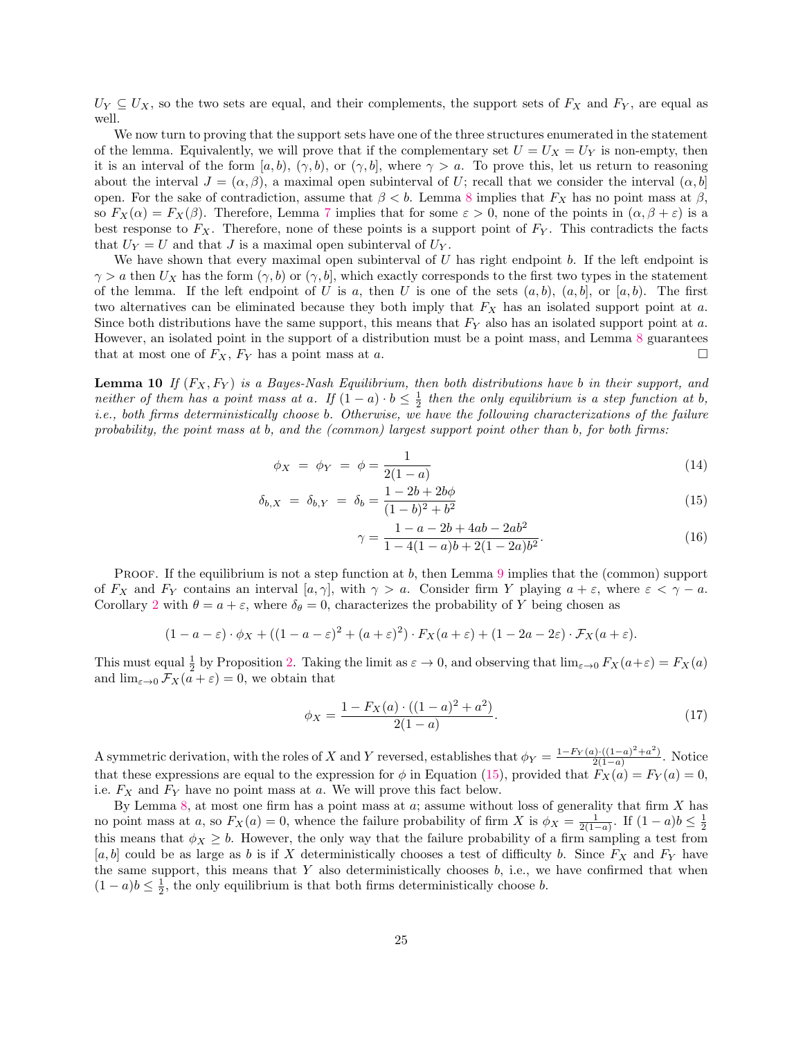$U_Y \subseteq U_X$, so the two sets are equal, and their complements, the support sets of $F_X$ and $F_Y$, are equal as well.

We now turn to proving that the support sets have one of the three structures enumerated in the statement of the lemma. Equivalently, we will prove that if the complementary set $U = U_X = U_Y$ is non-empty, then it is an interval of the form $[a, b)$, $(\gamma, b)$, or $(\gamma, b]$, where $\gamma > a$. To prove this, let us return to reasoning about the interval $J = (\alpha, \beta)$, a maximal open subinterval of $U$; recall that we consider the interval $(\alpha, b]$ open. For the sake of contradiction, assume that $\beta < b$. Lemma 8 implies that $F_X$ has no point mass at $\beta$, so $F_X(\alpha) = F_X(\beta)$. Therefore, Lemma 7 implies that for some $\varepsilon > 0$, none of the points in $(\alpha, \beta + \varepsilon)$ is a best response to $F_X$. Therefore, none of these points is a support point of $F_Y$. This contradicts the facts that $U_Y = U$ and that $J$ is a maximal open subinterval of $U_Y$.

We have shown that every maximal open subinterval of $U$ has right endpoint $b$. If the left endpoint is $\gamma > a$ then $U_X$ has the form $(\gamma, b)$ or $(\gamma, b]$, which exactly corresponds to the first two types in the statement of the lemma. If the left endpoint of $U$ is $a$, then $U$ is one of the sets $(a, b)$, $(a, b]$, or $[a, b)$. The first two alternatives can be eliminated because they both imply that $F_X$ has an isolated support point at $a$. Since both distributions have the same support, this means that $F_Y$ also has an isolated support point at $a$. However, an isolated point in the support of a distribution must be a point mass, and Lemma 8 guarantees that at most one of $F_X$, $F_Y$ has a point mass at $a$. □

**Lemma 10** *If $(F_X, F_Y)$ is a Bayes-Nash Equilibrium, then both distributions have $b$ in their support, and neither of them has a point mass at $a$. If $(1 - a) \cdot b \le \frac{1}{2}$ then the only equilibrium is a step function at $b$, i.e., both firms deterministically choose $b$. Otherwise, we have the following characterizations of the failure probability, the point mass at $b$, and the (common) largest support point other than $b$, for both firms:*

$$\phi_X = \phi_Y = \phi = \frac{1}{2(1-a)} \tag{14}$$

$$\delta_{b,X} = \delta_{b,Y} = \delta_b = \frac{1 - 2b + 2b\phi}{(1-b)^2 + b^2} \tag{15}$$

$$\gamma = \frac{1 - a - 2b + 4ab - 2ab^2}{1 - 4(1-a)b + 2(1-2a)b^2}. \tag{16}$$

Proof. If the equilibrium is not a step function at $b$, then Lemma 9 implies that the (common) support of $F_X$ and $F_Y$ contains an interval $[a, \gamma]$, with $\gamma > a$. Consider firm $Y$ playing $a + \varepsilon$, where $\varepsilon < \gamma - a$. Corollary 2 with $\theta = a + \varepsilon$, where $\delta_\theta = 0$, characterizes the probability of $Y$ being chosen as

$$(1 - a - \varepsilon) \cdot \phi_X + ((1 - a - \varepsilon)^2 + (a + \varepsilon)^2) \cdot F_X(a + \varepsilon) + (1 - 2a - 2\varepsilon) \cdot \mathcal{F}_X(a + \varepsilon).$$

This must equal $\frac{1}{2}$ by Proposition 2. Taking the limit as $\varepsilon \to 0$, and observing that $\lim_{\varepsilon \to 0} F_X(a+\varepsilon) = F_X(a)$ and $\lim_{\varepsilon \to 0} \mathcal{F}_X(a + \varepsilon) = 0$, we obtain that

$$\phi_X = \frac{1 - F_X(a) \cdot ((1-a)^2 + a^2)}{2(1-a)}. \tag{17}$$

A symmetric derivation, with the roles of $X$ and $Y$ reversed, establishes that $\phi_Y = \frac{1 - F_Y(a) \cdot ((1-a)^2 + a^2)}{2(1-a)}$. Notice that these expressions are equal to the expression for $\phi$ in Equation (15), provided that $F_X(a) = F_Y(a) = 0$, i.e. $F_X$ and $F_Y$ have no point mass at $a$. We will prove this fact below.

By Lemma 8, at most one firm has a point mass at $a$; assume without loss of generality that firm $X$ has no point mass at $a$, so $F_X(a) = 0$, whence the failure probability of firm $X$ is $\phi_X = \frac{1}{2(1-a)}$. If $(1 - a)b \le \frac{1}{2}$ this means that $\phi_X \ge b$. However, the only way that the failure probability of a firm sampling a test from $[a, b]$ could be as large as $b$ is if $X$ deterministically chooses a test of difficulty $b$. Since $F_X$ and $F_Y$ have the same support, this means that $Y$ also deterministically chooses $b$, i.e., we have confirmed that when $(1 - a)b \le \frac{1}{2}$, the only equilibrium is that both firms deterministically choose $b$.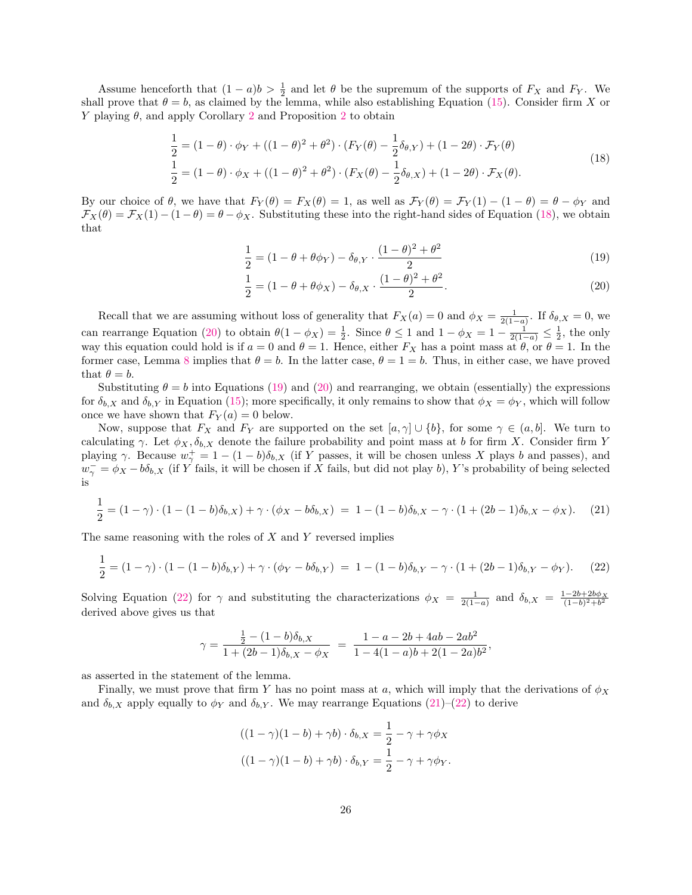Assume henceforth that $(1-a)b > \frac{1}{2}$ and let $\theta$ be the supremum of the supports of $F_X$ and $F_Y$. We shall prove that $\theta = b$, as claimed by the lemma, while also establishing Equation (15). Consider firm $X$ or $Y$ playing $\theta$, and apply Corollary 2 and Proposition 2 to obtain

$$
\begin{aligned}
\frac{1}{2} &= (1-\theta)\cdot\phi_Y + ((1-\theta)^2+\theta^2)\cdot(F_Y(\theta) - \frac{1}{2}\delta_{\theta,Y}) + (1-2\theta)\cdot\mathcal{F}_Y(\theta) \\
\frac{1}{2} &= (1-\theta)\cdot\phi_X + ((1-\theta)^2+\theta^2)\cdot(F_X(\theta) - \frac{1}{2}\delta_{\theta,X}) + (1-2\theta)\cdot\mathcal{F}_X(\theta).
\end{aligned}
\tag{18}
$$

By our choice of $\theta$, we have that $F_Y(\theta) = F_X(\theta) = 1$, as well as $\mathcal{F}_Y(\theta) = \mathcal{F}_Y(1) - (1-\theta) = \theta - \phi_Y$ and $\mathcal{F}_X(\theta) = \mathcal{F}_X(1) - (1-\theta) = \theta - \phi_X$. Substituting these into the right-hand sides of Equation (18), we obtain that

$$
\frac{1}{2} = (1-\theta+\theta\phi_Y) - \delta_{\theta,Y}\cdot\frac{(1-\theta)^2+\theta^2}{2} \tag{19}
$$

$$
\frac{1}{2} = (1-\theta+\theta\phi_X) - \delta_{\theta,X}\cdot\frac{(1-\theta)^2+\theta^2}{2}. \tag{20}
$$

Recall that we are assuming without loss of generality that $F_X(a) = 0$ and $\phi_X = \frac{1}{2(1-a)}$. If $\delta_{\theta,X} = 0$, we can rearrange Equation (20) to obtain $\theta(1-\phi_X) = \frac{1}{2}$. Since $\theta \le 1$ and $1 - \phi_X = 1 - \frac{1}{2(1-a)} \le \frac{1}{2}$, the only way this equation could hold is if $a = 0$ and $\theta = 1$. Hence, either $F_X$ has a point mass at $\theta$, or $\theta = 1$. In the former case, Lemma 8 implies that $\theta = b$. In the latter case, $\theta = 1 = b$. Thus, in either case, we have proved that $\theta = b$.

Substituting $\theta = b$ into Equations (19) and (20) and rearranging, we obtain (essentially) the expressions for $\delta_{b,X}$ and $\delta_{b,Y}$ in Equation (15); more specifically, it only remains to show that $\phi_X = \phi_Y$, which will follow once we have shown that $F_Y(a) = 0$ below.

Now, suppose that $F_X$ and $F_Y$ are supported on the set $[a,\gamma]\cup\{b\}$, for some $\gamma\in(a,b]$. We turn to calculating $\gamma$. Let $\phi_X, \delta_{b,X}$ denote the failure probability and point mass at $b$ for firm $X$. Consider firm $Y$ playing $\gamma$. Because $w^+_\gamma = 1-(1-b)\delta_{b,X}$ (if $Y$ passes, it will be chosen unless $X$ plays $b$ and passes), and $w^-_\gamma = \phi_X - b\delta_{b,X}$ (if $Y$ fails, it will be chosen if $X$ fails, but did not play $b$), $Y$'s probability of being selected is

$$
\frac{1}{2} = (1-\gamma)\cdot(1-(1-b)\delta_{b,X}) + \gamma\cdot(\phi_X - b\delta_{b,X}) \;=\; 1-(1-b)\delta_{b,X} - \gamma\cdot(1+(2b-1)\delta_{b,X}-\phi_X). \tag{21}
$$

The same reasoning with the roles of $X$ and $Y$ reversed implies

$$
\frac{1}{2} = (1-\gamma)\cdot(1-(1-b)\delta_{b,Y}) + \gamma\cdot(\phi_Y - b\delta_{b,Y}) \;=\; 1-(1-b)\delta_{b,Y} - \gamma\cdot(1+(2b-1)\delta_{b,Y}-\phi_Y). \tag{22}
$$

Solving Equation (22) for $\gamma$ and substituting the characterizations $\phi_X = \frac{1}{2(1-a)}$ and $\delta_{b,X} = \frac{1-2b+2b\phi_X}{(1-b)^2+b^2}$ derived above gives us that

$$
\gamma = \frac{\frac{1}{2}-(1-b)\delta_{b,X}}{1+(2b-1)\delta_{b,X}-\phi_X} \;=\; \frac{1-a-2b+4ab-2ab^2}{1-4(1-a)b+2(1-2a)b^2},
$$

as asserted in the statement of the lemma.

Finally, we must prove that firm $Y$ has no point mass at $a$, which will imply that the derivations of $\phi_X$ and $\delta_{b,X}$ apply equally to $\phi_Y$ and $\delta_{b,Y}$. We may rearrange Equations (21)–(22) to derive

$$
\begin{aligned}
((1-\gamma)(1-b)+\gamma b)\cdot\delta_{b,X} &= \frac{1}{2} - \gamma + \gamma\phi_X \\
((1-\gamma)(1-b)+\gamma b)\cdot\delta_{b,Y} &= \frac{1}{2} - \gamma + \gamma\phi_Y.
\end{aligned}
$$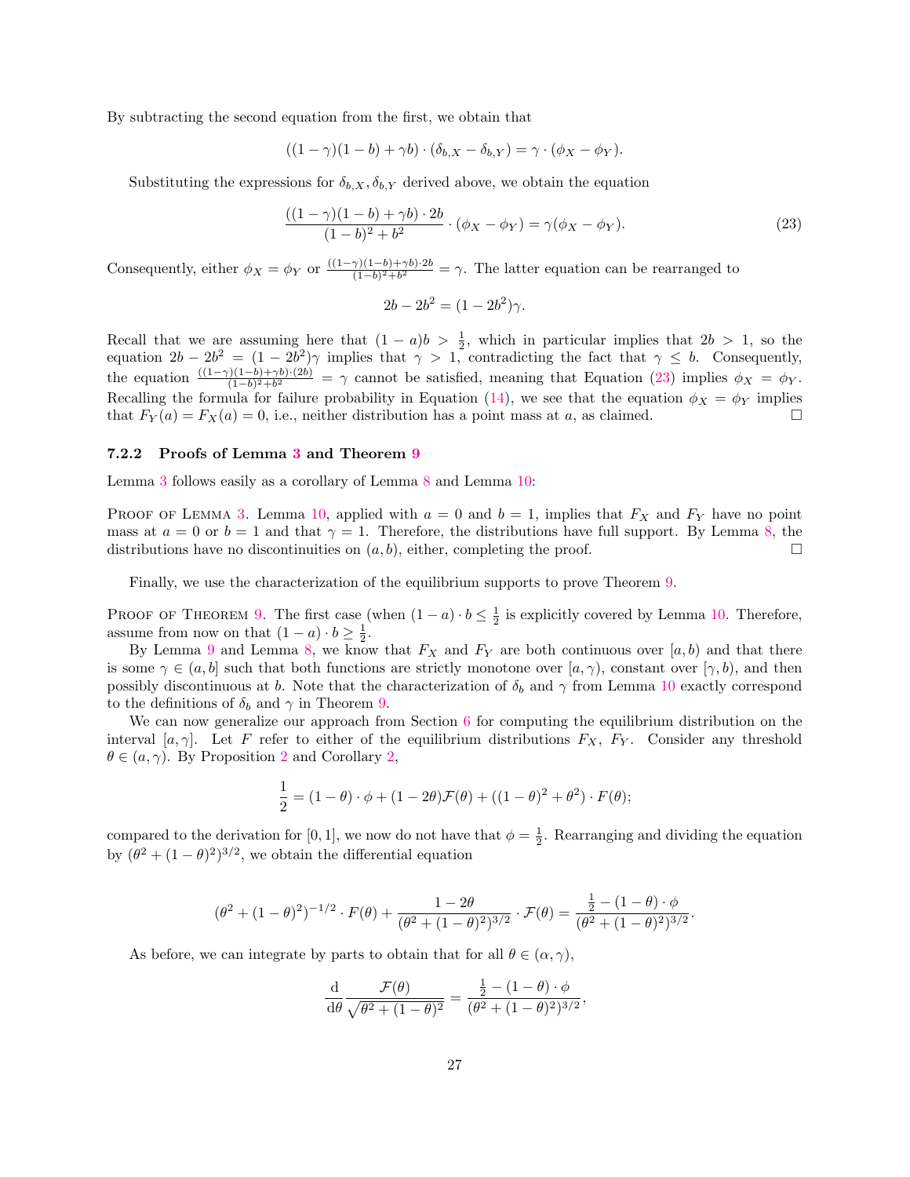By subtracting the second equation from the first, we obtain that

$$((1-\gamma)(1-b)+\gamma b)\cdot(\delta_{b,X}-\delta_{b,Y}) = \gamma\cdot(\phi_X-\phi_Y).$$

Substituting the expressions for $\delta_{b,X}, \delta_{b,Y}$ derived above, we obtain the equation

$$\frac{((1-\gamma)(1-b)+\gamma b)\cdot 2b}{(1-b)^2+b^2}\cdot(\phi_X-\phi_Y) = \gamma(\phi_X-\phi_Y). \tag{23}$$

Consequently, either $\phi_X = \phi_Y$ or $\frac{((1-\gamma)(1-b)+\gamma b)\cdot 2b}{(1-b)^2+b^2} = \gamma$. The latter equation can be rearranged to

$$2b - 2b^2 = (1-2b^2)\gamma.$$

Recall that we are assuming here that $(1-a)b > \frac{1}{2}$, which in particular implies that $2b > 1$, so the equation $2b - 2b^2 = (1-2b^2)\gamma$ implies that $\gamma > 1$, contradicting the fact that $\gamma \leq b$. Consequently, the equation $\frac{((1-\gamma)(1-b)+\gamma b)\cdot(2b)}{(1-b)^2+b^2} = \gamma$ cannot be satisfied, meaning that Equation (23) implies $\phi_X = \phi_Y$. Recalling the formula for failure probability in Equation (14), we see that the equation $\phi_X = \phi_Y$ implies that $F_Y(a) = F_X(a) = 0$, i.e., neither distribution has a point mass at $a$, as claimed. □

### 7.2.2 Proofs of Lemma 3 and Theorem 9

Lemma 3 follows easily as a corollary of Lemma 8 and Lemma 10:

Proof of Lemma 3. Lemma 10, applied with $a = 0$ and $b = 1$, implies that $F_X$ and $F_Y$ have no point mass at $a = 0$ or $b = 1$ and that $\gamma = 1$. Therefore, the distributions have full support. By Lemma 8, the distributions have no discontinuities on $(a, b)$, either, completing the proof. □

Finally, we use the characterization of the equilibrium supports to prove Theorem 9.

Proof of Theorem 9. The first case (when $(1-a)\cdot b \leq \frac{1}{2}$ is explicitly covered by Lemma 10. Therefore, assume from now on that $(1-a)\cdot b \geq \frac{1}{2}$.

By Lemma 9 and Lemma 8, we know that $F_X$ and $F_Y$ are both continuous over $[a, b)$ and that there is some $\gamma \in (a, b]$ such that both functions are strictly monotone over $[a, \gamma)$, constant over $[\gamma, b)$, and then possibly discontinuous at $b$. Note that the characterization of $\delta_b$ and $\gamma$ from Lemma 10 exactly correspond to the definitions of $\delta_b$ and $\gamma$ in Theorem 9.

We can now generalize our approach from Section 6 for computing the equilibrium distribution on the interval $[a, \gamma]$. Let $F$ refer to either of the equilibrium distributions $F_X$, $F_Y$. Consider any threshold $\theta \in (a, \gamma)$. By Proposition 2 and Corollary 2,

$$\frac{1}{2} = (1-\theta)\cdot\phi + (1-2\theta)\mathcal{F}(\theta) + ((1-\theta)^2+\theta^2)\cdot F(\theta);$$

compared to the derivation for $[0, 1]$, we now do not have that $\phi = \frac{1}{2}$. Rearranging and dividing the equation by $(\theta^2 + (1-\theta)^2)^{3/2}$, we obtain the differential equation

$$(\theta^2+(1-\theta)^2)^{-1/2}\cdot F(\theta) + \frac{1-2\theta}{(\theta^2+(1-\theta)^2)^{3/2}}\cdot\mathcal{F}(\theta) = \frac{\frac{1}{2}-(1-\theta)\cdot\phi}{(\theta^2+(1-\theta)^2)^{3/2}}.$$

As before, we can integrate by parts to obtain that for all $\theta \in (\alpha, \gamma)$,

$$\frac{\mathrm{d}}{\mathrm{d}\theta}\frac{\mathcal{F}(\theta)}{\sqrt{\theta^2+(1-\theta)^2}} = \frac{\frac{1}{2}-(1-\theta)\cdot\phi}{(\theta^2+(1-\theta)^2)^{3/2}},$$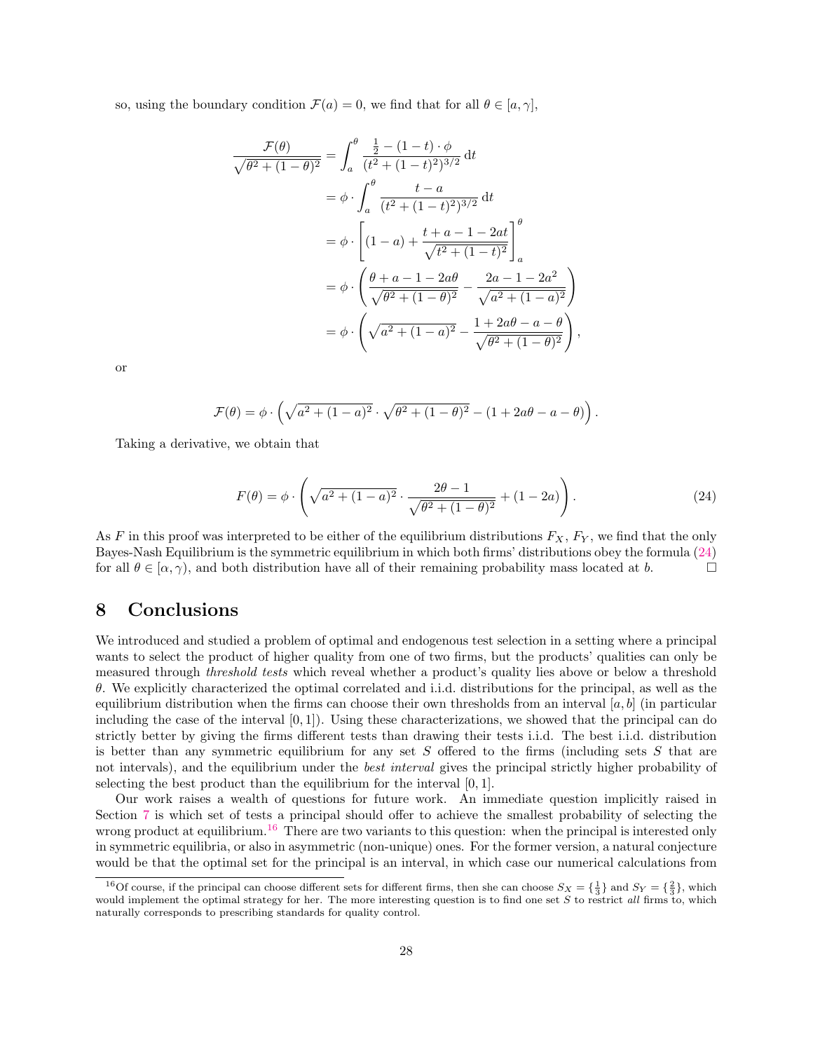so, using the boundary condition $\mathcal{F}(a) = 0$, we find that for all $\theta \in [a, \gamma]$,

$$
\begin{aligned}
\frac{\mathcal{F}(\theta)}{\sqrt{\theta^2 + (1-\theta)^2}} &= \int_a^\theta \frac{\frac{1}{2} - (1-t)\cdot\phi}{(t^2 + (1-t)^2)^{3/2}}\,\mathrm{d}t \\
&= \phi \cdot \int_a^\theta \frac{t-a}{(t^2+(1-t)^2)^{3/2}}\,\mathrm{d}t \\
&= \phi \cdot \left[(1-a) + \frac{t + a - 1 - 2at}{\sqrt{t^2+(1-t)^2}}\right]_a^\theta \\
&= \phi \cdot \left(\frac{\theta + a - 1 - 2a\theta}{\sqrt{\theta^2+(1-\theta)^2}} - \frac{2a - 1 - 2a^2}{\sqrt{a^2+(1-a)^2}}\right) \\
&= \phi \cdot \left(\sqrt{a^2+(1-a)^2} - \frac{1 + 2a\theta - a - \theta}{\sqrt{\theta^2+(1-\theta)^2}}\right),
\end{aligned}
$$

or

$$
\mathcal{F}(\theta) = \phi \cdot \left(\sqrt{a^2+(1-a)^2}\cdot\sqrt{\theta^2+(1-\theta)^2} - (1 + 2a\theta - a - \theta)\right).
$$

Taking a derivative, we obtain that

$$
F(\theta) = \phi \cdot \left(\sqrt{a^2+(1-a)^2}\cdot\frac{2\theta - 1}{\sqrt{\theta^2+(1-\theta)^2}} + (1-2a)\right). \tag{24}
$$

As $F$ in this proof was interpreted to be either of the equilibrium distributions $F_X$, $F_Y$, we find that the only Bayes-Nash Equilibrium is the symmetric equilibrium in which both firms' distributions obey the formula (24) for all $\theta \in [\alpha, \gamma)$, and both distribution have all of their remaining probability mass located at $b$. □

# 8 Conclusions

We introduced and studied a problem of optimal and endogenous test selection in a setting where a principal wants to select the product of higher quality from one of two firms, but the products' qualities can only be measured through *threshold tests* which reveal whether a product's quality lies above or below a threshold $\theta$. We explicitly characterized the optimal correlated and i.i.d. distributions for the principal, as well as the equilibrium distribution when the firms can choose their own thresholds from an interval $[a, b]$ (in particular including the case of the interval $[0, 1]$). Using these characterizations, we showed that the principal can do strictly better by giving the firms different tests than drawing their tests i.i.d. The best i.i.d. distribution is better than any symmetric equilibrium for any set $S$ offered to the firms (including sets $S$ that are not intervals), and the equilibrium under the *best interval* gives the principal strictly higher probability of selecting the best product than the equilibrium for the interval $[0, 1]$.

Our work raises a wealth of questions for future work. An immediate question implicitly raised in Section 7 is which set of tests a principal should offer to achieve the smallest probability of selecting the wrong product at equilibrium.[16] There are two variants to this question: when the principal is interested only in symmetric equilibria, or also in asymmetric (non-unique) ones. For the former version, a natural conjecture would be that the optimal set for the principal is an interval, in which case our numerical calculations from

[16] Of course, if the principal can choose different sets for different firms, then she can choose $S_X = \{\frac{1}{3}\}$ and $S_Y = \{\frac{2}{3}\}$, which would implement the optimal strategy for her. The more interesting question is to find one set $S$ to restrict *all* firms to, which naturally corresponds to prescribing standards for quality control.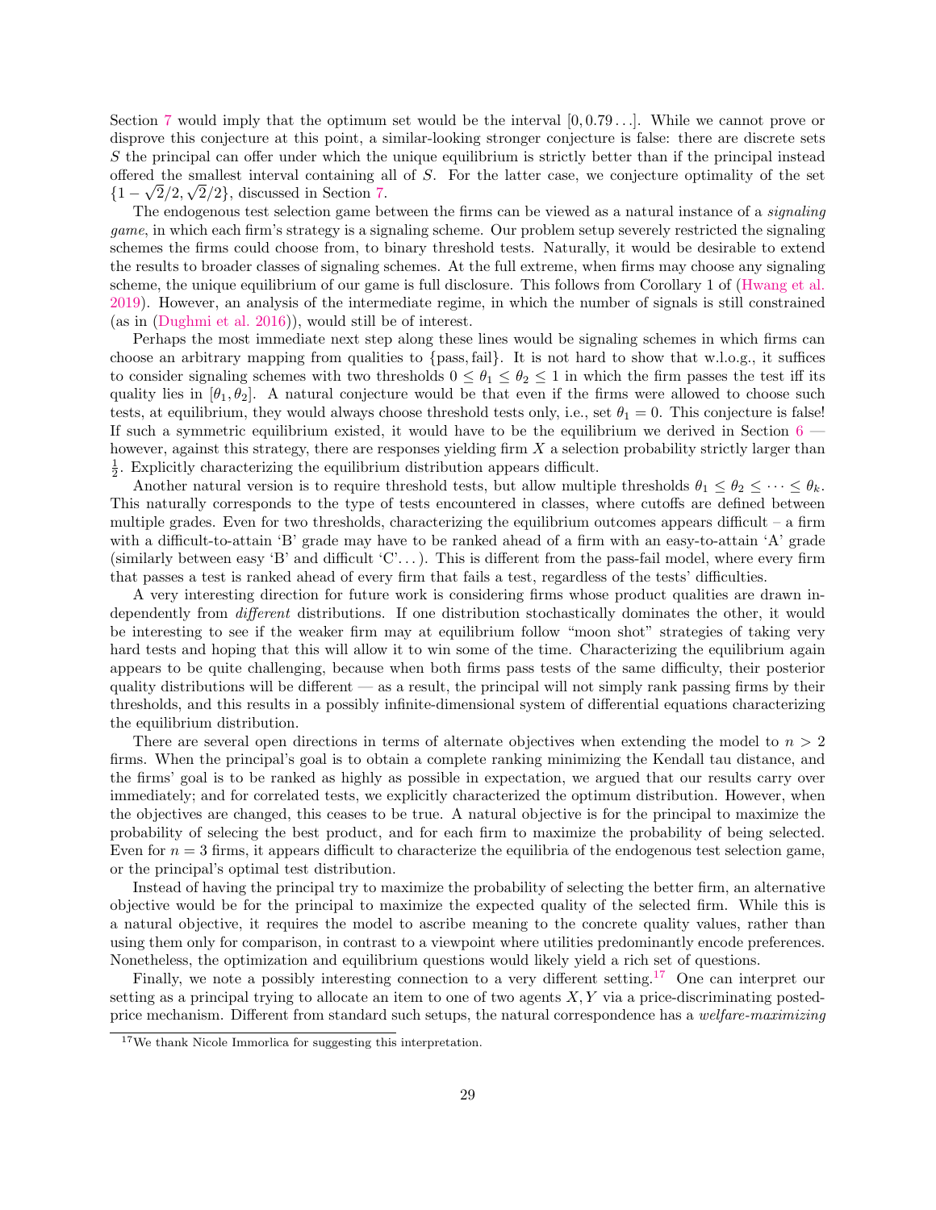Section 7 would imply that the optimum set would be the interval $[0, 0.79\ldots]$. While we cannot prove or disprove this conjecture at this point, a similar-looking stronger conjecture is false: there are discrete sets $S$ the principal can offer under which the unique equilibrium is strictly better than if the principal instead offered the smallest interval containing all of $S$. For the latter case, we conjecture optimality of the set $\{1 - \sqrt{2}/2, \sqrt{2}/2\}$, discussed in Section 7.

The endogenous test selection game between the firms can be viewed as a natural instance of a *signaling game*, in which each firm's strategy is a signaling scheme. Our problem setup severely restricted the signaling schemes the firms could choose from, to binary threshold tests. Naturally, it would be desirable to extend the results to broader classes of signaling schemes. At the full extreme, when firms may choose any signaling scheme, the unique equilibrium of our game is full disclosure. This follows from Corollary 1 of (Hwang et al. 2019). However, an analysis of the intermediate regime, in which the number of signals is still constrained (as in (Dughmi et al. 2016)), would still be of interest.

Perhaps the most immediate next step along these lines would be signaling schemes in which firms can choose an arbitrary mapping from qualities to {pass, fail}. It is not hard to show that w.l.o.g., it suffices to consider signaling schemes with two thresholds $0 \leq \theta_1 \leq \theta_2 \leq 1$ in which the firm passes the test iff its quality lies in $[\theta_1, \theta_2]$. A natural conjecture would be that even if the firms were allowed to choose such tests, at equilibrium, they would always choose threshold tests only, i.e., set $\theta_1 = 0$. This conjecture is false! If such a symmetric equilibrium existed, it would have to be the equilibrium we derived in Section 6 — however, against this strategy, there are responses yielding firm $X$ a selection probability strictly larger than $\frac{1}{2}$. Explicitly characterizing the equilibrium distribution appears difficult.

Another natural version is to require threshold tests, but allow multiple thresholds $\theta_1 \leq \theta_2 \leq \cdots \leq \theta_k$. This naturally corresponds to the type of tests encountered in classes, where cutoffs are defined between multiple grades. Even for two thresholds, characterizing the equilibrium outcomes appears difficult – a firm with a difficult-to-attain 'B' grade may have to be ranked ahead of a firm with an easy-to-attain 'A' grade (similarly between easy 'B' and difficult 'C'...). This is different from the pass-fail model, where every firm that passes a test is ranked ahead of every firm that fails a test, regardless of the tests' difficulties.

A very interesting direction for future work is considering firms whose product qualities are drawn independently from *different* distributions. If one distribution stochastically dominates the other, it would be interesting to see if the weaker firm may at equilibrium follow "moon shot" strategies of taking very hard tests and hoping that this will allow it to win some of the time. Characterizing the equilibrium again appears to be quite challenging, because when both firms pass tests of the same difficulty, their posterior quality distributions will be different — as a result, the principal will not simply rank passing firms by their thresholds, and this results in a possibly infinite-dimensional system of differential equations characterizing the equilibrium distribution.

There are several open directions in terms of alternate objectives when extending the model to $n > 2$ firms. When the principal's goal is to obtain a complete ranking minimizing the Kendall tau distance, and the firms' goal is to be ranked as highly as possible in expectation, we argued that our results carry over immediately; and for correlated tests, we explicitly characterized the optimum distribution. However, when the objectives are changed, this ceases to be true. A natural objective is for the principal to maximize the probability of selecing the best product, and for each firm to maximize the probability of being selected. Even for $n = 3$ firms, it appears difficult to characterize the equilibria of the endogenous test selection game, or the principal's optimal test distribution.

Instead of having the principal try to maximize the probability of selecting the better firm, an alternative objective would be for the principal to maximize the expected quality of the selected firm. While this is a natural objective, it requires the model to ascribe meaning to the concrete quality values, rather than using them only for comparison, in contrast to a viewpoint where utilities predominantly encode preferences. Nonetheless, the optimization and equilibrium questions would likely yield a rich set of questions.

Finally, we note a possibly interesting connection to a very different setting.[17] One can interpret our setting as a principal trying to allocate an item to one of two agents $X, Y$ via a price-discriminating posted-price mechanism. Different from standard such setups, the natural correspondence has a *welfare-maximizing*

[17] We thank Nicole Immorlica for suggesting this interpretation.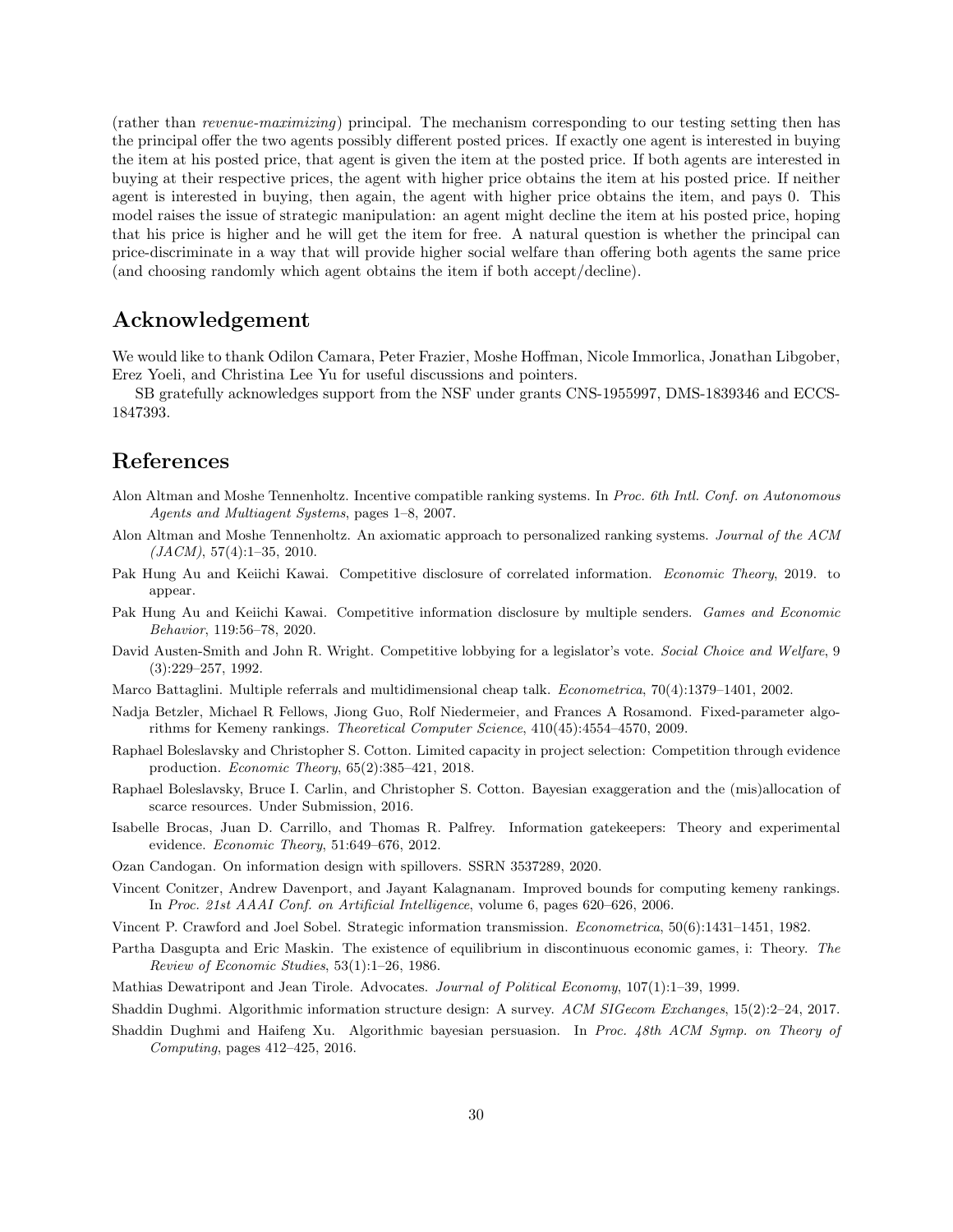(rather than *revenue-maximizing*) principal. The mechanism corresponding to our testing setting then has the principal offer the two agents possibly different posted prices. If exactly one agent is interested in buying the item at his posted price, that agent is given the item at the posted price. If both agents are interested in buying at their respective prices, the agent with higher price obtains the item at his posted price. If neither agent is interested in buying, then again, the agent with higher price obtains the item, and pays 0. This model raises the issue of strategic manipulation: an agent might decline the item at his posted price, hoping that his price is higher and he will get the item for free. A natural question is whether the principal can price-discriminate in a way that will provide higher social welfare than offering both agents the same price (and choosing randomly which agent obtains the item if both accept/decline).

## Acknowledgement

We would like to thank Odilon Camara, Peter Frazier, Moshe Hoffman, Nicole Immorlica, Jonathan Libgober, Erez Yoeli, and Christina Lee Yu for useful discussions and pointers.

SB gratefully acknowledges support from the NSF under grants CNS-1955997, DMS-1839346 and ECCS-1847393.

## References

Alon Altman and Moshe Tennenholtz. Incentive compatible ranking systems. In *Proc. 6th Intl. Conf. on Autonomous Agents and Multiagent Systems*, pages 1–8, 2007.

Alon Altman and Moshe Tennenholtz. An axiomatic approach to personalized ranking systems. *Journal of the ACM (JACM)*, 57(4):1–35, 2010.

Pak Hung Au and Keiichi Kawai. Competitive disclosure of correlated information. *Economic Theory*, 2019. to appear.

Pak Hung Au and Keiichi Kawai. Competitive information disclosure by multiple senders. *Games and Economic Behavior*, 119:56–78, 2020.

David Austen-Smith and John R. Wright. Competitive lobbying for a legislator's vote. *Social Choice and Welfare*, 9 (3):229–257, 1992.

Marco Battaglini. Multiple referrals and multidimensional cheap talk. *Econometrica*, 70(4):1379–1401, 2002.

Nadja Betzler, Michael R Fellows, Jiong Guo, Rolf Niedermeier, and Frances A Rosamond. Fixed-parameter algorithms for Kemeny rankings. *Theoretical Computer Science*, 410(45):4554–4570, 2009.

Raphael Boleslavsky and Christopher S. Cotton. Limited capacity in project selection: Competition through evidence production. *Economic Theory*, 65(2):385–421, 2018.

Raphael Boleslavsky, Bruce I. Carlin, and Christopher S. Cotton. Bayesian exaggeration and the (mis)allocation of scarce resources. Under Submission, 2016.

Isabelle Brocas, Juan D. Carrillo, and Thomas R. Palfrey. Information gatekeepers: Theory and experimental evidence. *Economic Theory*, 51:649–676, 2012.

Ozan Candogan. On information design with spillovers. SSRN 3537289, 2020.

Vincent Conitzer, Andrew Davenport, and Jayant Kalagnanam. Improved bounds for computing kemeny rankings. In *Proc. 21st AAAI Conf. on Artificial Intelligence*, volume 6, pages 620–626, 2006.

Vincent P. Crawford and Joel Sobel. Strategic information transmission. *Econometrica*, 50(6):1431–1451, 1982.

Partha Dasgupta and Eric Maskin. The existence of equilibrium in discontinuous economic games, i: Theory. *The Review of Economic Studies*, 53(1):1–26, 1986.

Mathias Dewatripont and Jean Tirole. Advocates. *Journal of Political Economy*, 107(1):1–39, 1999.

Shaddin Dughmi. Algorithmic information structure design: A survey. *ACM SIGecom Exchanges*, 15(2):2–24, 2017.

Shaddin Dughmi and Haifeng Xu. Algorithmic bayesian persuasion. In *Proc. 48th ACM Symp. on Theory of Computing*, pages 412–425, 2016.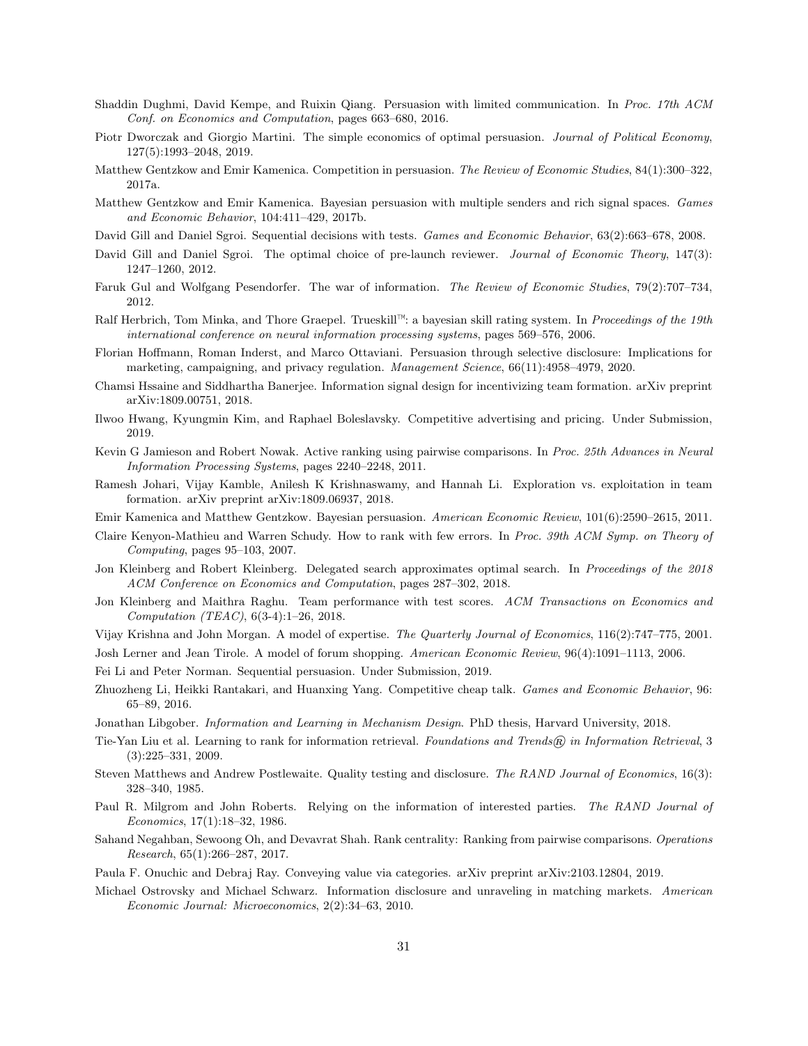Shaddin Dughmi, David Kempe, and Ruixin Qiang. Persuasion with limited communication. In *Proc. 17th ACM Conf. on Economics and Computation*, pages 663–680, 2016.

Piotr Dworczak and Giorgio Martini. The simple economics of optimal persuasion. *Journal of Political Economy*, 127(5):1993–2048, 2019.

Matthew Gentzkow and Emir Kamenica. Competition in persuasion. *The Review of Economic Studies*, 84(1):300–322, 2017a.

Matthew Gentzkow and Emir Kamenica. Bayesian persuasion with multiple senders and rich signal spaces. *Games and Economic Behavior*, 104:411–429, 2017b.

David Gill and Daniel Sgroi. Sequential decisions with tests. *Games and Economic Behavior*, 63(2):663–678, 2008.

David Gill and Daniel Sgroi. The optimal choice of pre-launch reviewer. *Journal of Economic Theory*, 147(3): 1247–1260, 2012.

Faruk Gul and Wolfgang Pesendorfer. The war of information. *The Review of Economic Studies*, 79(2):707–734, 2012.

Ralf Herbrich, Tom Minka, and Thore Graepel. Trueskill™: a bayesian skill rating system. In *Proceedings of the 19th international conference on neural information processing systems*, pages 569–576, 2006.

Florian Hoffmann, Roman Inderst, and Marco Ottaviani. Persuasion through selective disclosure: Implications for marketing, campaigning, and privacy regulation. *Management Science*, 66(11):4958–4979, 2020.

Chamsi Hssaine and Siddhartha Banerjee. Information signal design for incentivizing team formation. arXiv preprint arXiv:1809.00751, 2018.

Ilwoo Hwang, Kyungmin Kim, and Raphael Boleslavsky. Competitive advertising and pricing. Under Submission, 2019.

Kevin G Jamieson and Robert Nowak. Active ranking using pairwise comparisons. In *Proc. 25th Advances in Neural Information Processing Systems*, pages 2240–2248, 2011.

Ramesh Johari, Vijay Kamble, Anilesh K Krishnaswamy, and Hannah Li. Exploration vs. exploitation in team formation. arXiv preprint arXiv:1809.06937, 2018.

Emir Kamenica and Matthew Gentzkow. Bayesian persuasion. *American Economic Review*, 101(6):2590–2615, 2011.

Claire Kenyon-Mathieu and Warren Schudy. How to rank with few errors. In *Proc. 39th ACM Symp. on Theory of Computing*, pages 95–103, 2007.

Jon Kleinberg and Robert Kleinberg. Delegated search approximates optimal search. In *Proceedings of the 2018 ACM Conference on Economics and Computation*, pages 287–302, 2018.

Jon Kleinberg and Maithra Raghu. Team performance with test scores. *ACM Transactions on Economics and Computation (TEAC)*, 6(3-4):1–26, 2018.

Vijay Krishna and John Morgan. A model of expertise. *The Quarterly Journal of Economics*, 116(2):747–775, 2001.

Josh Lerner and Jean Tirole. A model of forum shopping. *American Economic Review*, 96(4):1091–1113, 2006.

Fei Li and Peter Norman. Sequential persuasion. Under Submission, 2019.

Zhuozheng Li, Heikki Rantakari, and Huanxing Yang. Competitive cheap talk. *Games and Economic Behavior*, 96: 65–89, 2016.

Jonathan Libgober. *Information and Learning in Mechanism Design*. PhD thesis, Harvard University, 2018.

Tie-Yan Liu et al. Learning to rank for information retrieval. *Foundations and Trends® in Information Retrieval*, 3 (3):225–331, 2009.

Steven Matthews and Andrew Postlewaite. Quality testing and disclosure. *The RAND Journal of Economics*, 16(3): 328–340, 1985.

Paul R. Milgrom and John Roberts. Relying on the information of interested parties. *The RAND Journal of Economics*, 17(1):18–32, 1986.

Sahand Negahban, Sewoong Oh, and Devavrat Shah. Rank centrality: Ranking from pairwise comparisons. *Operations Research*, 65(1):266–287, 2017.

Paula F. Onuchic and Debraj Ray. Conveying value via categories. arXiv preprint arXiv:2103.12804, 2019.

Michael Ostrovsky and Michael Schwarz. Information disclosure and unraveling in matching markets. *American Economic Journal: Microeconomics*, 2(2):34–63, 2010.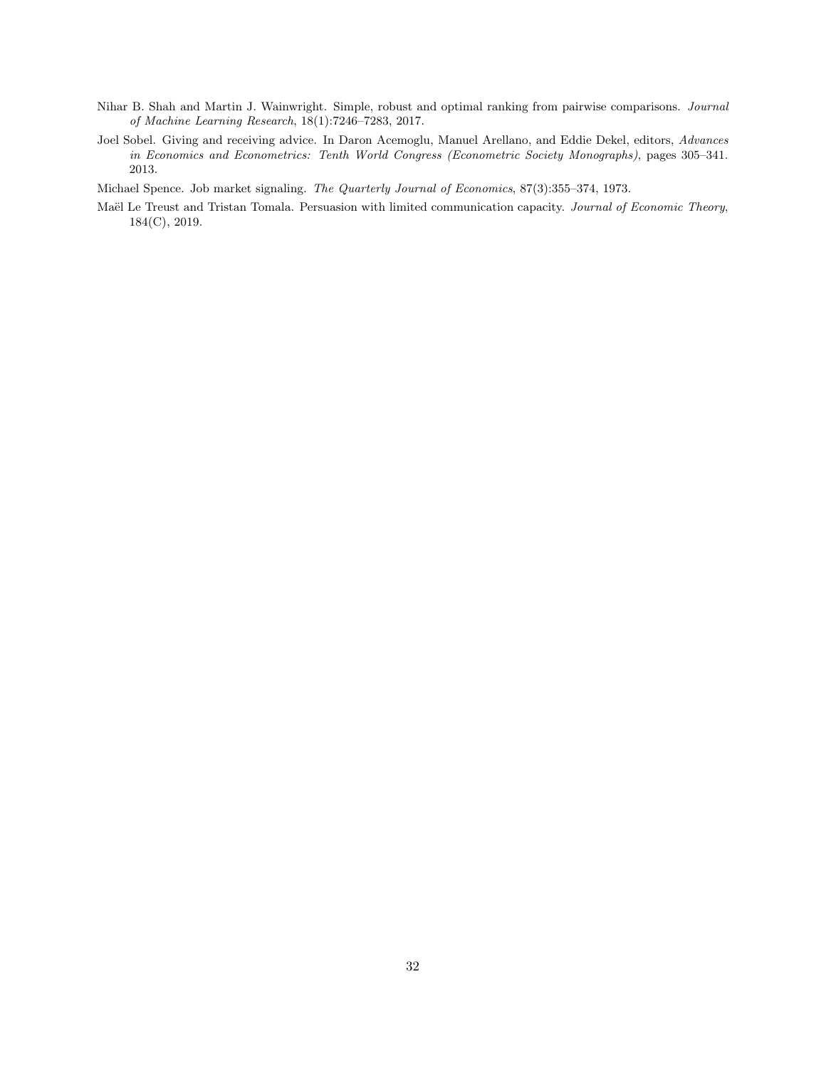Nihar B. Shah and Martin J. Wainwright. Simple, robust and optimal ranking from pairwise comparisons. *Journal of Machine Learning Research*, 18(1):7246–7283, 2017.

Joel Sobel. Giving and receiving advice. In Daron Acemoglu, Manuel Arellano, and Eddie Dekel, editors, *Advances in Economics and Econometrics: Tenth World Congress (Econometric Society Monographs)*, pages 305–341. 2013.

Michael Spence. Job market signaling. *The Quarterly Journal of Economics*, 87(3):355–374, 1973.

Maël Le Treust and Tristan Tomala. Persuasion with limited communication capacity. *Journal of Economic Theory*, 184(C), 2019.